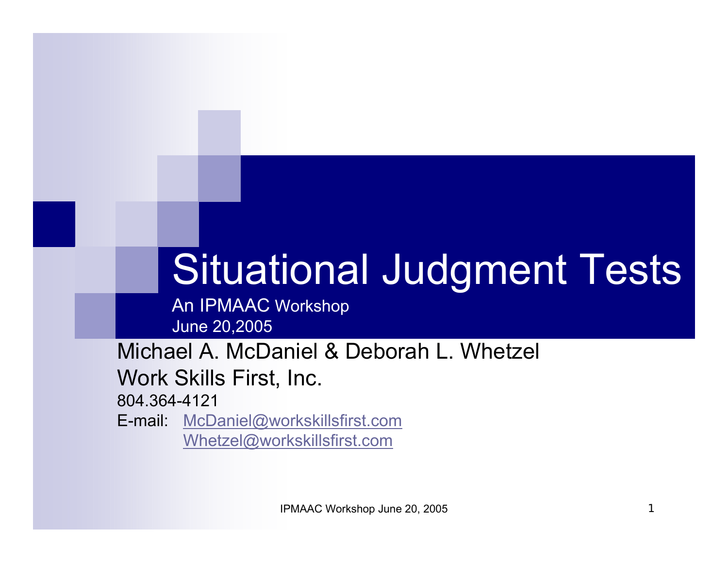# Situational Judgment Tests

An IPMAAC Workshop
June 20,2005

Michael A. McDaniel & Deborah L. Whetzel

Work Skills First, Inc.

804.364-4121

E-mail: McDaniel@workskillsfirst.com
Whetzel@workskillsfirst.com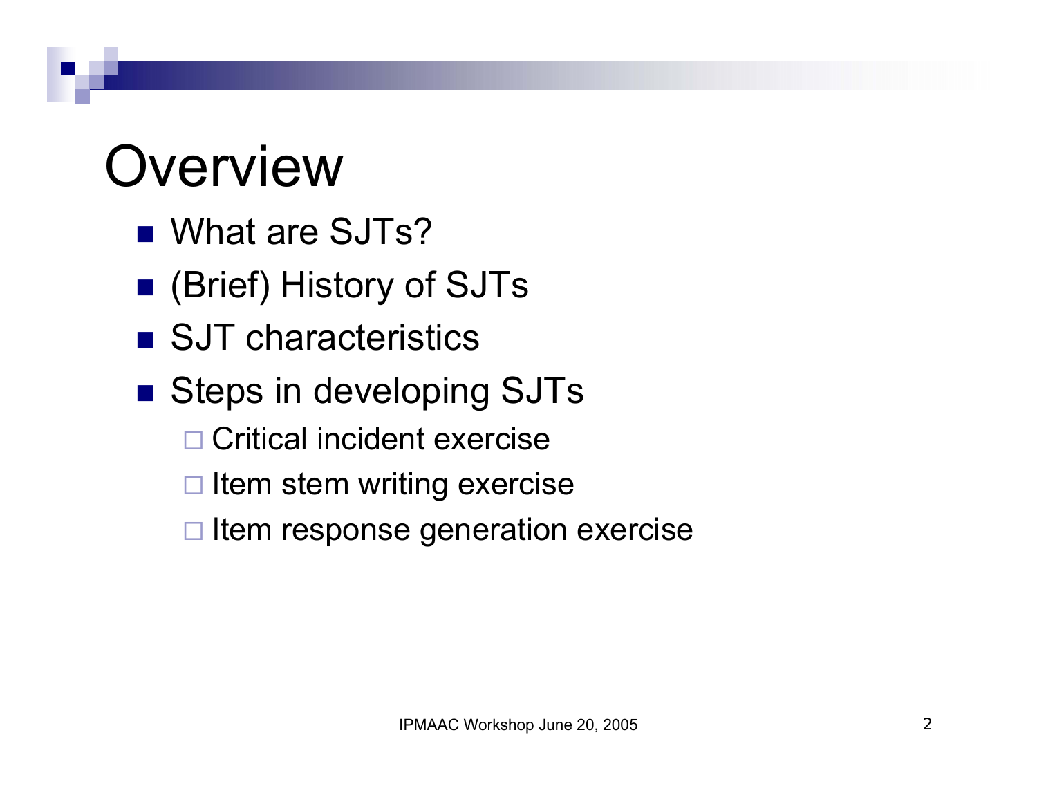# Overview

- What are SJTs?
- (Brief) History of SJTs
- SJT characteristics
- Steps in developing SJTs
  - Critical incident exercise
  - Item stem writing exercise
  - Item response generation exercise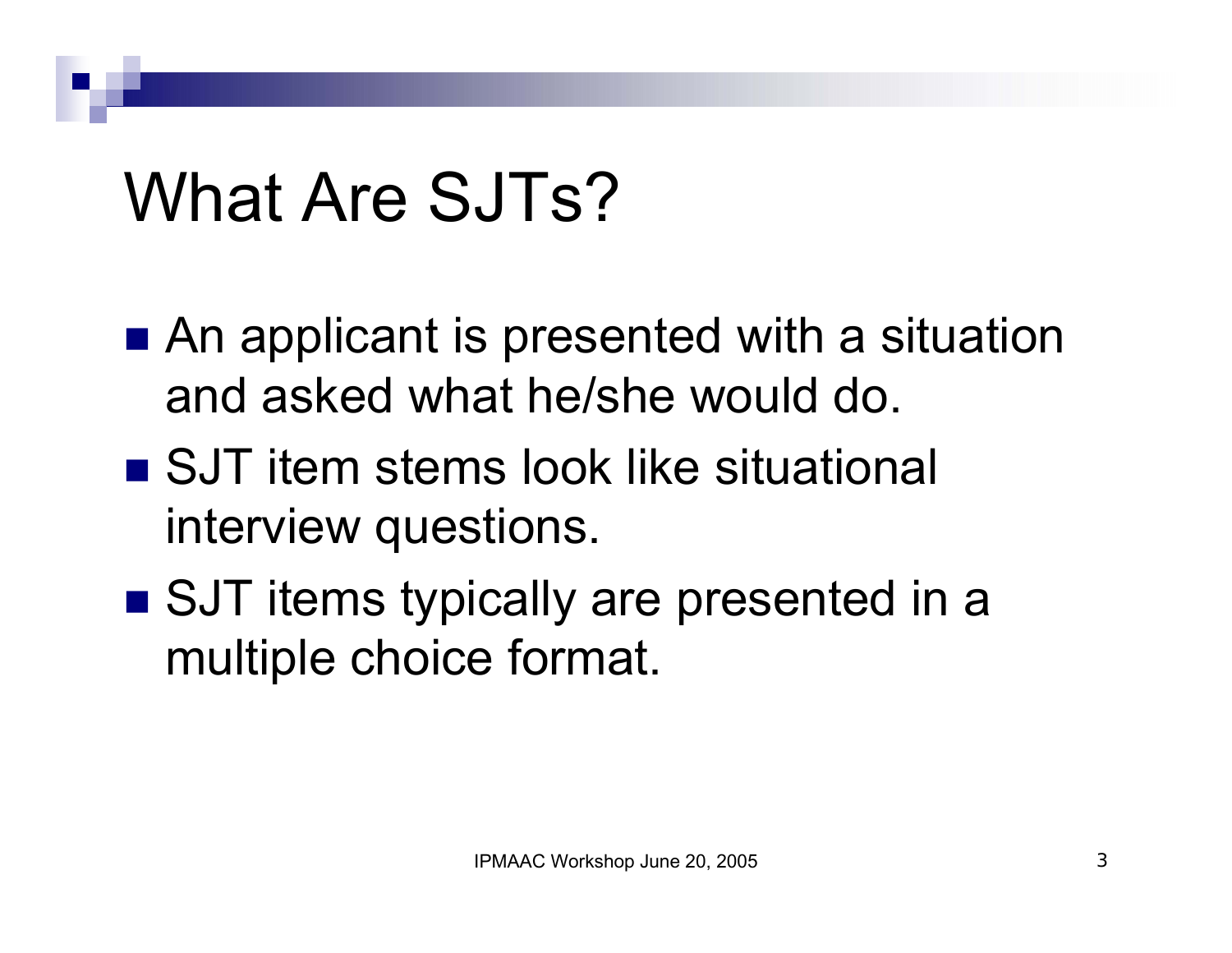# What Are SJTs?

- An applicant is presented with a situation and asked what he/she would do.
- SJT item stems look like situational interview questions.
- SJT items typically are presented in a multiple choice format.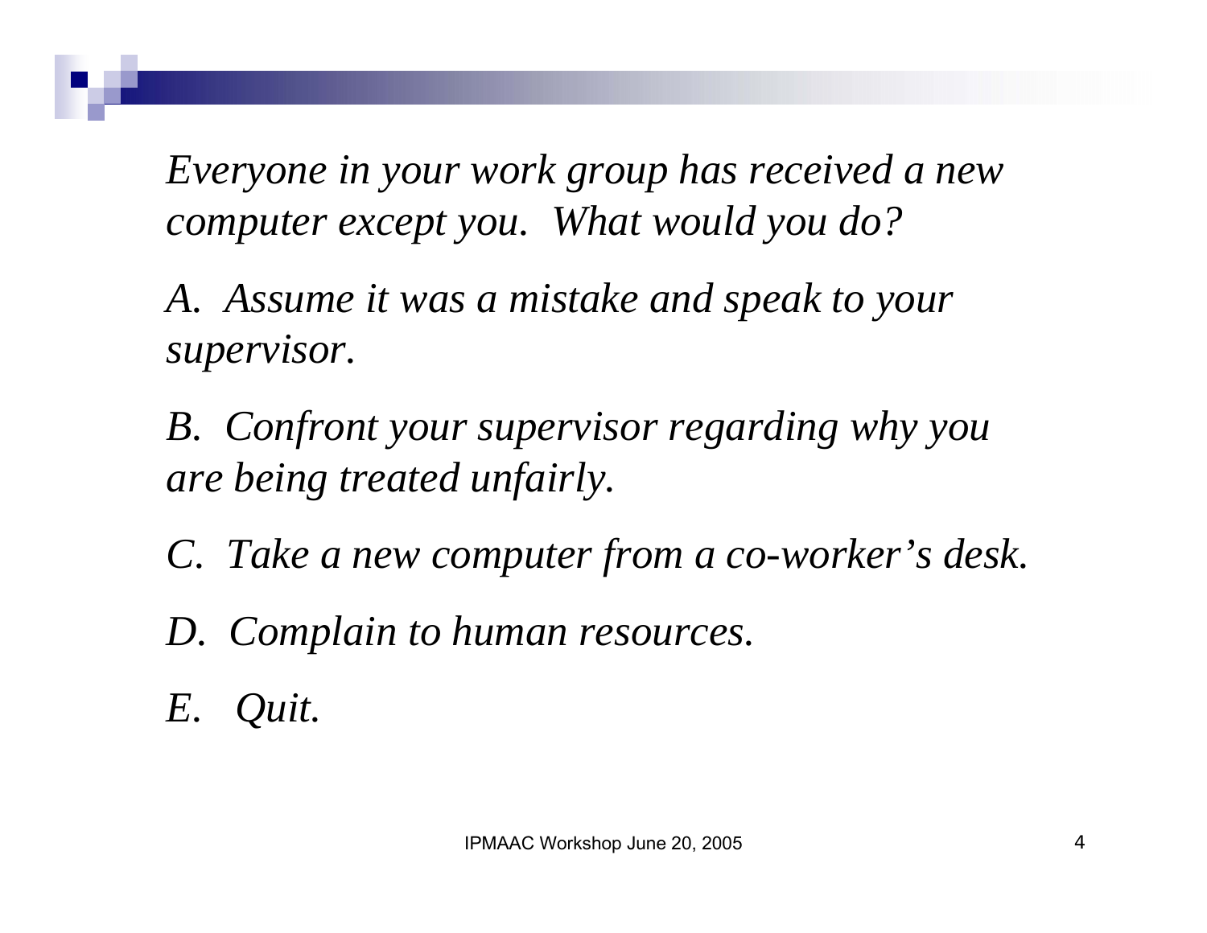*Everyone in your work group has received a new computer except you. What would you do?*

*A. Assume it was a mistake and speak to your supervisor.*

*B. Confront your supervisor regarding why you are being treated unfairly.*

*C. Take a new computer from a co-worker's desk.*

*D. Complain to human resources.*

*E. Quit.*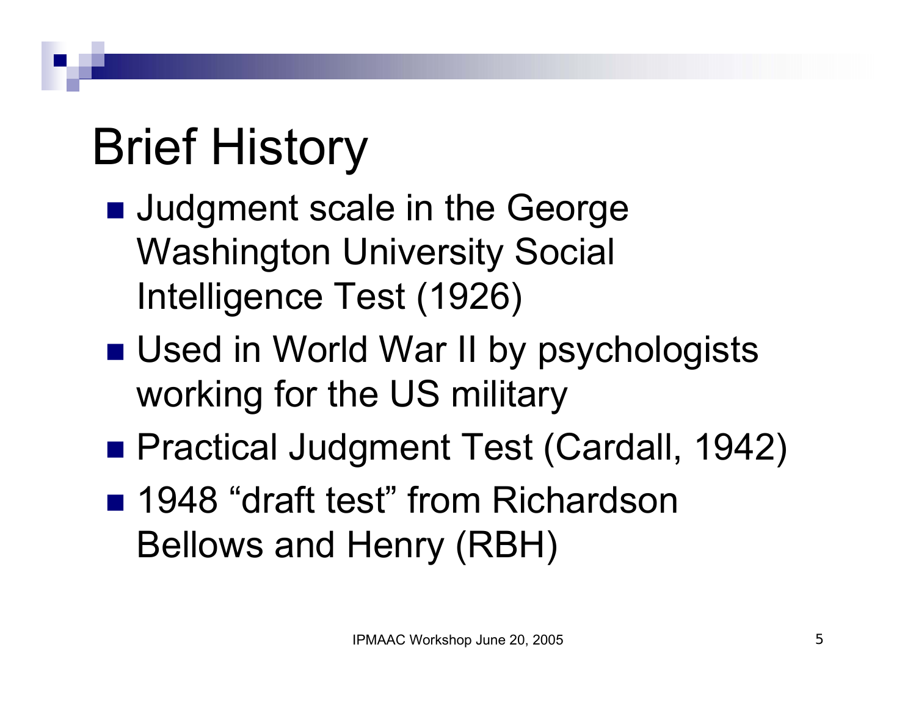# Brief History

- Judgment scale in the George Washington University Social Intelligence Test (1926)
- Used in World War II by psychologists working for the US military
- Practical Judgment Test (Cardall, 1942)
- 1948 “draft test” from Richardson Bellows and Henry (RBH)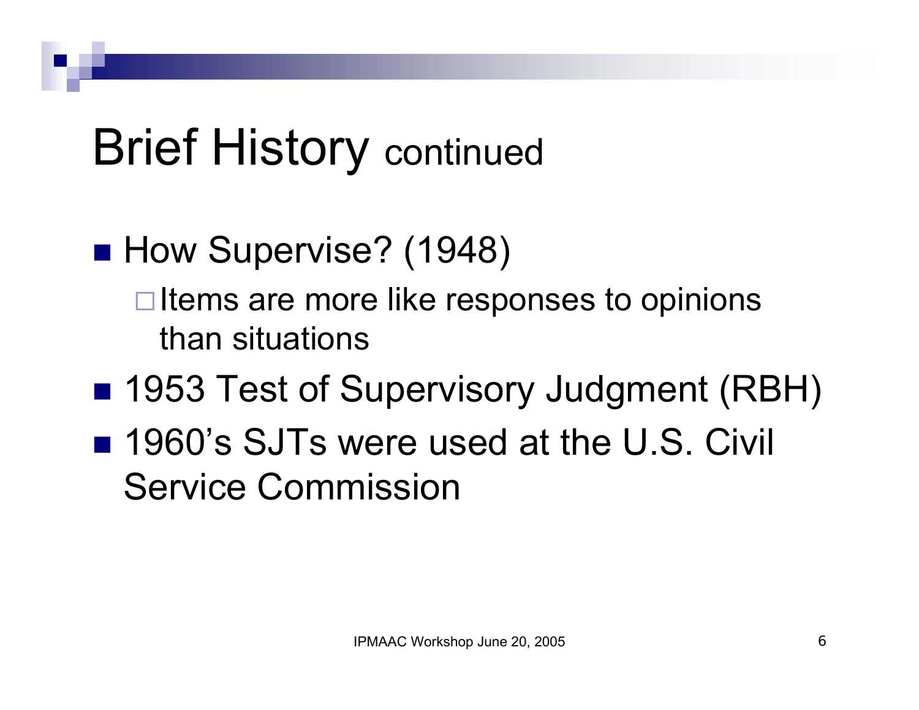# Brief History continued

- How Supervise? (1948)
  - Items are more like responses to opinions than situations
- 1953 Test of Supervisory Judgment (RBH)
- 1960's SJTs were used at the U.S. Civil Service Commission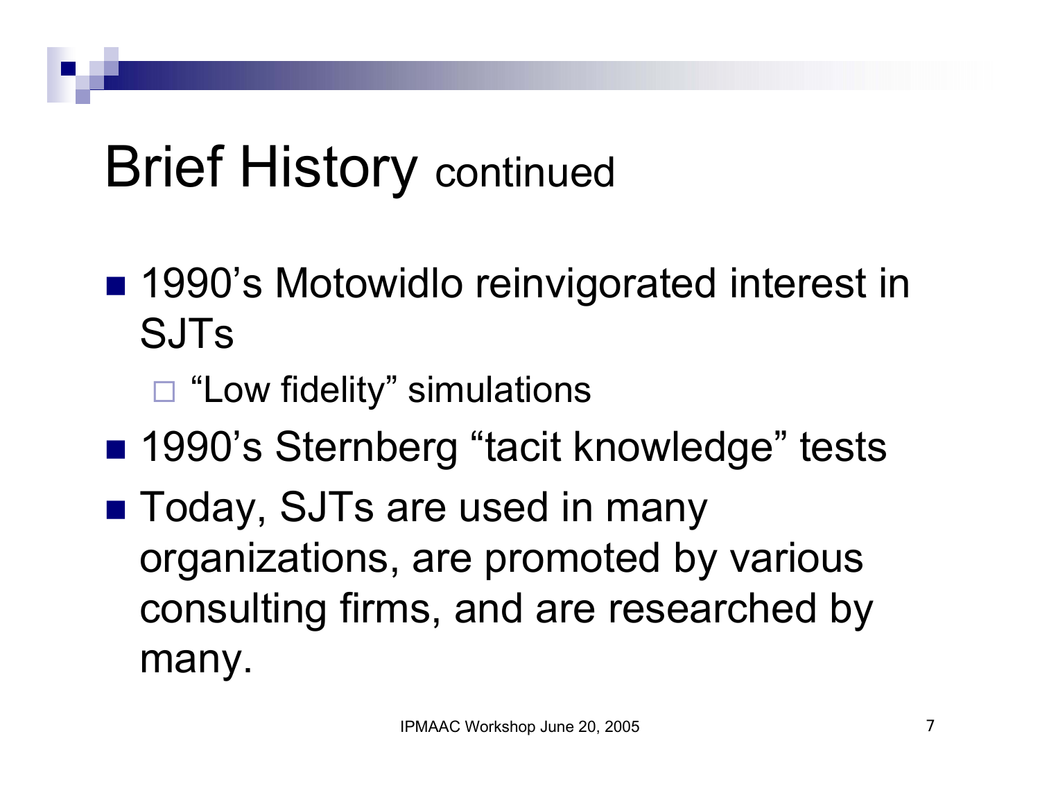# Brief History continued

- 1990's Motowidlo reinvigorated interest in SJTs
  - "Low fidelity" simulations
- 1990's Sternberg "tacit knowledge" tests
- Today, SJTs are used in many organizations, are promoted by various consulting firms, and are researched by many.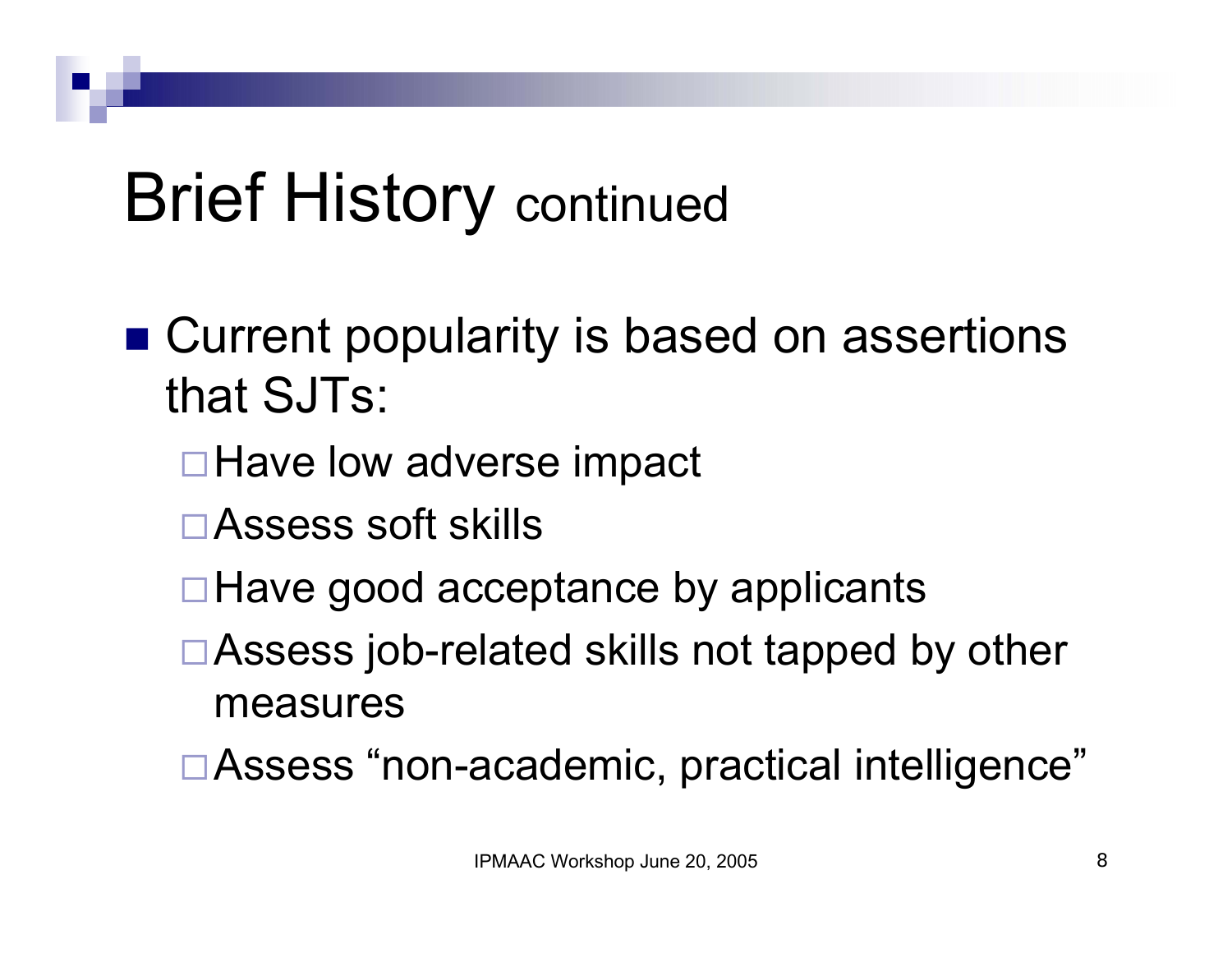# Brief History continued

- Current popularity is based on assertions that SJTs:
  - Have low adverse impact
  - Assess soft skills
  - Have good acceptance by applicants
  - Assess job-related skills not tapped by other measures
  - Assess “non-academic, practical intelligence”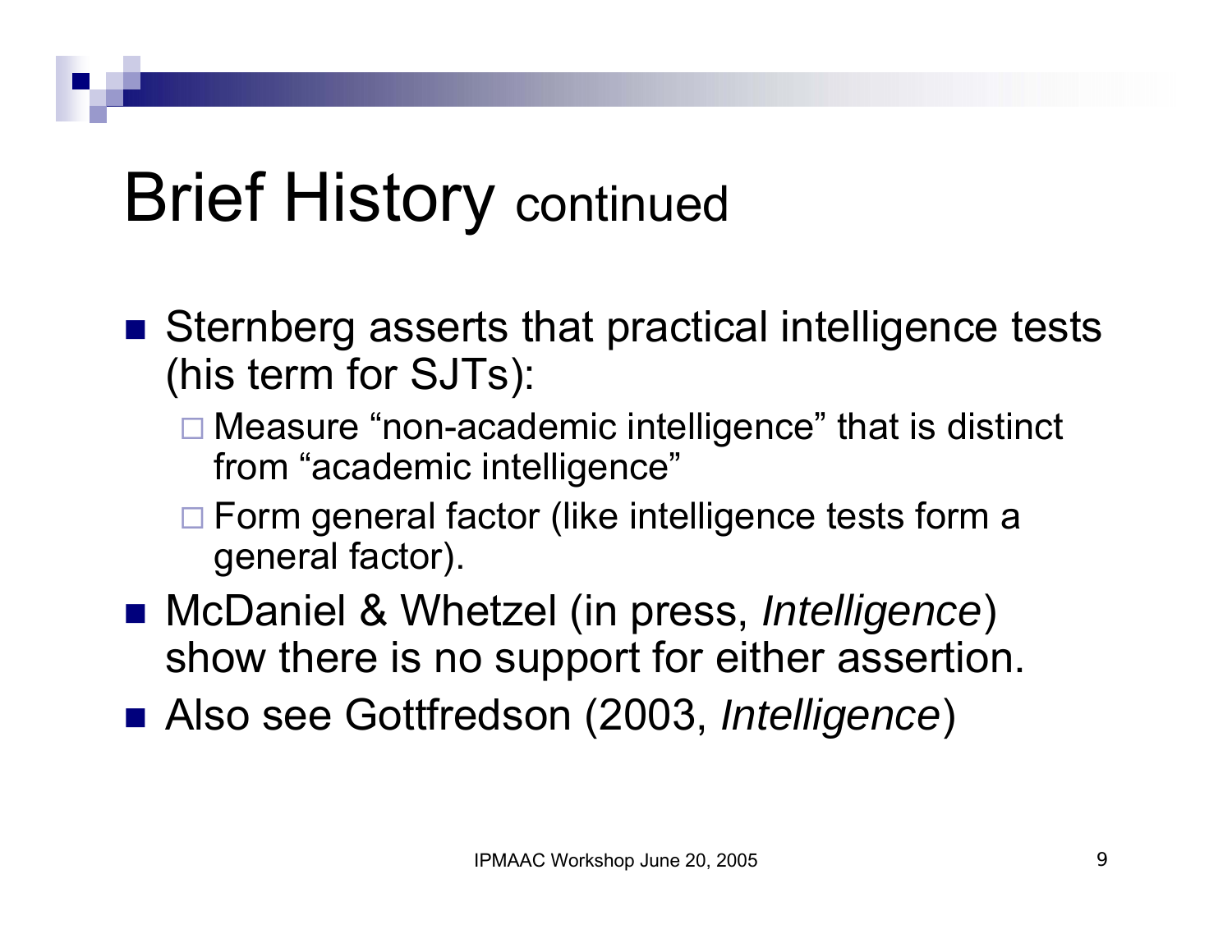# Brief History continued

- Sternberg asserts that practical intelligence tests (his term for SJTs):
  - Measure "non-academic intelligence" that is distinct from "academic intelligence"
  - Form general factor (like intelligence tests form a general factor).
- McDaniel & Whetzel (in press, *Intelligence*) show there is no support for either assertion.
- Also see Gottfredson (2003, *Intelligence*)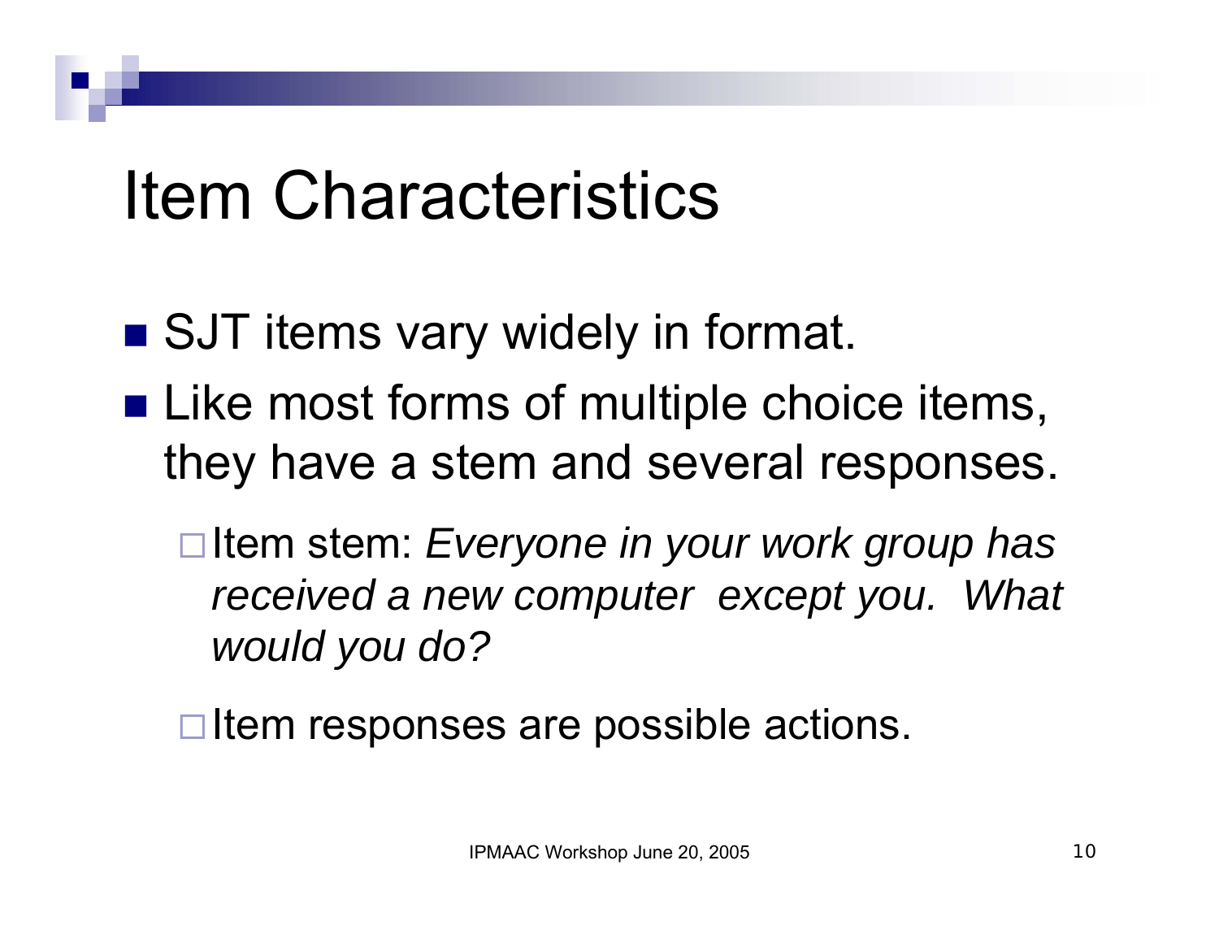# Item Characteristics

- SJT items vary widely in format.
- Like most forms of multiple choice items, they have a stem and several responses.
  - Item stem: *Everyone in your work group has received a new computer except you. What would you do?*
  - Item responses are possible actions.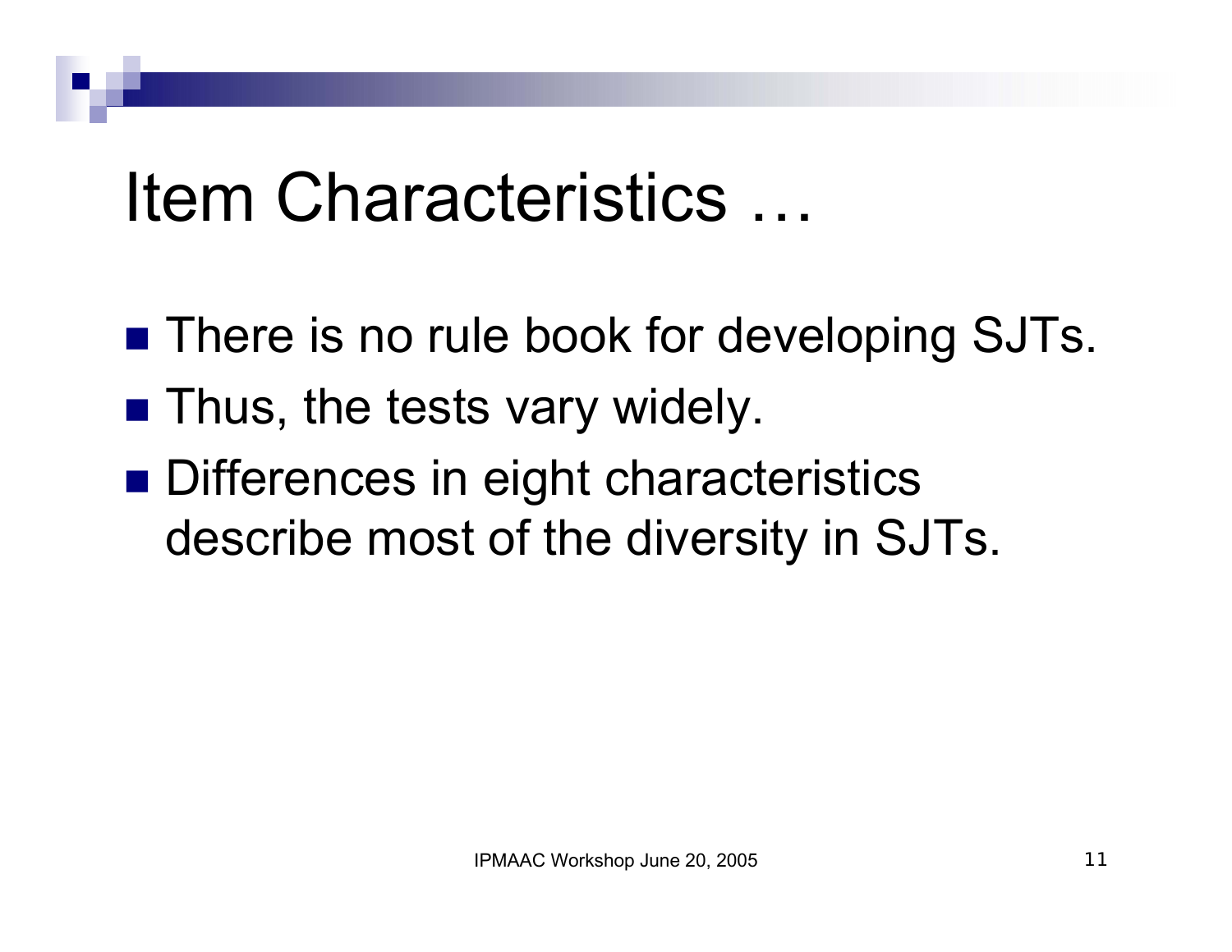# Item Characteristics …

- There is no rule book for developing SJTs.
- Thus, the tests vary widely.
- Differences in eight characteristics describe most of the diversity in SJTs.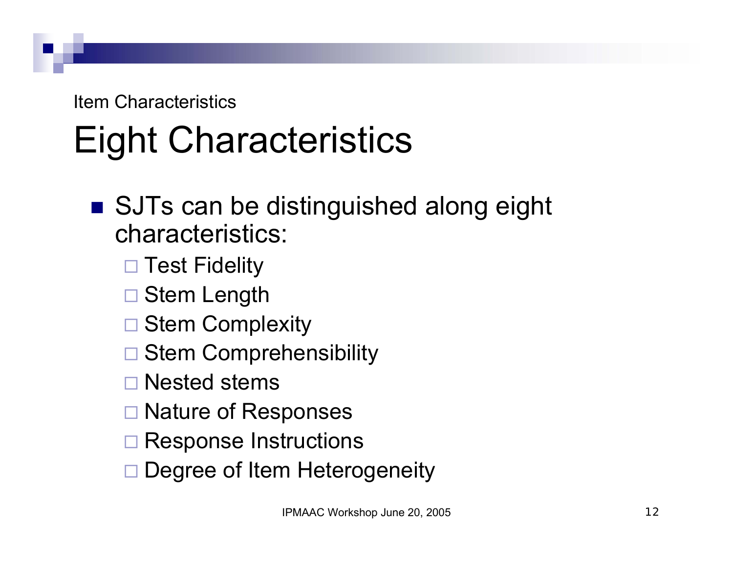Item Characteristics

# Eight Characteristics

- SJTs can be distinguished along eight characteristics:
  - Test Fidelity
  - Stem Length
  - Stem Complexity
  - Stem Comprehensibility
  - Nested stems
  - Nature of Responses
  - Response Instructions
  - Degree of Item Heterogeneity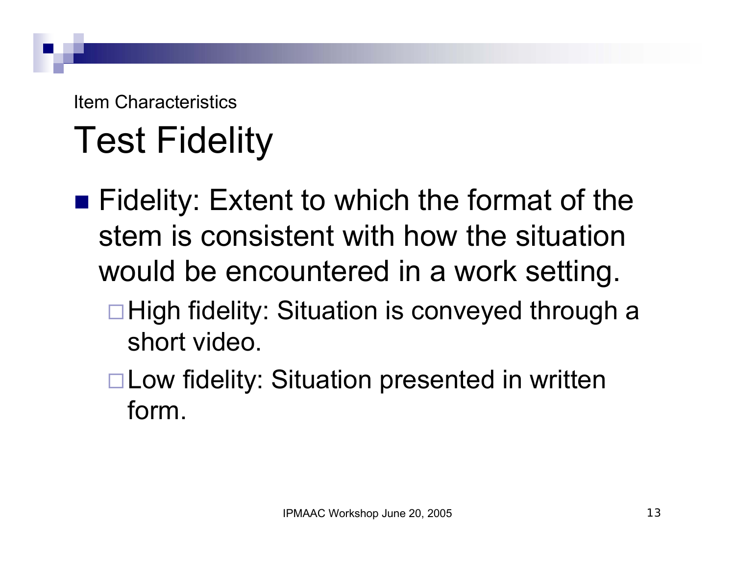Item Characteristics

# Test Fidelity

- Fidelity: Extent to which the format of the stem is consistent with how the situation would be encountered in a work setting.
  - High fidelity: Situation is conveyed through a short video.
  - Low fidelity: Situation presented in written form.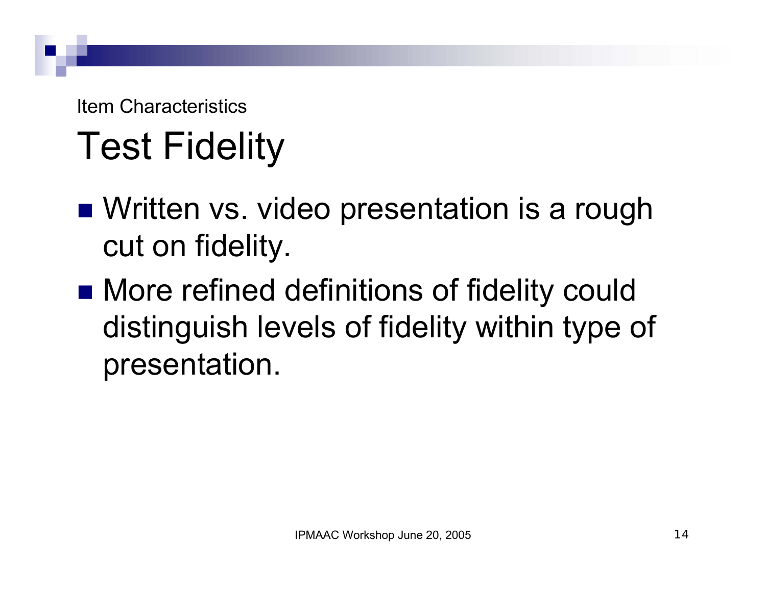Item Characteristics

# Test Fidelity

- Written vs. video presentation is a rough cut on fidelity.
- More refined definitions of fidelity could distinguish levels of fidelity within type of presentation.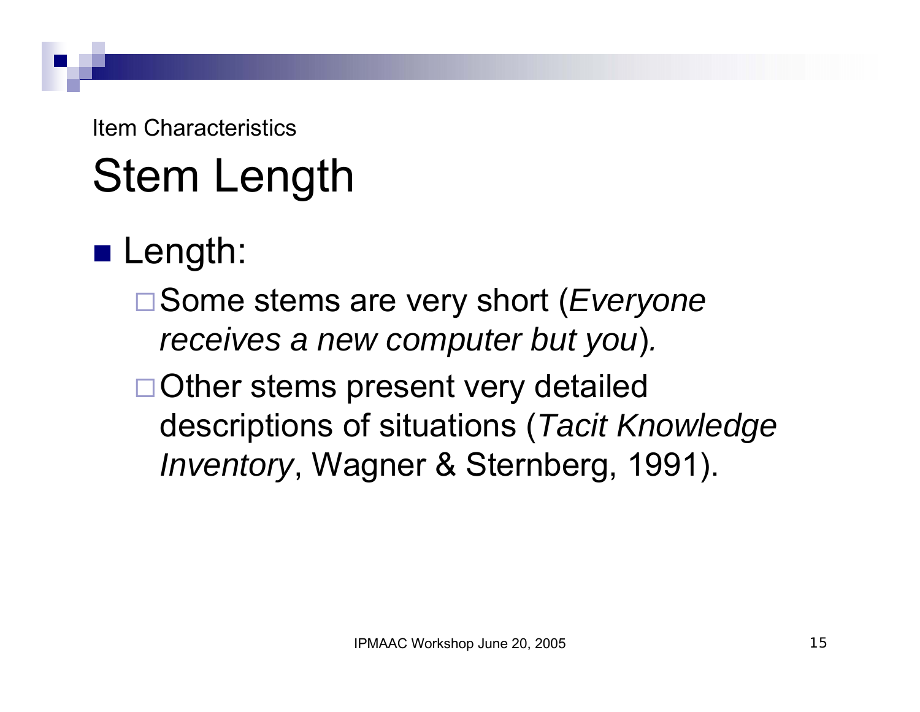Item Characteristics

# Stem Length

- Length:
  - Some stems are very short (*Everyone receives a new computer but you*).
  - Other stems present very detailed descriptions of situations (*Tacit Knowledge Inventory*, Wagner & Sternberg, 1991).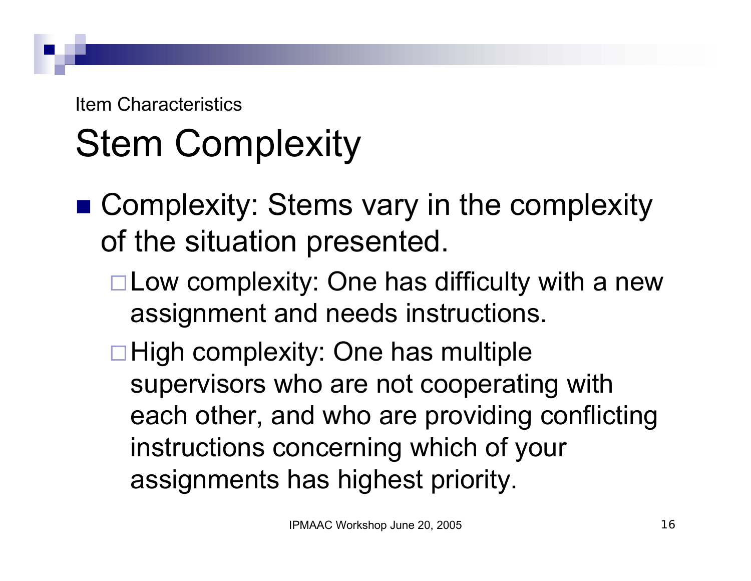Item Characteristics

# Stem Complexity

- Complexity: Stems vary in the complexity of the situation presented.
  - Low complexity: One has difficulty with a new assignment and needs instructions.
  - High complexity: One has multiple supervisors who are not cooperating with each other, and who are providing conflicting instructions concerning which of your assignments has highest priority.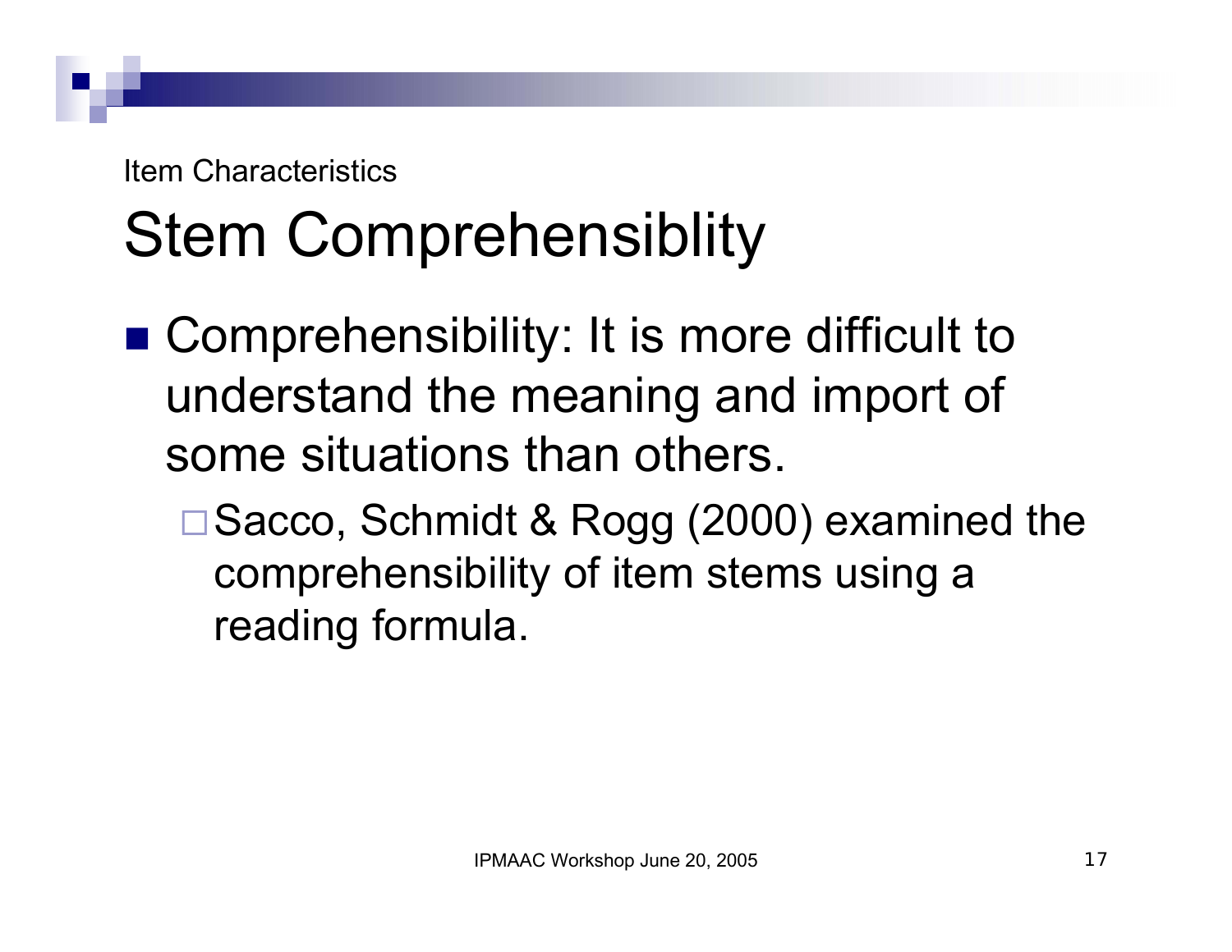Item Characteristics

# Stem Comprehensiblity

- Comprehensibility: It is more difficult to understand the meaning and import of some situations than others.
  - Sacco, Schmidt & Rogg (2000) examined the comprehensibility of item stems using a reading formula.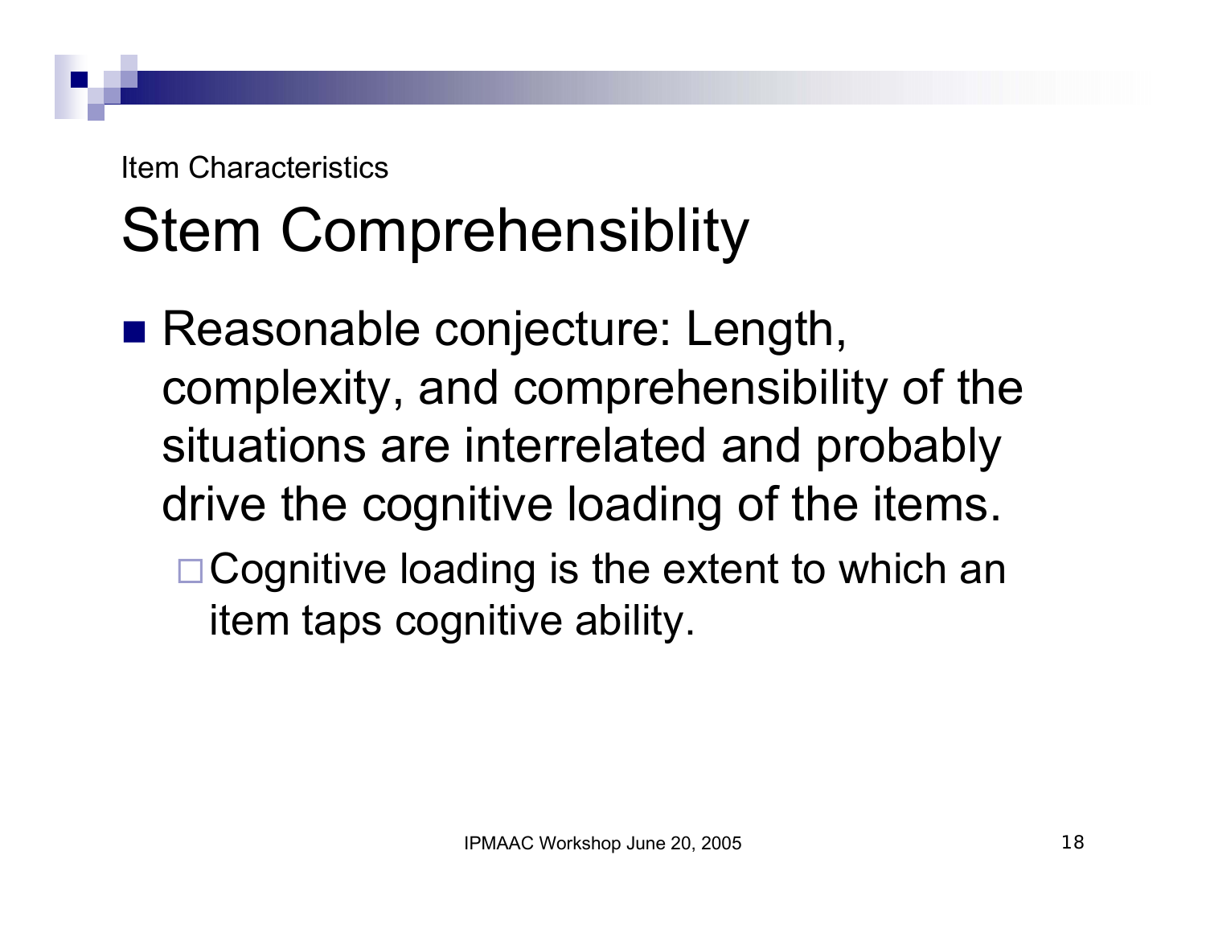Item Characteristics

# Stem Comprehensiblity

- Reasonable conjecture: Length, complexity, and comprehensibility of the situations are interrelated and probably drive the cognitive loading of the items.
  - Cognitive loading is the extent to which an item taps cognitive ability.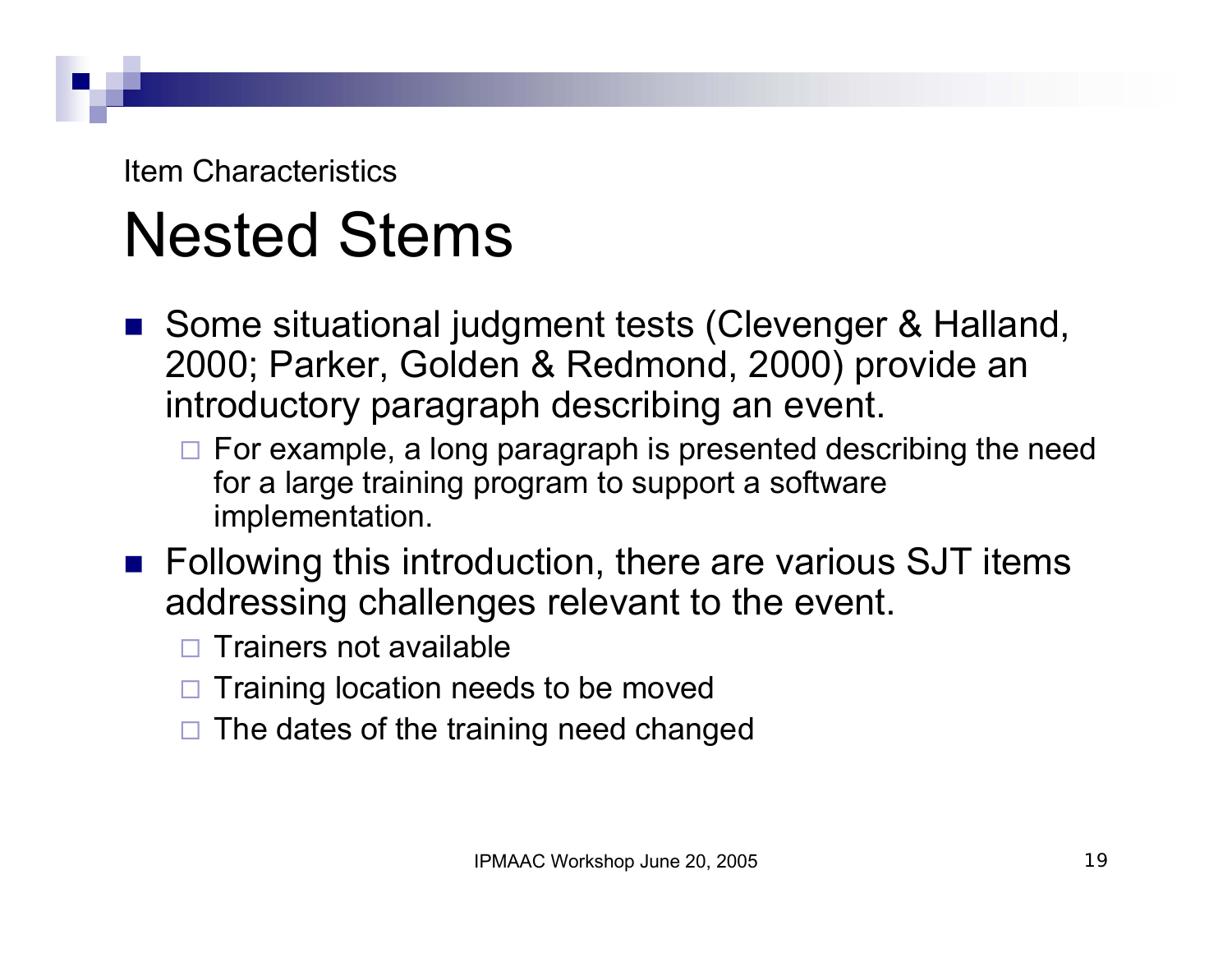Item Characteristics

# Nested Stems

- Some situational judgment tests (Clevenger & Halland, 2000; Parker, Golden & Redmond, 2000) provide an introductory paragraph describing an event.
  - For example, a long paragraph is presented describing the need for a large training program to support a software implementation.
- Following this introduction, there are various SJT items addressing challenges relevant to the event.
  - Trainers not available
  - Training location needs to be moved
  - The dates of the training need changed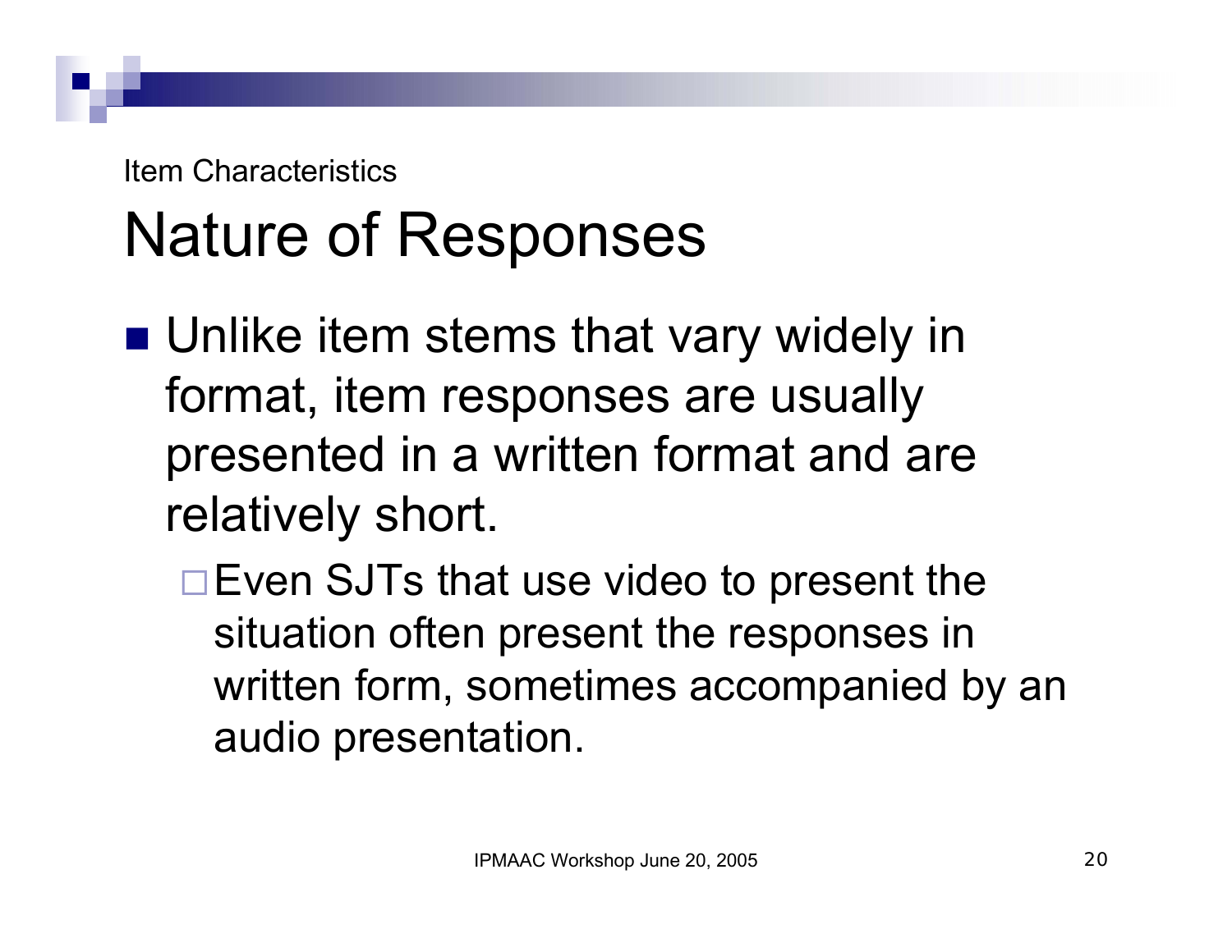Item Characteristics

# Nature of Responses

- Unlike item stems that vary widely in format, item responses are usually presented in a written format and are relatively short.
  - Even SJTs that use video to present the situation often present the responses in written form, sometimes accompanied by an audio presentation.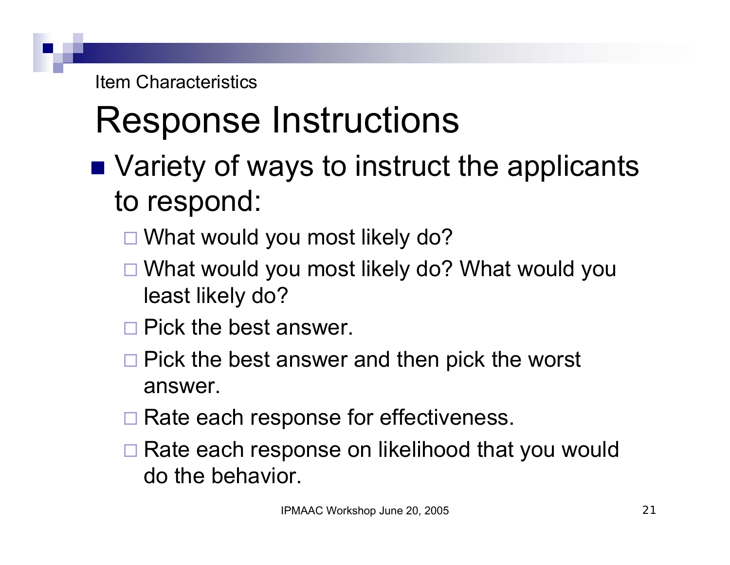Item Characteristics

# Response Instructions

- Variety of ways to instruct the applicants to respond:
  - What would you most likely do?
  - What would you most likely do? What would you least likely do?
  - Pick the best answer.
  - Pick the best answer and then pick the worst answer.
  - Rate each response for effectiveness.
  - Rate each response on likelihood that you would do the behavior.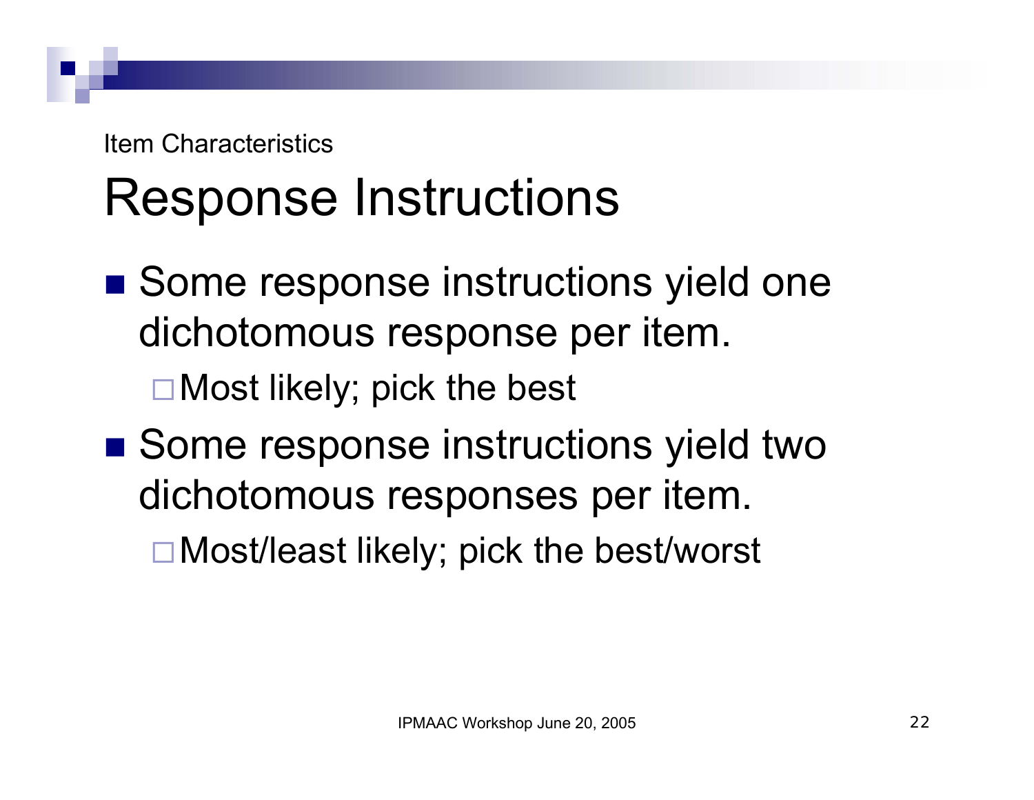Item Characteristics

# Response Instructions

- Some response instructions yield one dichotomous response per item.
  - Most likely; pick the best
- Some response instructions yield two dichotomous responses per item.
  - Most/least likely; pick the best/worst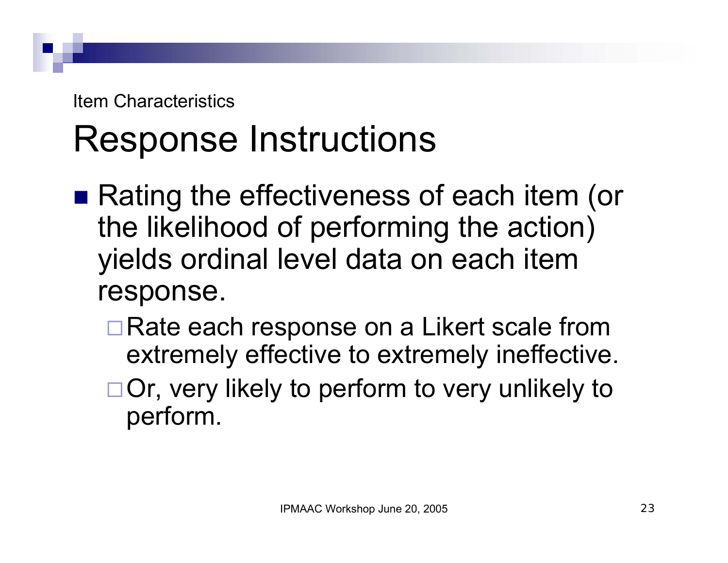Item Characteristics

# Response Instructions

- Rating the effectiveness of each item (or the likelihood of performing the action) yields ordinal level data on each item response.
  - Rate each response on a Likert scale from extremely effective to extremely ineffective.
  - Or, very likely to perform to very unlikely to perform.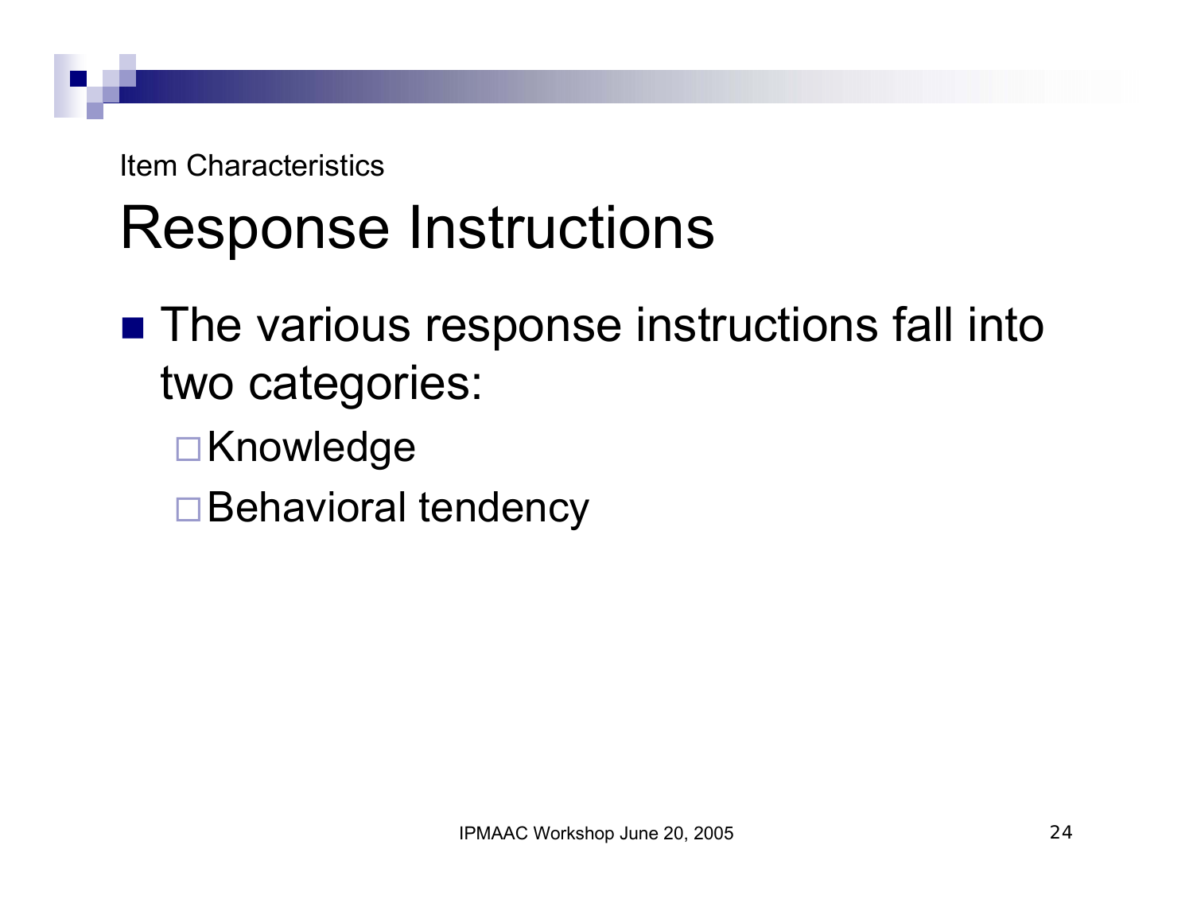Item Characteristics

# Response Instructions

- The various response instructions fall into two categories:
  - Knowledge
  - Behavioral tendency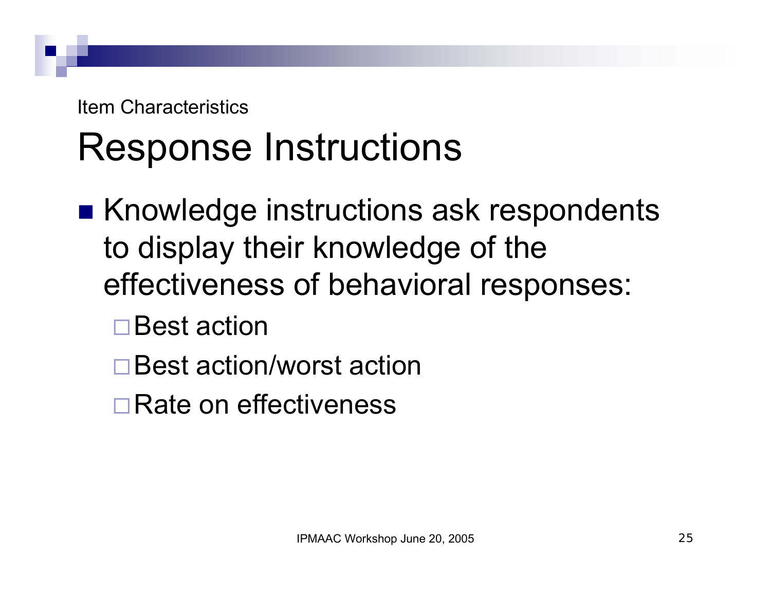Item Characteristics

# Response Instructions

- Knowledge instructions ask respondents to display their knowledge of the effectiveness of behavioral responses:
  - Best action
  - Best action/worst action
  - Rate on effectiveness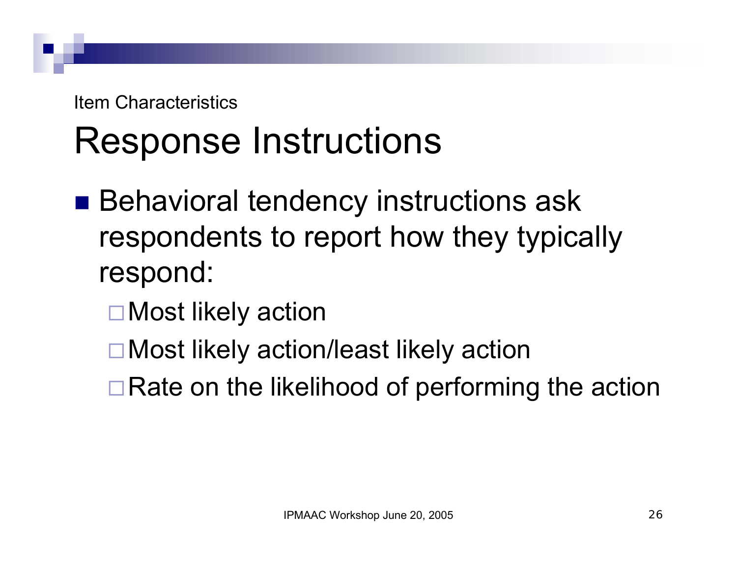Item Characteristics

# Response Instructions

- Behavioral tendency instructions ask respondents to report how they typically respond:
  - Most likely action
  - Most likely action/least likely action
  - Rate on the likelihood of performing the action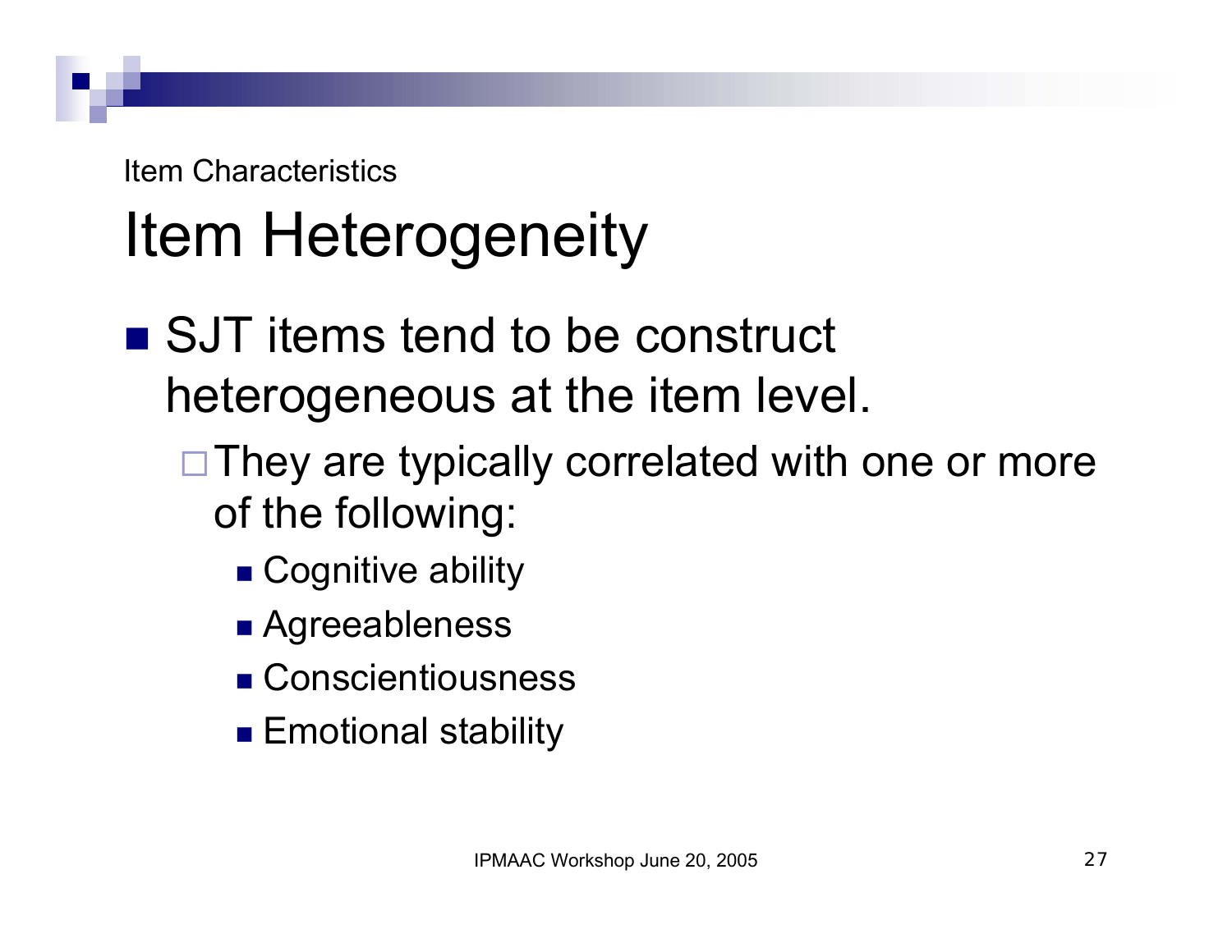Item Characteristics

# Item Heterogeneity

- SJT items tend to be construct heterogeneous at the item level.
  - They are typically correlated with one or more of the following:
    - Cognitive ability
    - Agreeableness
    - Conscientiousness
    - Emotional stability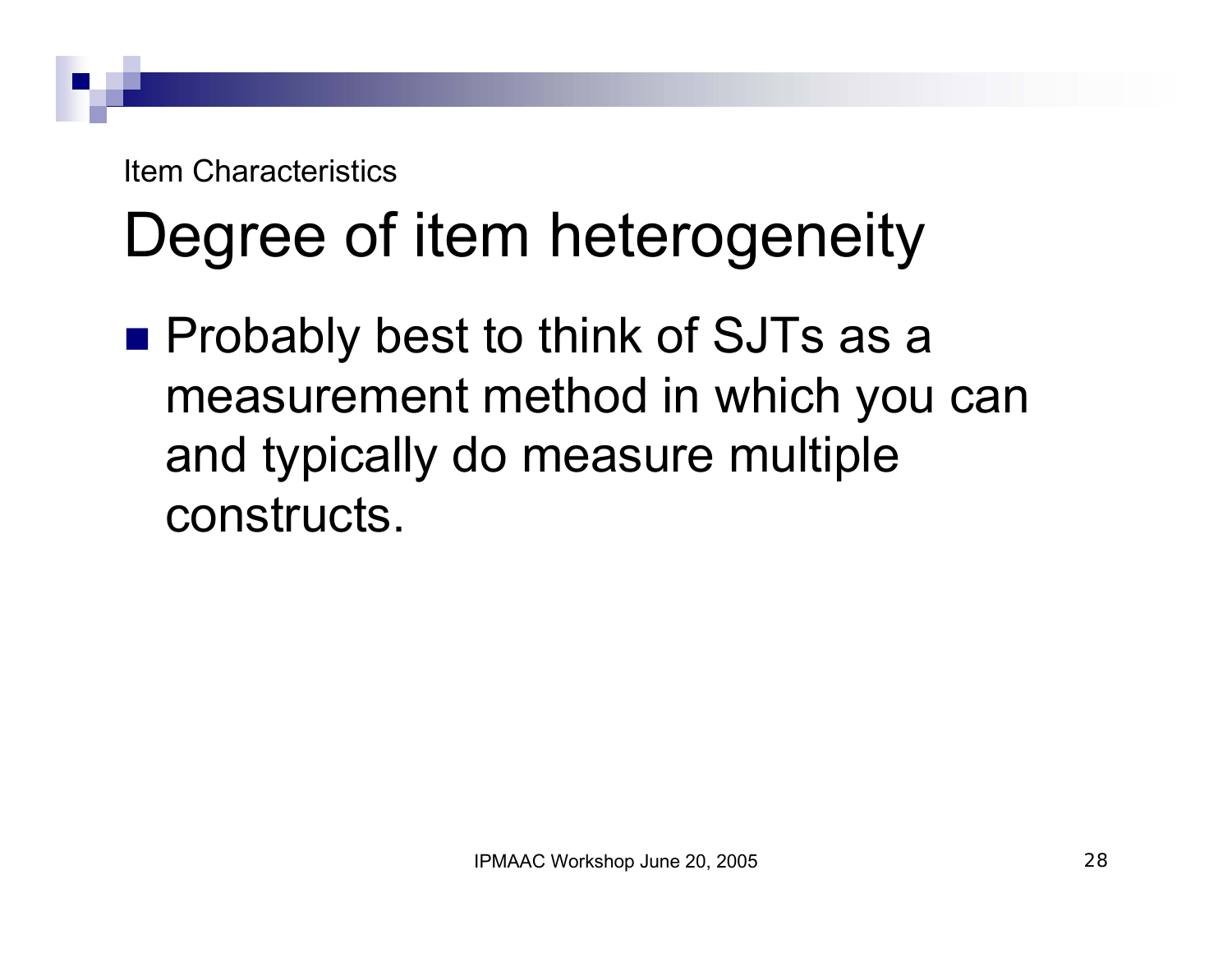Item Characteristics

# Degree of item heterogeneity

- Probably best to think of SJTs as a measurement method in which you can and typically do measure multiple constructs.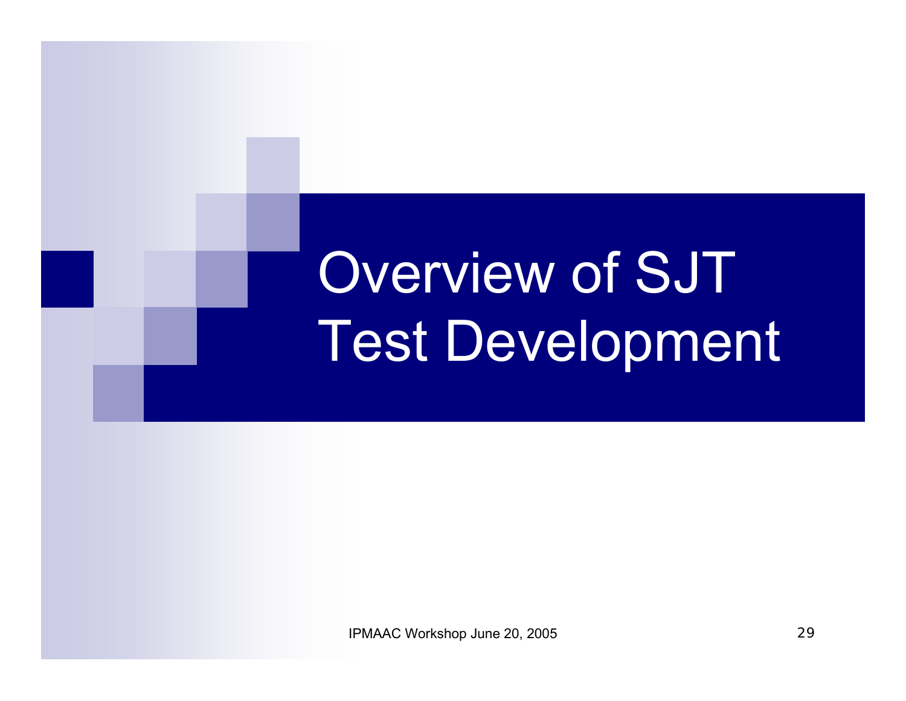# Overview of SJT Test Development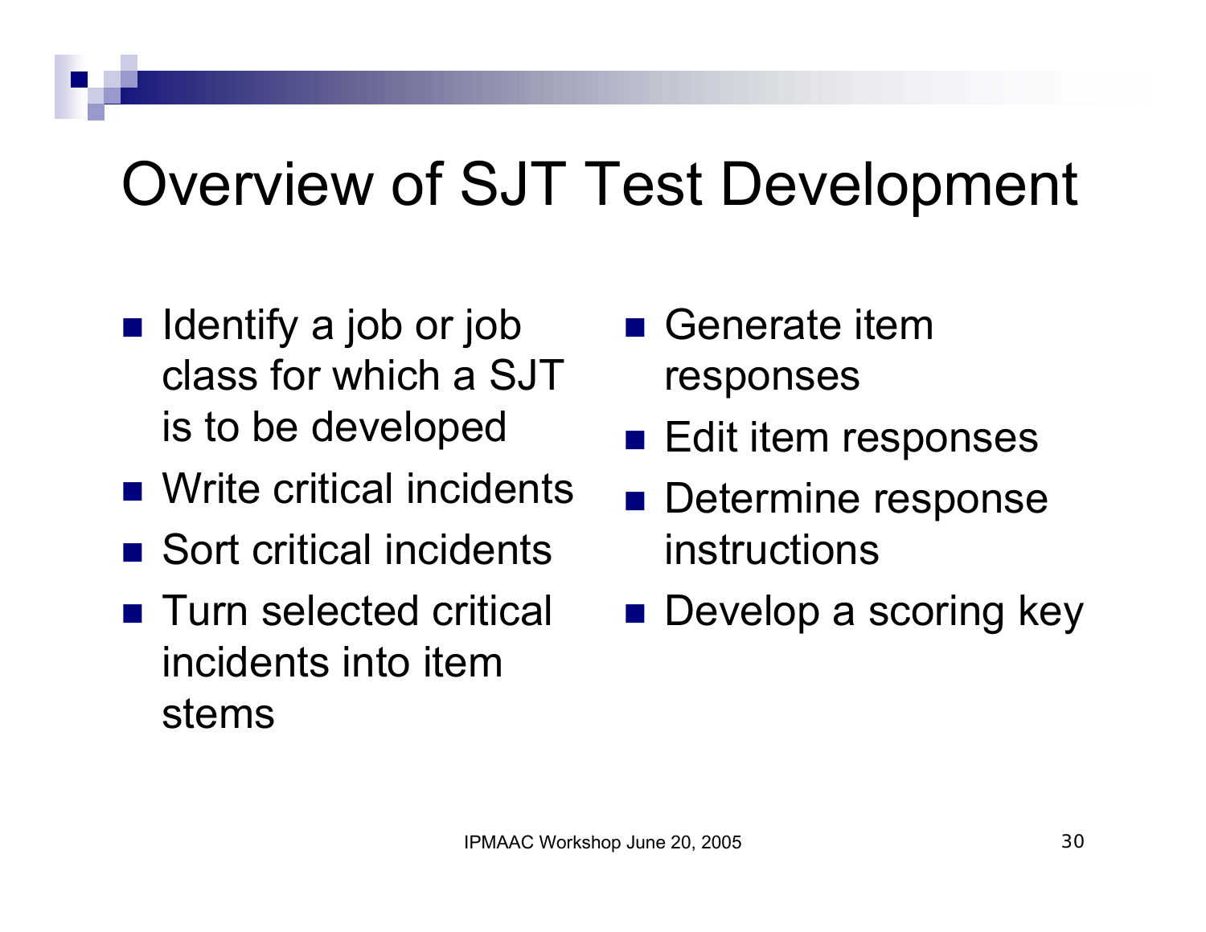# Overview of SJT Test Development

- Identify a job or job class for which a SJT is to be developed
- Write critical incidents
- Sort critical incidents
- Turn selected critical incidents into item stems
- Generate item responses
- Edit item responses
- Determine response instructions
- Develop a scoring key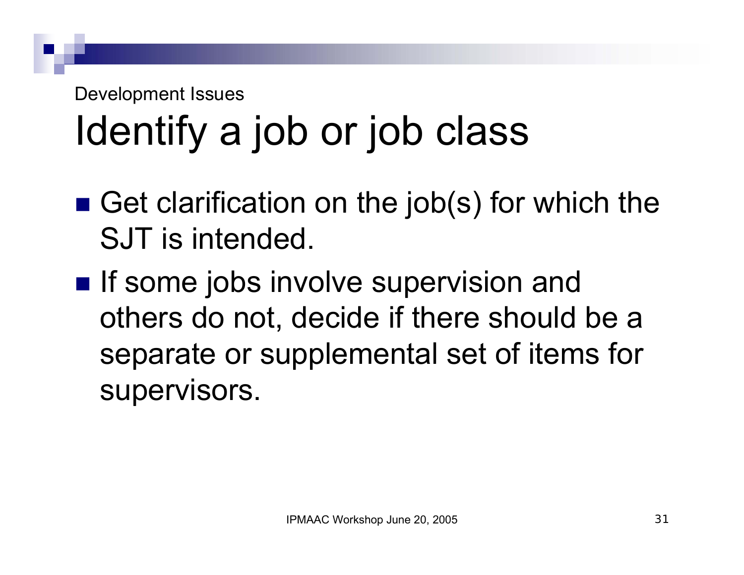Development Issues

# Identify a job or job class

- Get clarification on the job(s) for which the SJT is intended.
- If some jobs involve supervision and others do not, decide if there should be a separate or supplemental set of items for supervisors.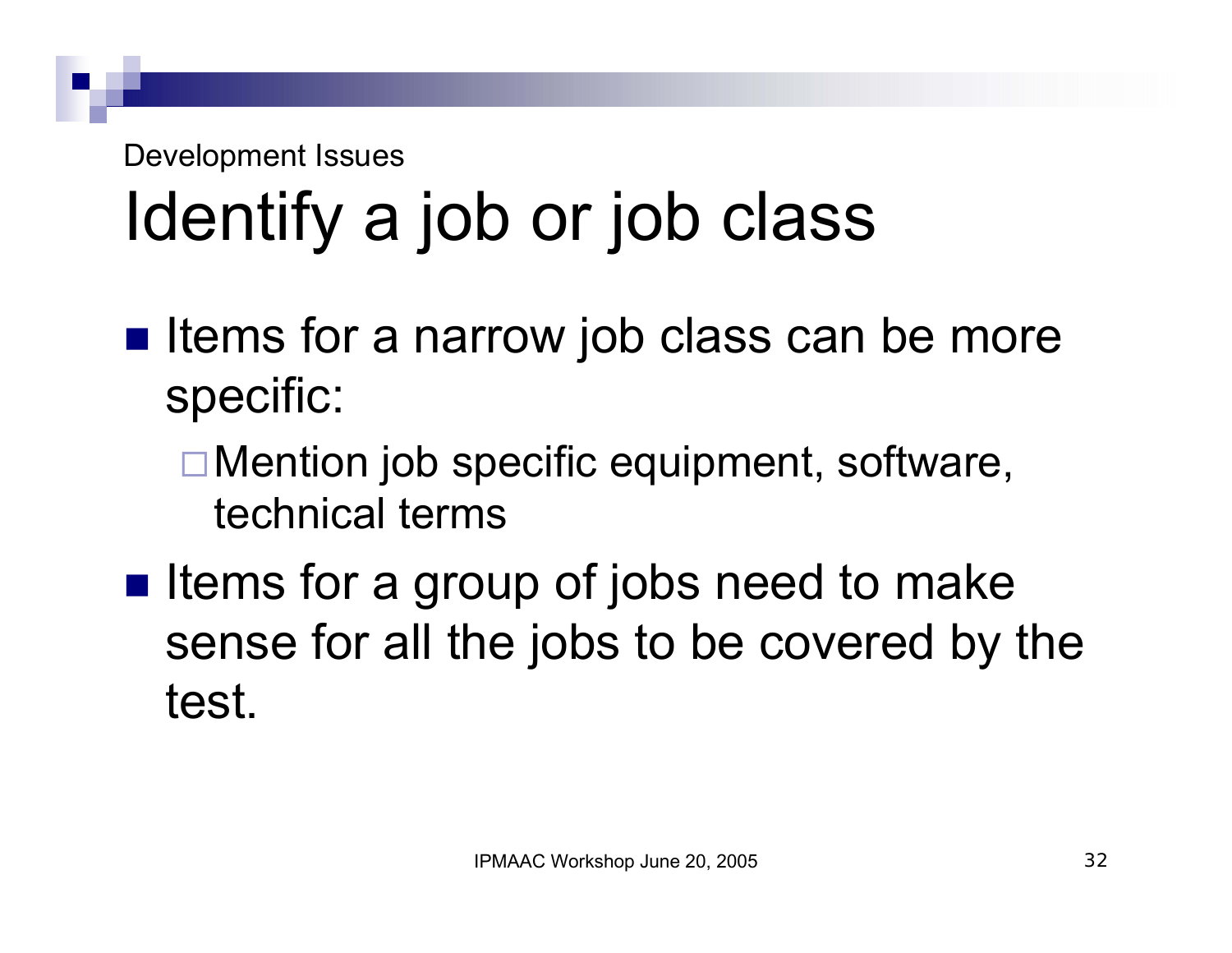Development Issues

# Identify a job or job class

- Items for a narrow job class can be more specific:
  - Mention job specific equipment, software, technical terms
- Items for a group of jobs need to make sense for all the jobs to be covered by the test.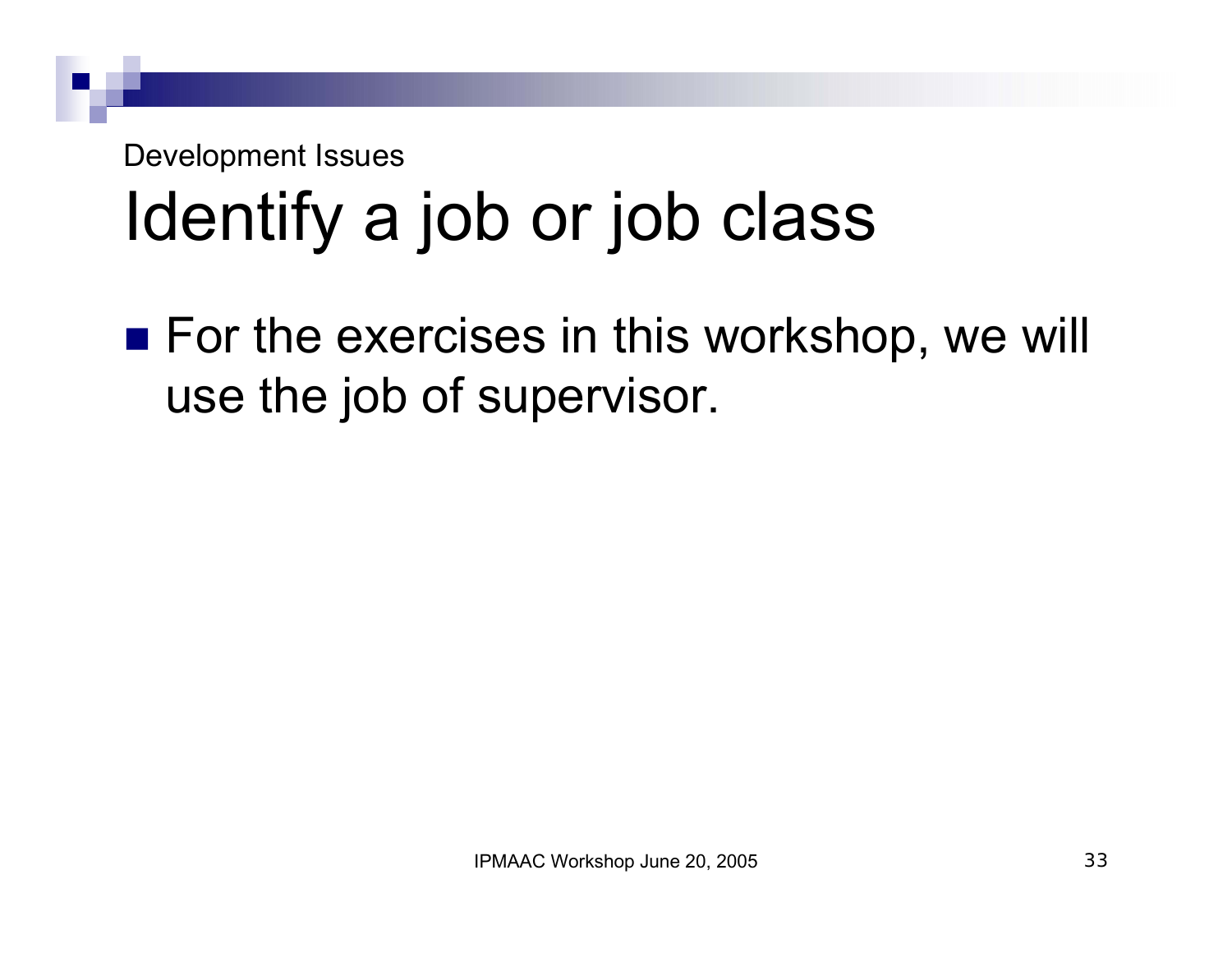Development Issues

# Identify a job or job class

- For the exercises in this workshop, we will use the job of supervisor.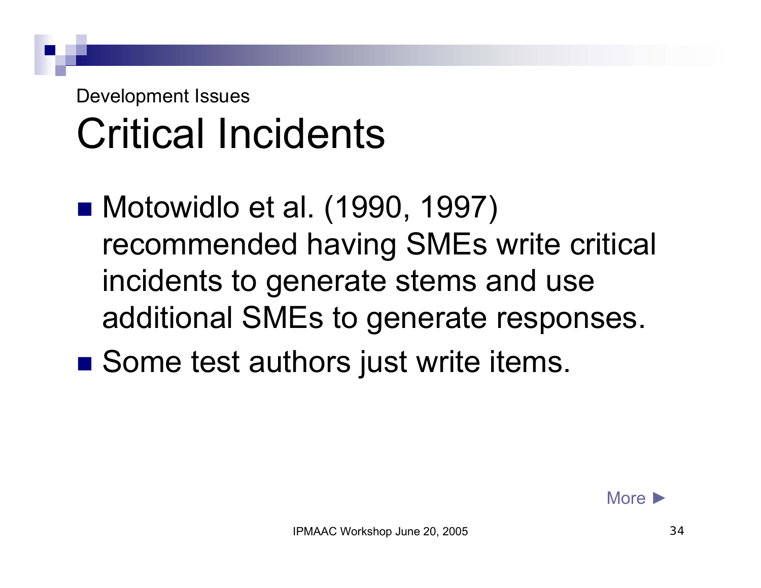Development Issues

# Critical Incidents

- Motowidlo et al. (1990, 1997) recommended having SMEs write critical incidents to generate stems and use additional SMEs to generate responses.
- Some test authors just write items.

More ►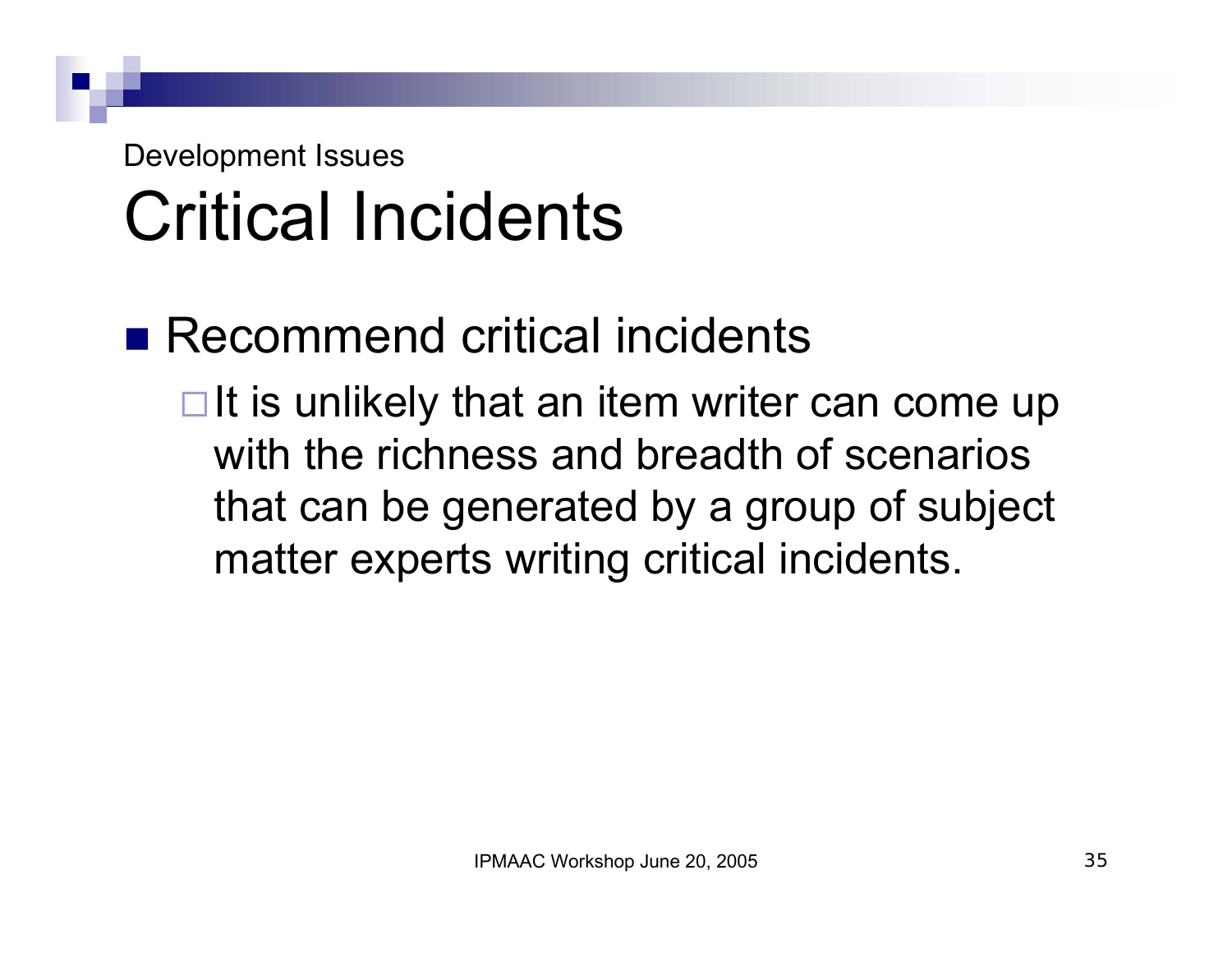Development Issues

# Critical Incidents

- Recommend critical incidents
  - It is unlikely that an item writer can come up with the richness and breadth of scenarios that can be generated by a group of subject matter experts writing critical incidents.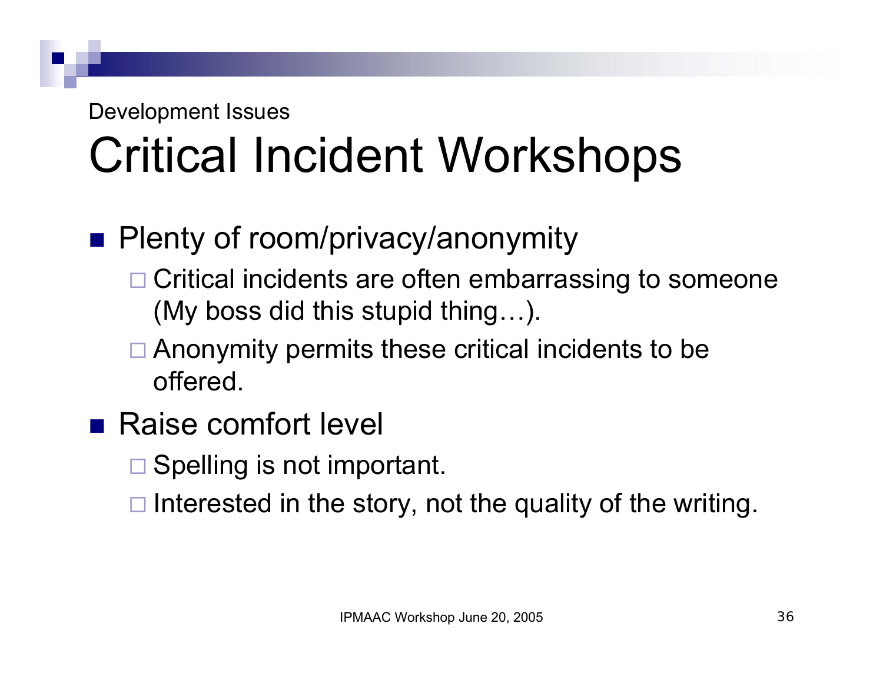Development Issues

# Critical Incident Workshops

- Plenty of room/privacy/anonymity
  - Critical incidents are often embarrassing to someone (My boss did this stupid thing…).
  - Anonymity permits these critical incidents to be offered.
- Raise comfort level
  - Spelling is not important.
  - Interested in the story, not the quality of the writing.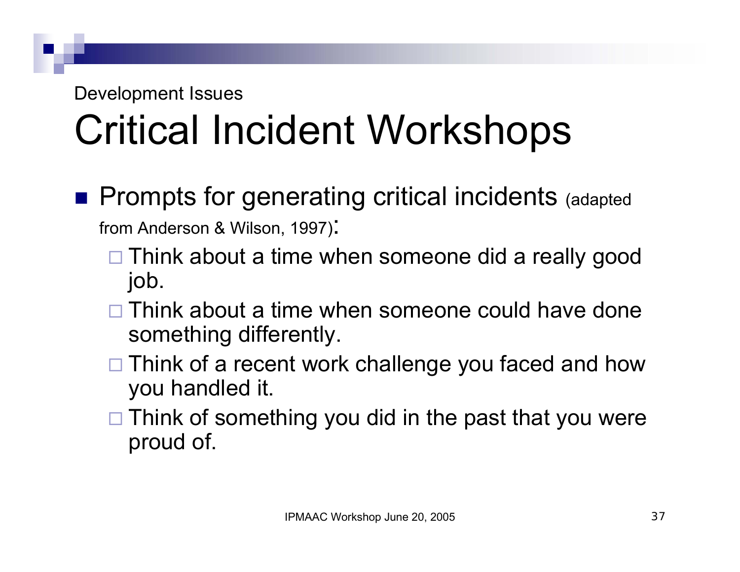Development Issues

# Critical Incident Workshops

- Prompts for generating critical incidents (adapted from Anderson & Wilson, 1997):
  - Think about a time when someone did a really good job.
  - Think about a time when someone could have done something differently.
  - Think of a recent work challenge you faced and how you handled it.
  - Think of something you did in the past that you were proud of.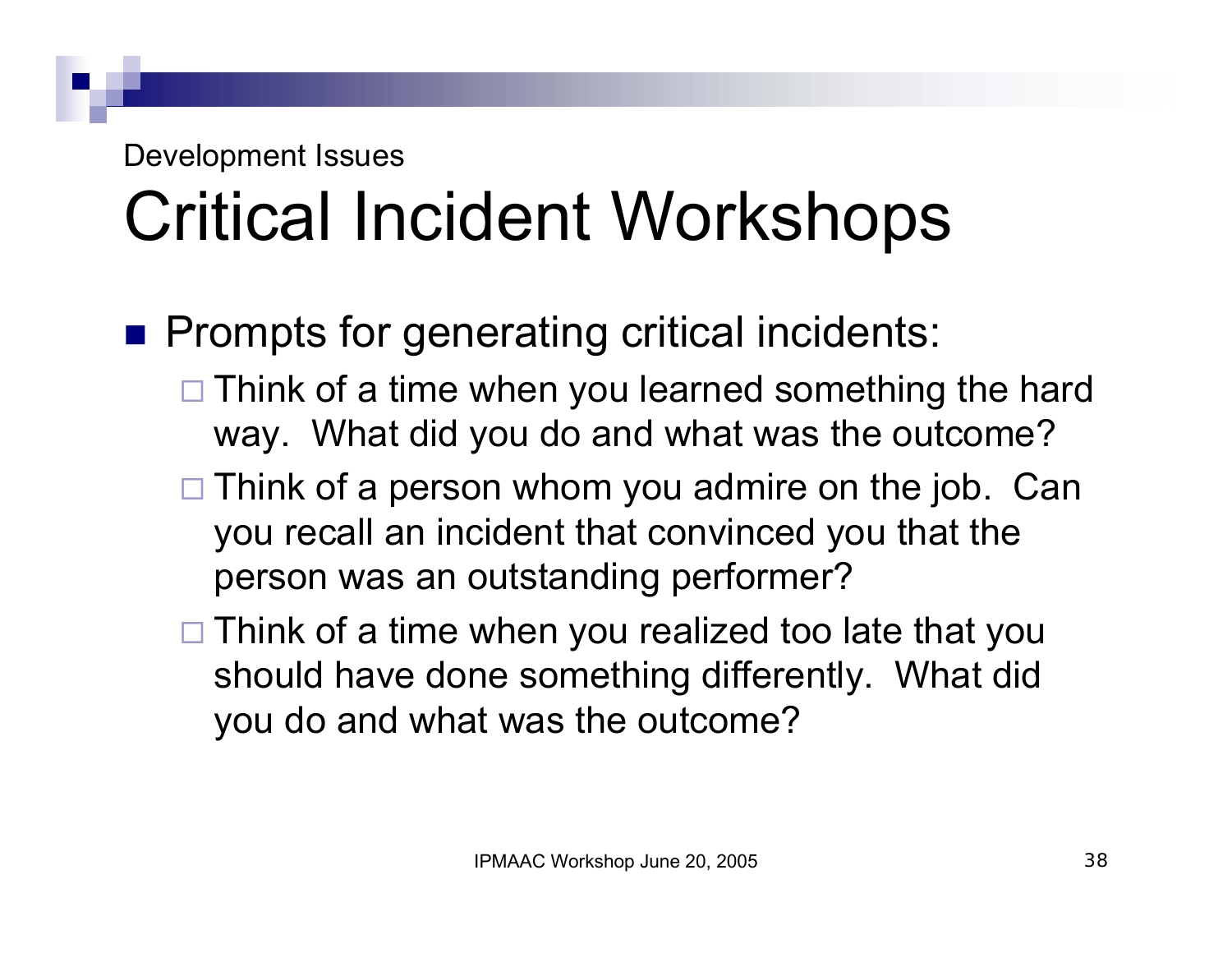Development Issues

# Critical Incident Workshops

- Prompts for generating critical incidents:
  - Think of a time when you learned something the hard way. What did you do and what was the outcome?
  - Think of a person whom you admire on the job. Can you recall an incident that convinced you that the person was an outstanding performer?
  - Think of a time when you realized too late that you should have done something differently. What did you do and what was the outcome?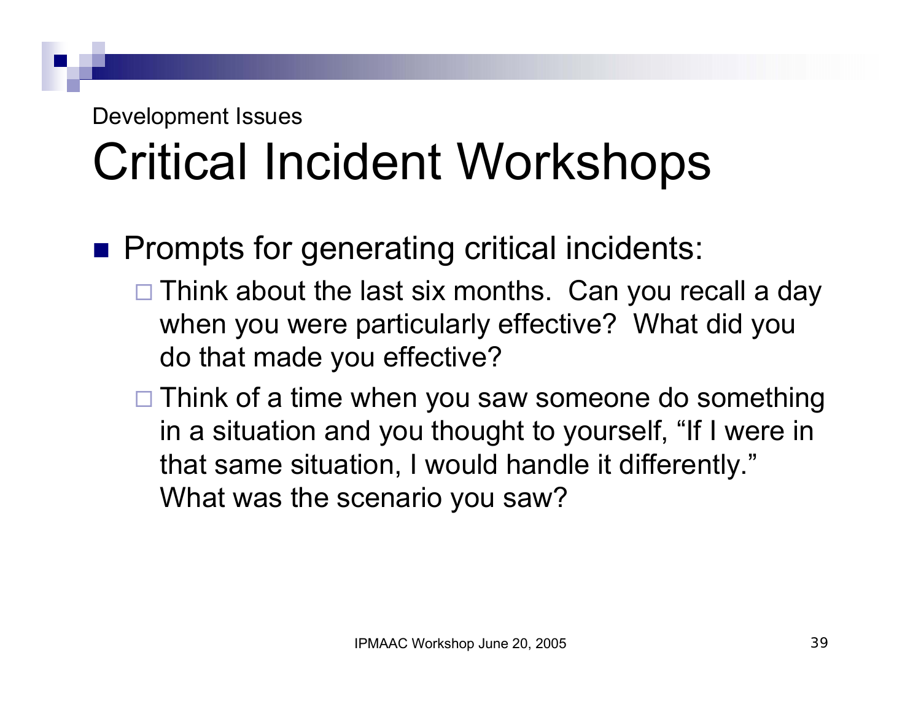Development Issues

# Critical Incident Workshops

- Prompts for generating critical incidents:
  - Think about the last six months. Can you recall a day when you were particularly effective? What did you do that made you effective?
  - Think of a time when you saw someone do something in a situation and you thought to yourself, “If I were in that same situation, I would handle it differently.” What was the scenario you saw?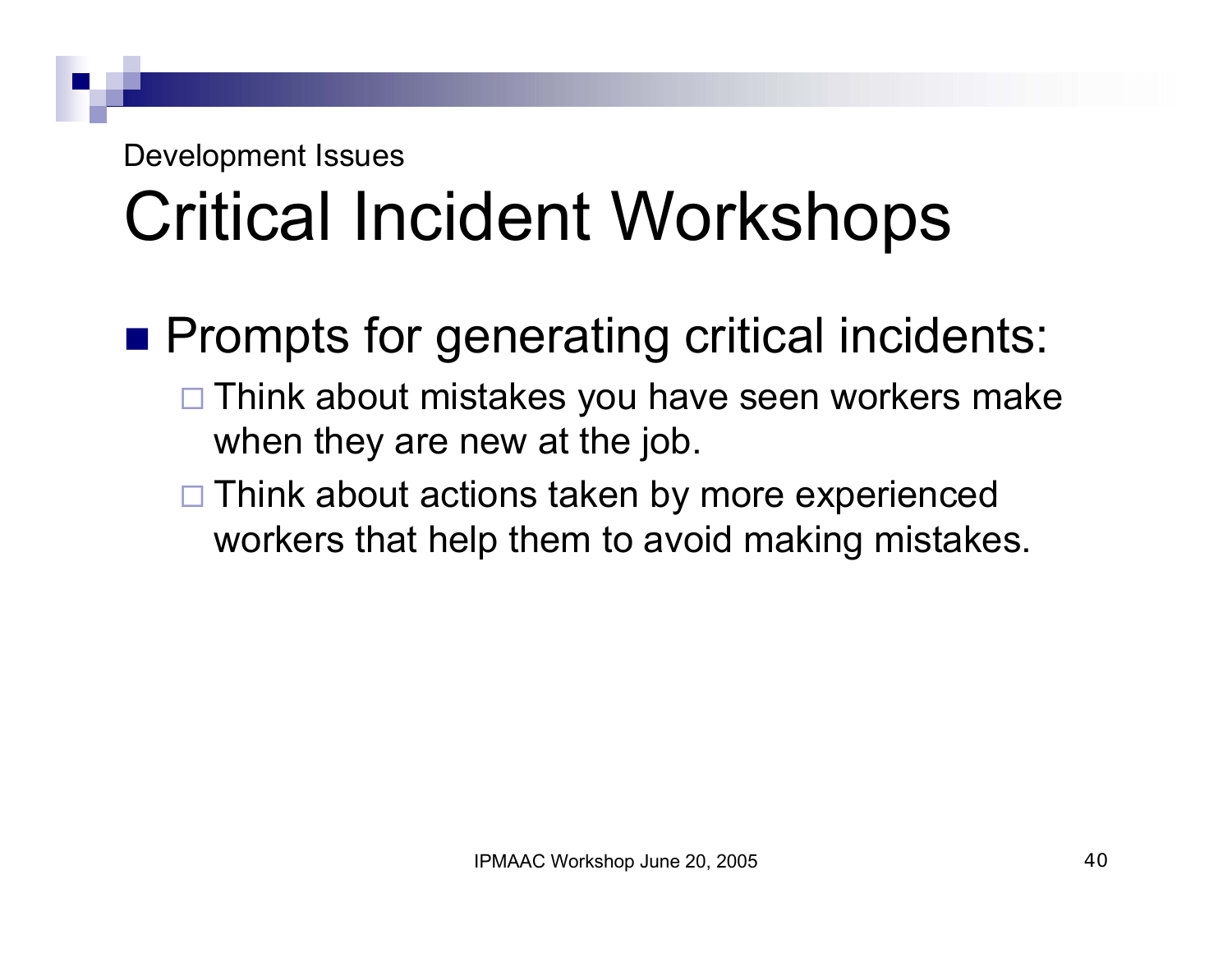Development Issues

# Critical Incident Workshops

- Prompts for generating critical incidents:
  - Think about mistakes you have seen workers make when they are new at the job.
  - Think about actions taken by more experienced workers that help them to avoid making mistakes.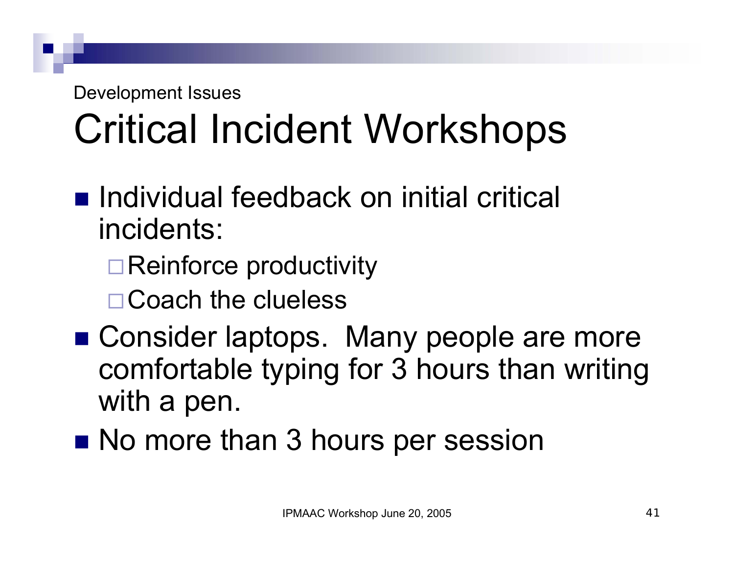Development Issues

# Critical Incident Workshops

- Individual feedback on initial critical incidents:
  - Reinforce productivity
  - Coach the clueless
- Consider laptops. Many people are more comfortable typing for 3 hours than writing with a pen.
- No more than 3 hours per session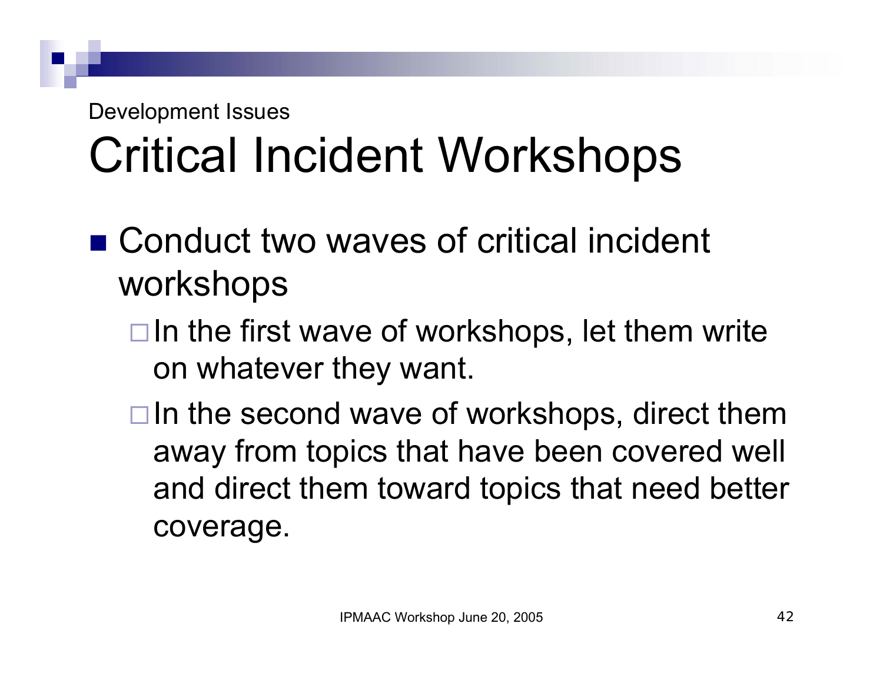Development Issues

# Critical Incident Workshops

- Conduct two waves of critical incident workshops
  - In the first wave of workshops, let them write on whatever they want.
  - In the second wave of workshops, direct them away from topics that have been covered well and direct them toward topics that need better coverage.

IPMAAC Workshop June 20, 2005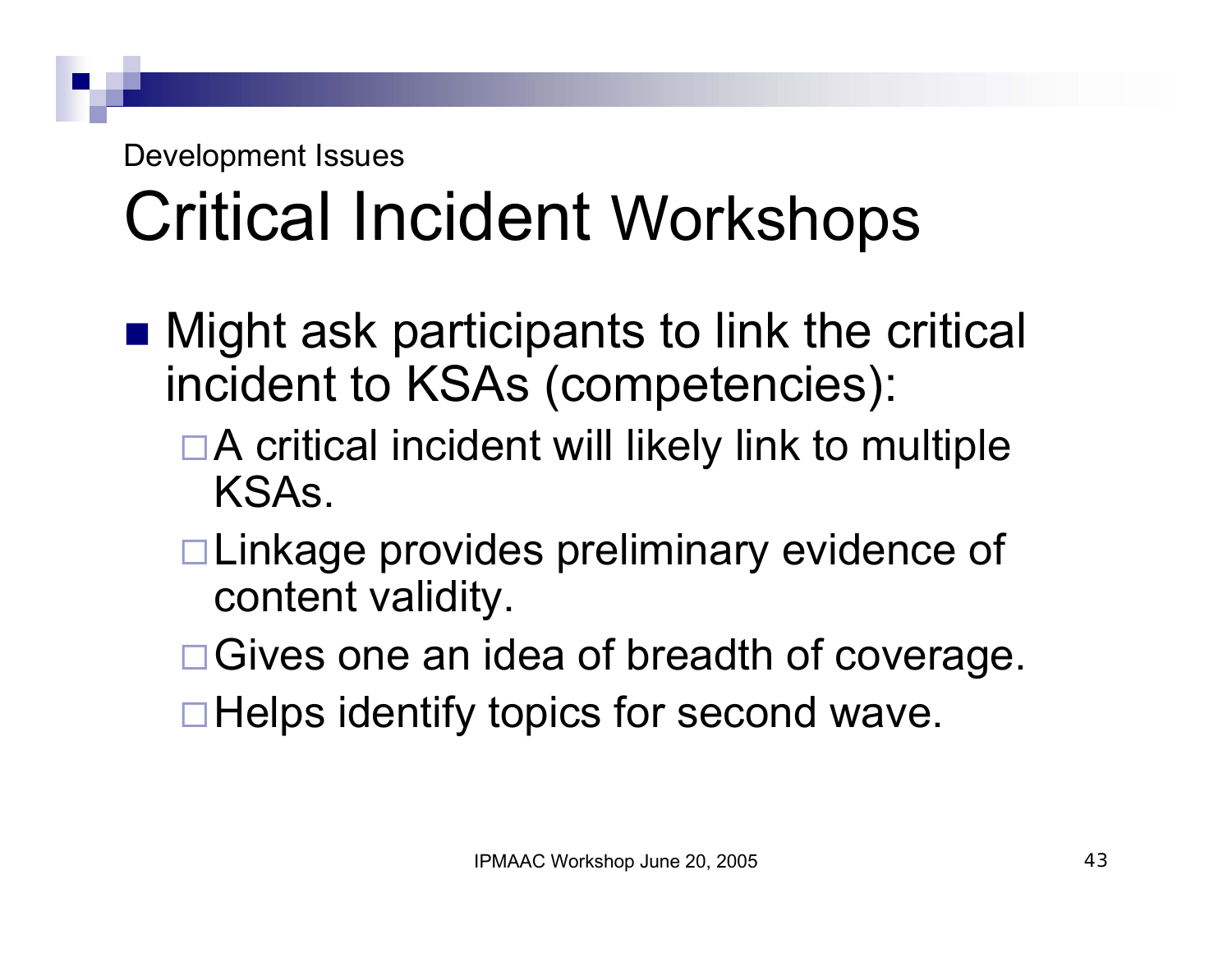Development Issues

# Critical Incident Workshops

- Might ask participants to link the critical incident to KSAs (competencies):
  - A critical incident will likely link to multiple KSAs.
  - Linkage provides preliminary evidence of content validity.
  - Gives one an idea of breadth of coverage.
  - Helps identify topics for second wave.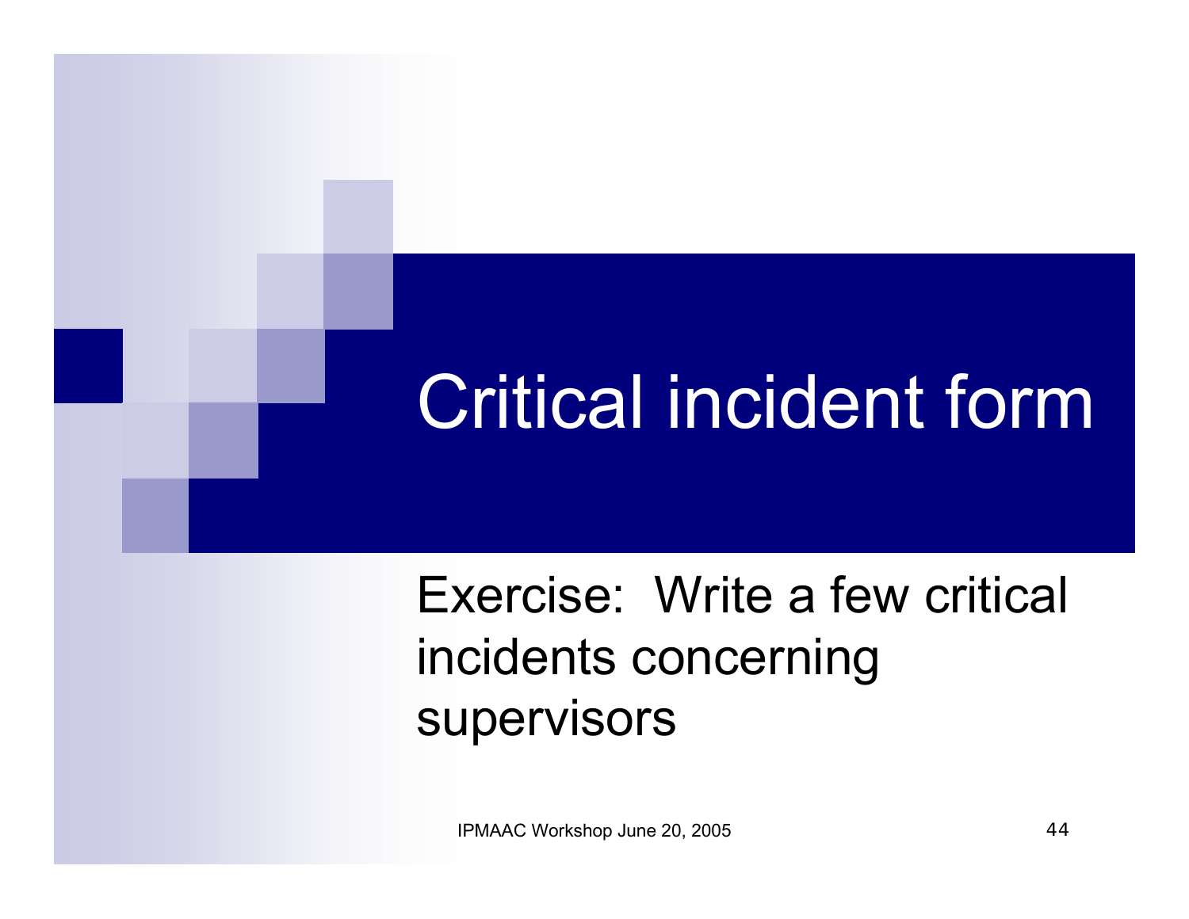# Critical incident form

Exercise: Write a few critical incidents concerning supervisors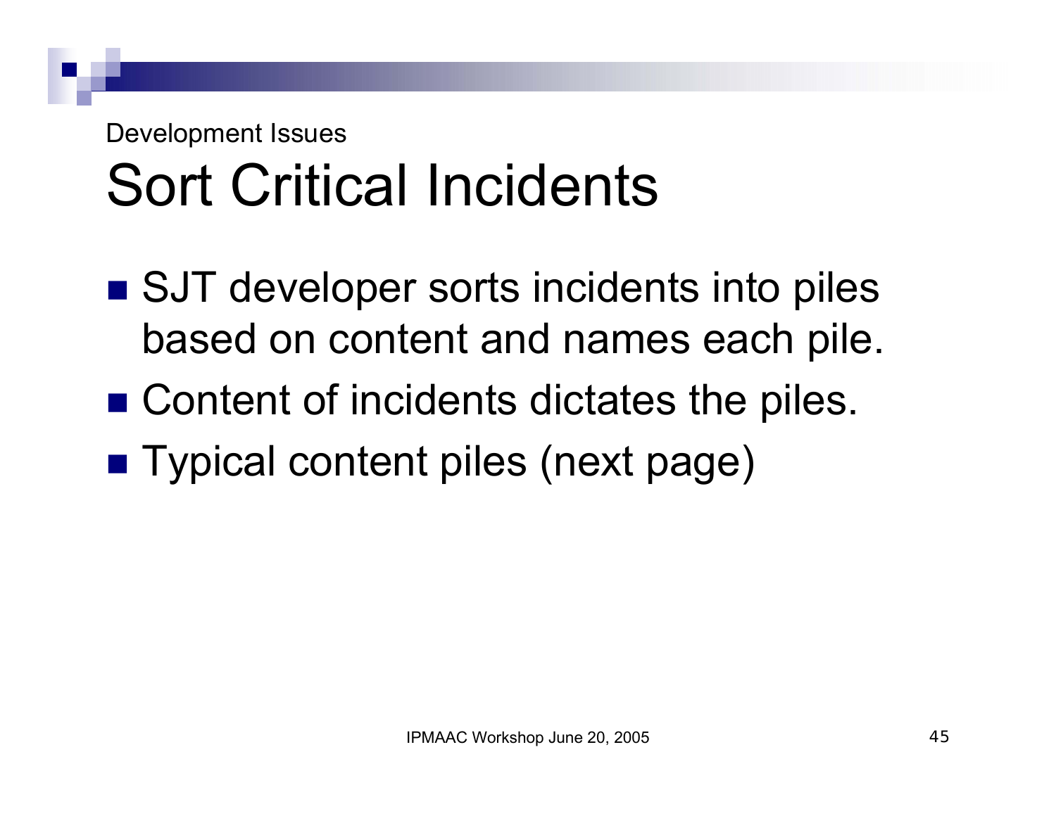Development Issues

# Sort Critical Incidents

- SJT developer sorts incidents into piles based on content and names each pile.
- Content of incidents dictates the piles.
- Typical content piles (next page)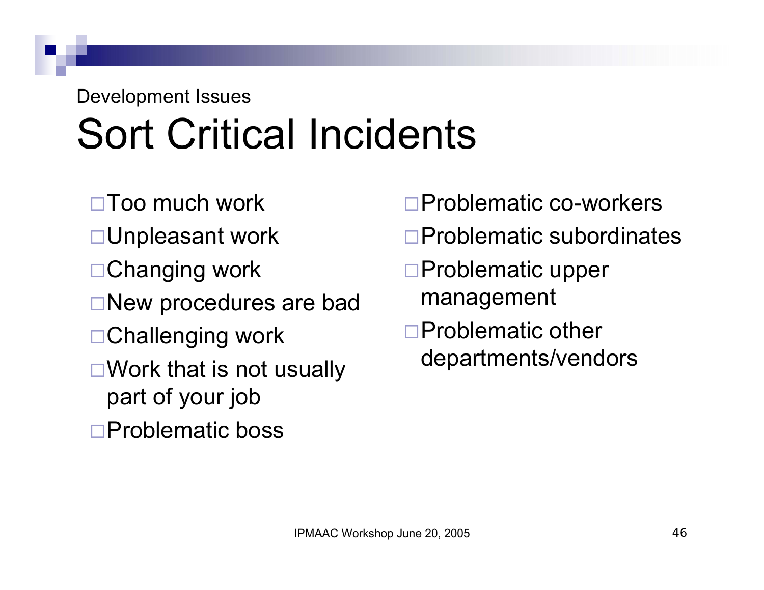Development Issues

# Sort Critical Incidents

- Too much work
- Unpleasant work
- Changing work
- New procedures are bad
- Challenging work
- Work that is not usually part of your job
- Problematic boss
- Problematic co-workers
- Problematic subordinates
- Problematic upper management
- Problematic other departments/vendors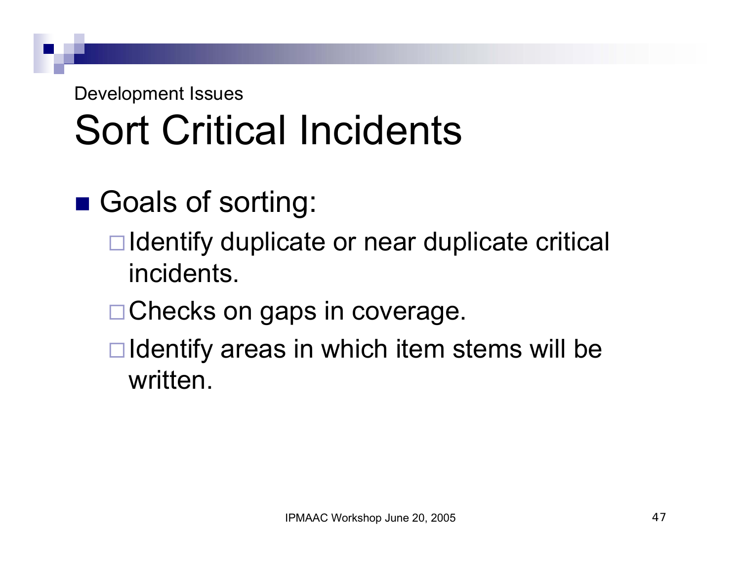Development Issues

# Sort Critical Incidents

- Goals of sorting:
  - Identify duplicate or near duplicate critical incidents.
  - Checks on gaps in coverage.
  - Identify areas in which item stems will be written.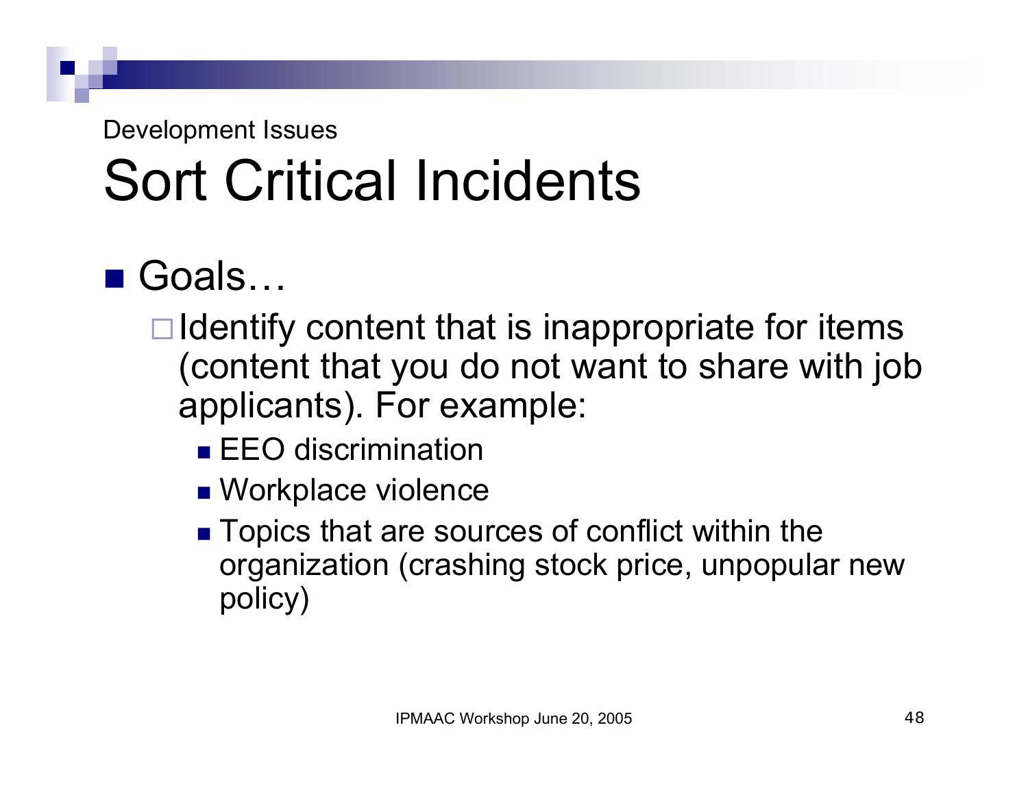Development Issues

# Sort Critical Incidents

- Goals…
  - Identify content that is inappropriate for items (content that you do not want to share with job applicants). For example:
    - EEO discrimination
    - Workplace violence
    - Topics that are sources of conflict within the organization (crashing stock price, unpopular new policy)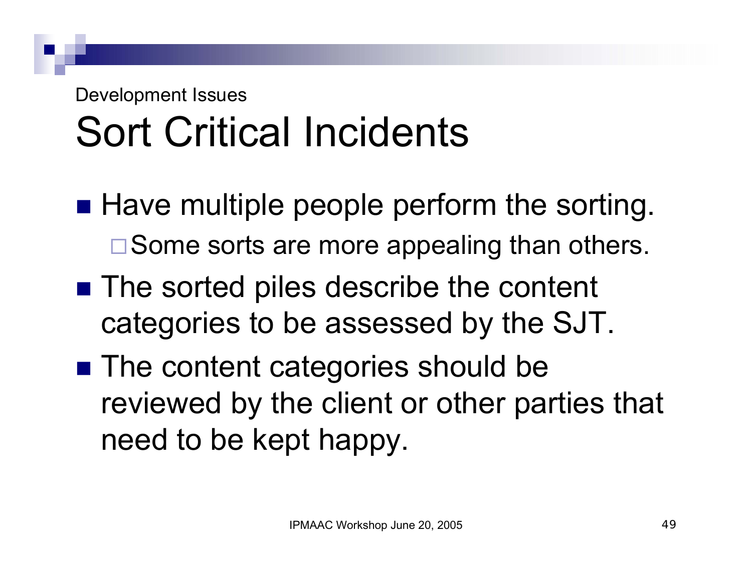Development Issues

# Sort Critical Incidents

- Have multiple people perform the sorting.
  - Some sorts are more appealing than others.
- The sorted piles describe the content categories to be assessed by the SJT.
- The content categories should be reviewed by the client or other parties that need to be kept happy.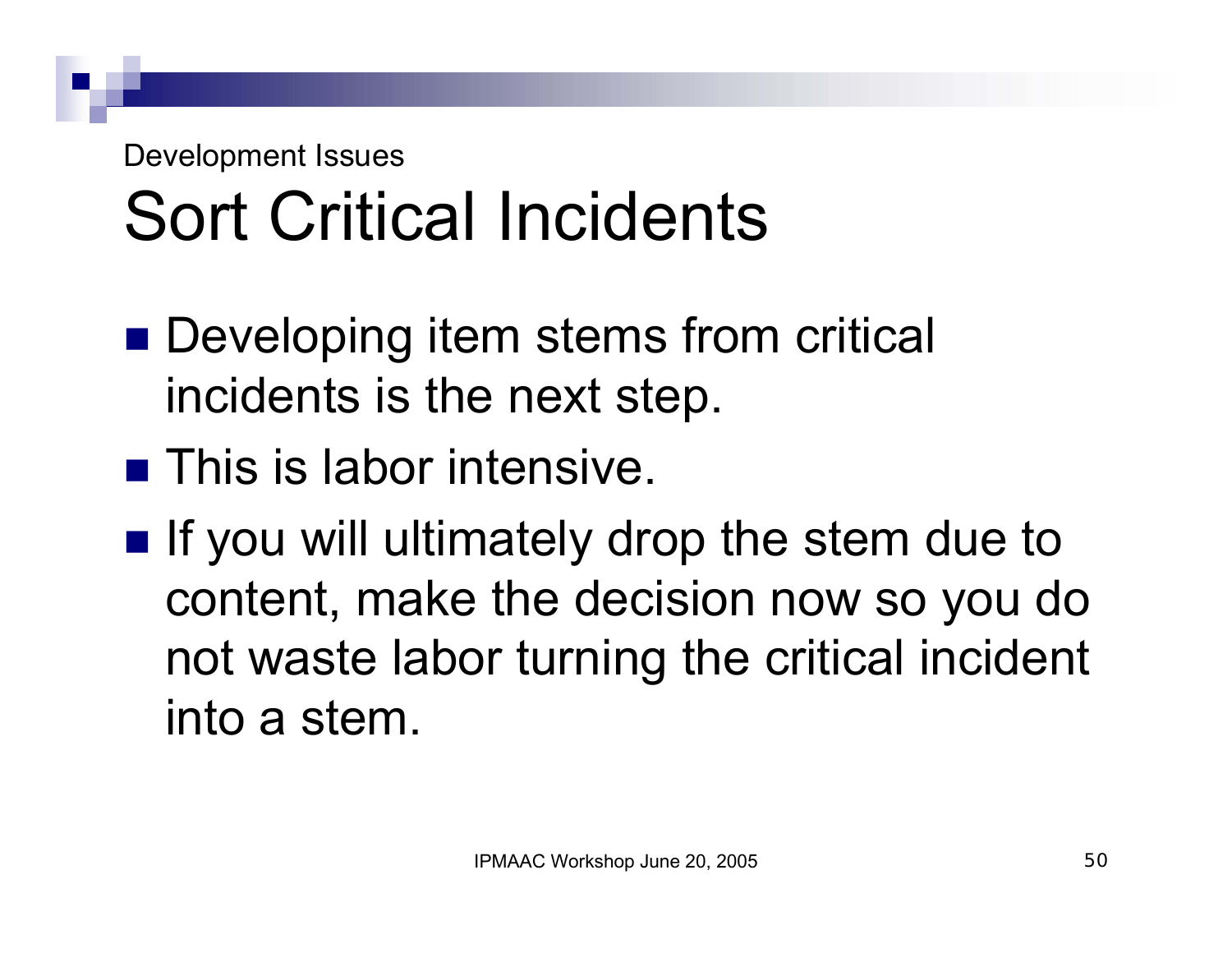Development Issues

# Sort Critical Incidents

- Developing item stems from critical incidents is the next step.
- This is labor intensive.
- If you will ultimately drop the stem due to content, make the decision now so you do not waste labor turning the critical incident into a stem.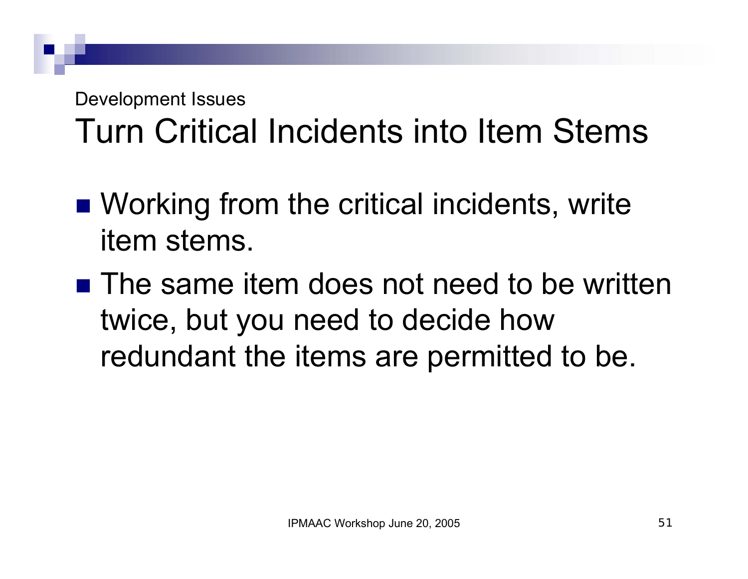Development Issues

# Turn Critical Incidents into Item Stems

- Working from the critical incidents, write item stems.
- The same item does not need to be written twice, but you need to decide how redundant the items are permitted to be.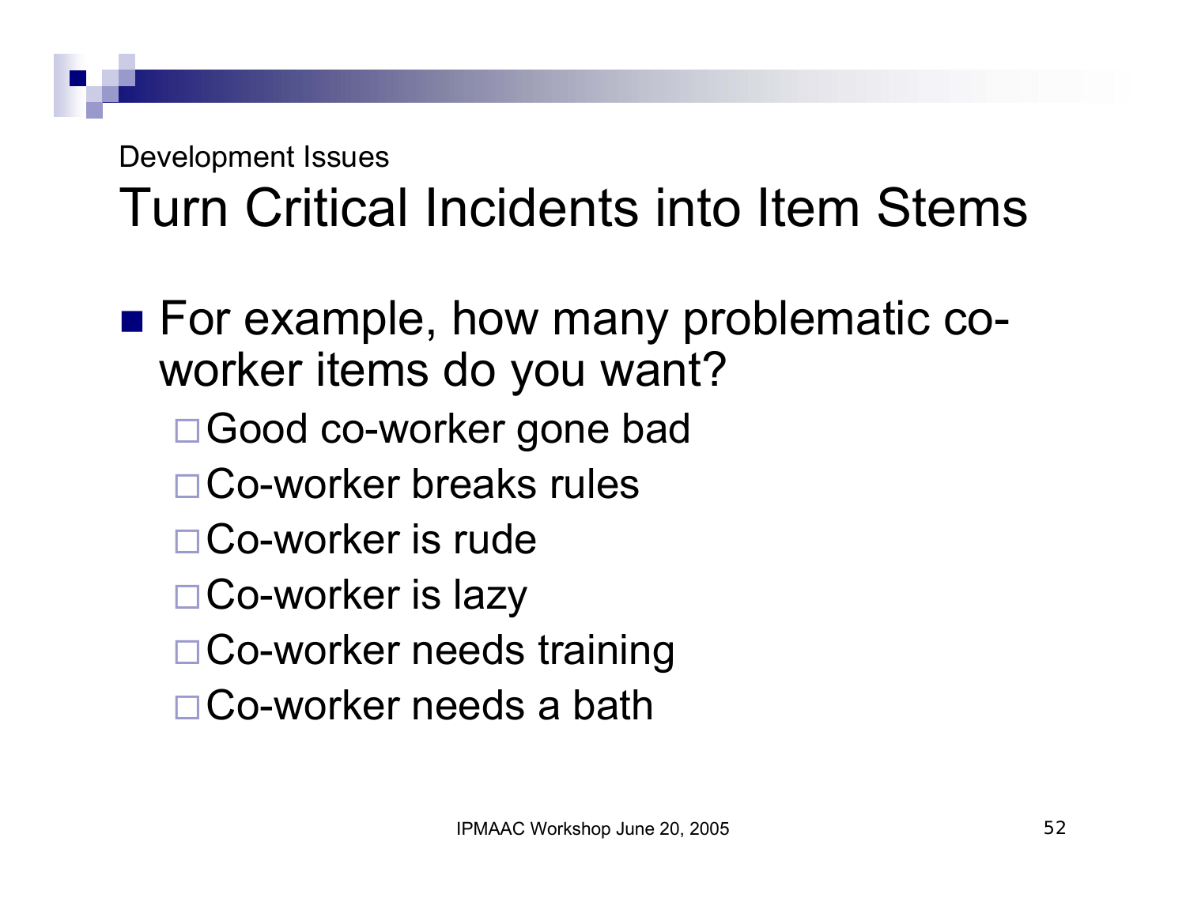Development Issues

# Turn Critical Incidents into Item Stems

- For example, how many problematic co-worker items do you want?
  - Good co-worker gone bad
  - Co-worker breaks rules
  - Co-worker is rude
  - Co-worker is lazy
  - Co-worker needs training
  - Co-worker needs a bath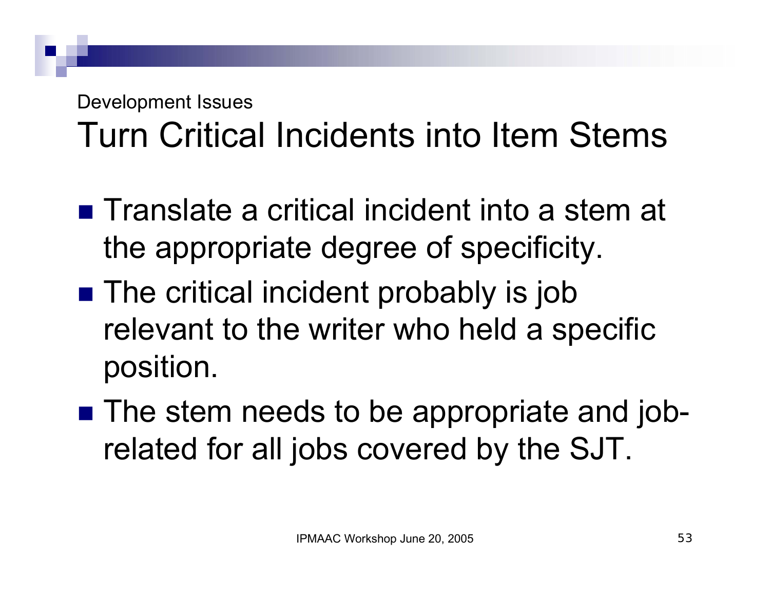Development Issues

# Turn Critical Incidents into Item Stems

- Translate a critical incident into a stem at the appropriate degree of specificity.
- The critical incident probably is job relevant to the writer who held a specific position.
- The stem needs to be appropriate and job-related for all jobs covered by the SJT.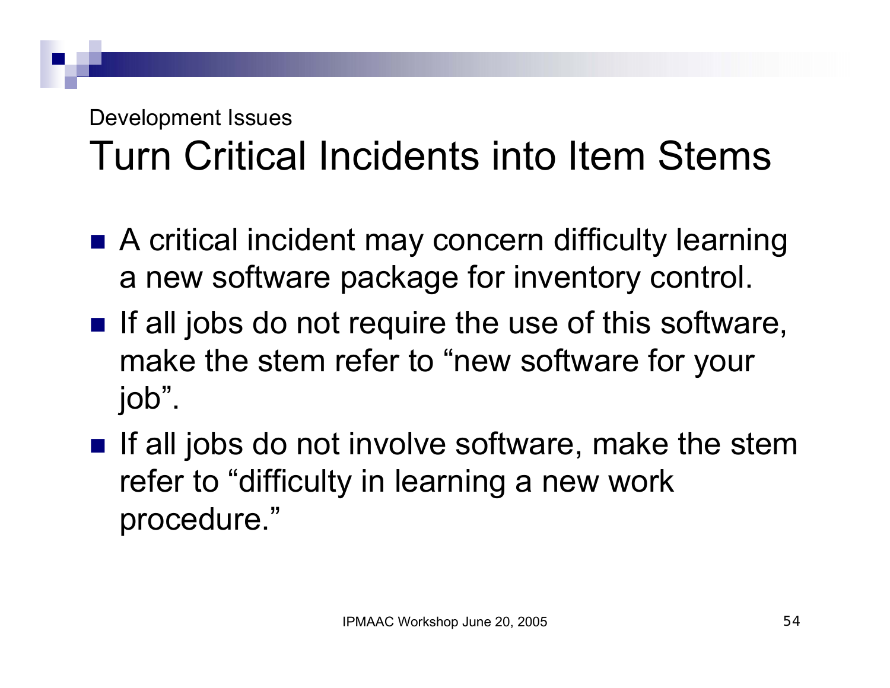Development Issues

# Turn Critical Incidents into Item Stems

- A critical incident may concern difficulty learning a new software package for inventory control.
- If all jobs do not require the use of this software, make the stem refer to “new software for your job”.
- If all jobs do not involve software, make the stem refer to “difficulty in learning a new work procedure.”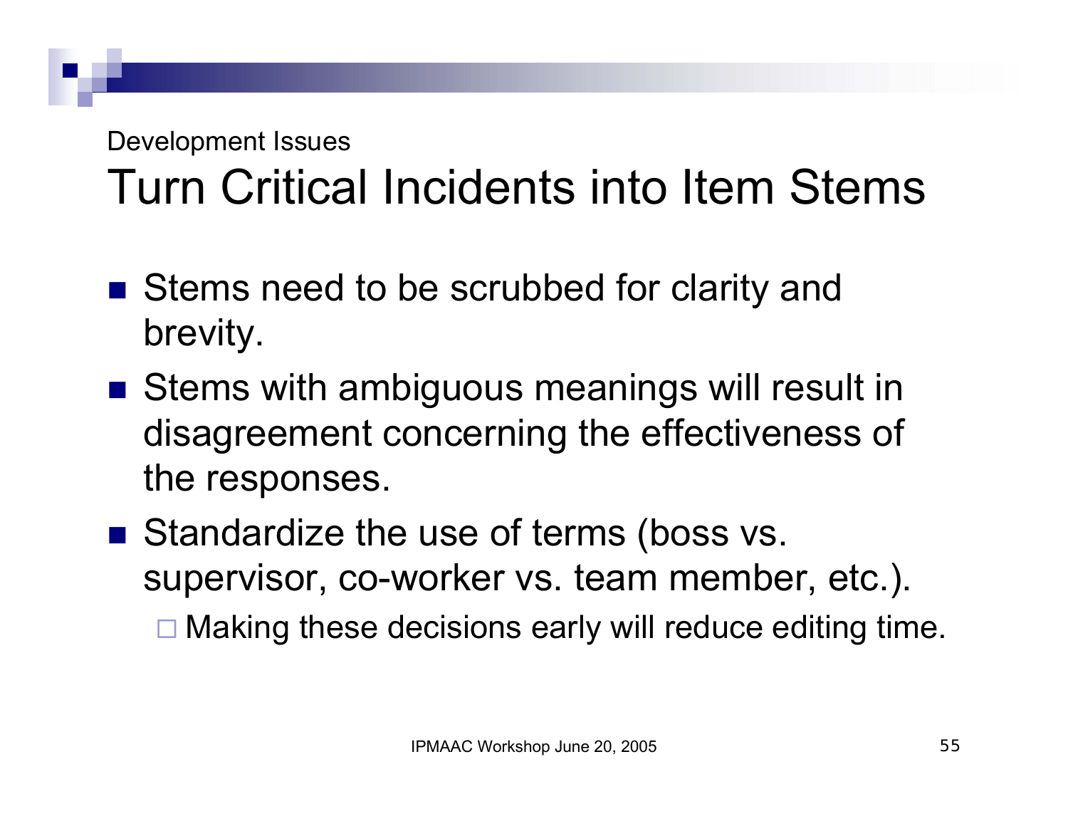Development Issues

# Turn Critical Incidents into Item Stems

- Stems need to be scrubbed for clarity and brevity.
- Stems with ambiguous meanings will result in disagreement concerning the effectiveness of the responses.
- Standardize the use of terms (boss vs. supervisor, co-worker vs. team member, etc.).
  - Making these decisions early will reduce editing time.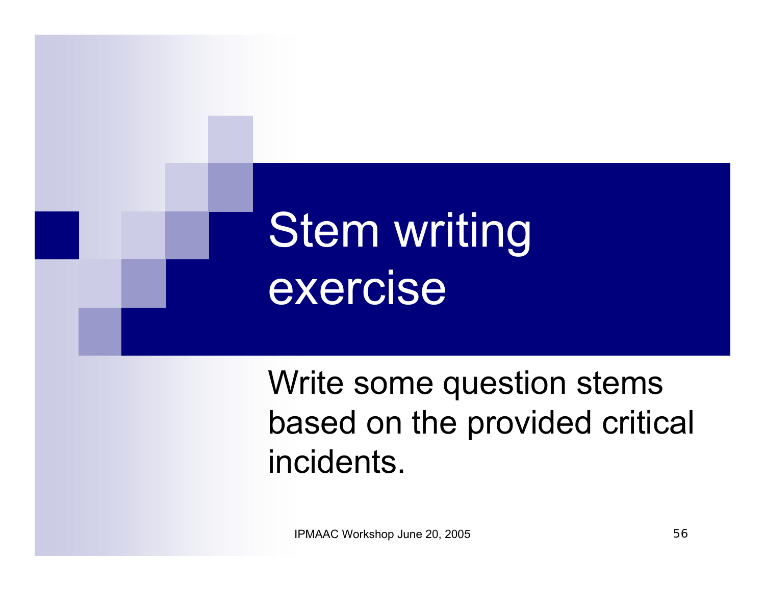# Stem writing exercise

Write some question stems based on the provided critical incidents.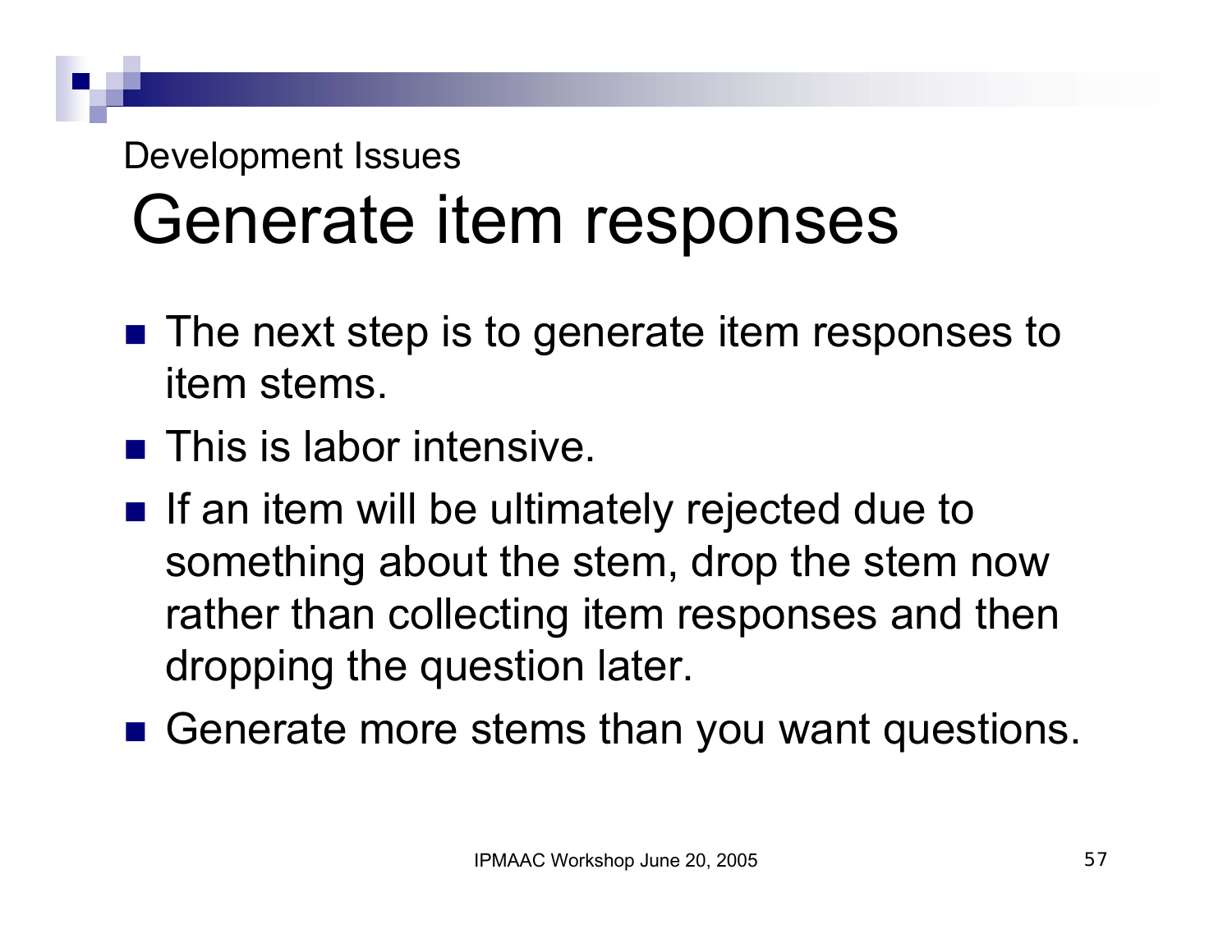Development Issues

# Generate item responses

- The next step is to generate item responses to item stems.
- This is labor intensive.
- If an item will be ultimately rejected due to something about the stem, drop the stem now rather than collecting item responses and then dropping the question later.
- Generate more stems than you want questions.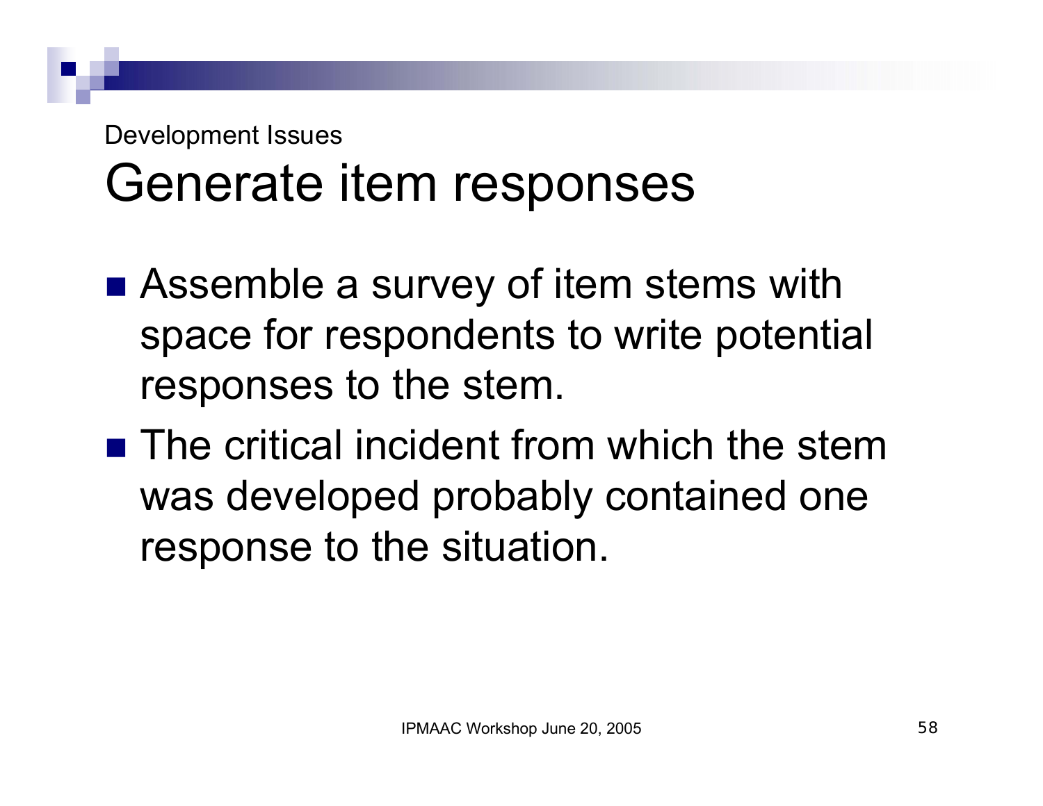Development Issues

# Generate item responses

- Assemble a survey of item stems with space for respondents to write potential responses to the stem.
- The critical incident from which the stem was developed probably contained one response to the situation.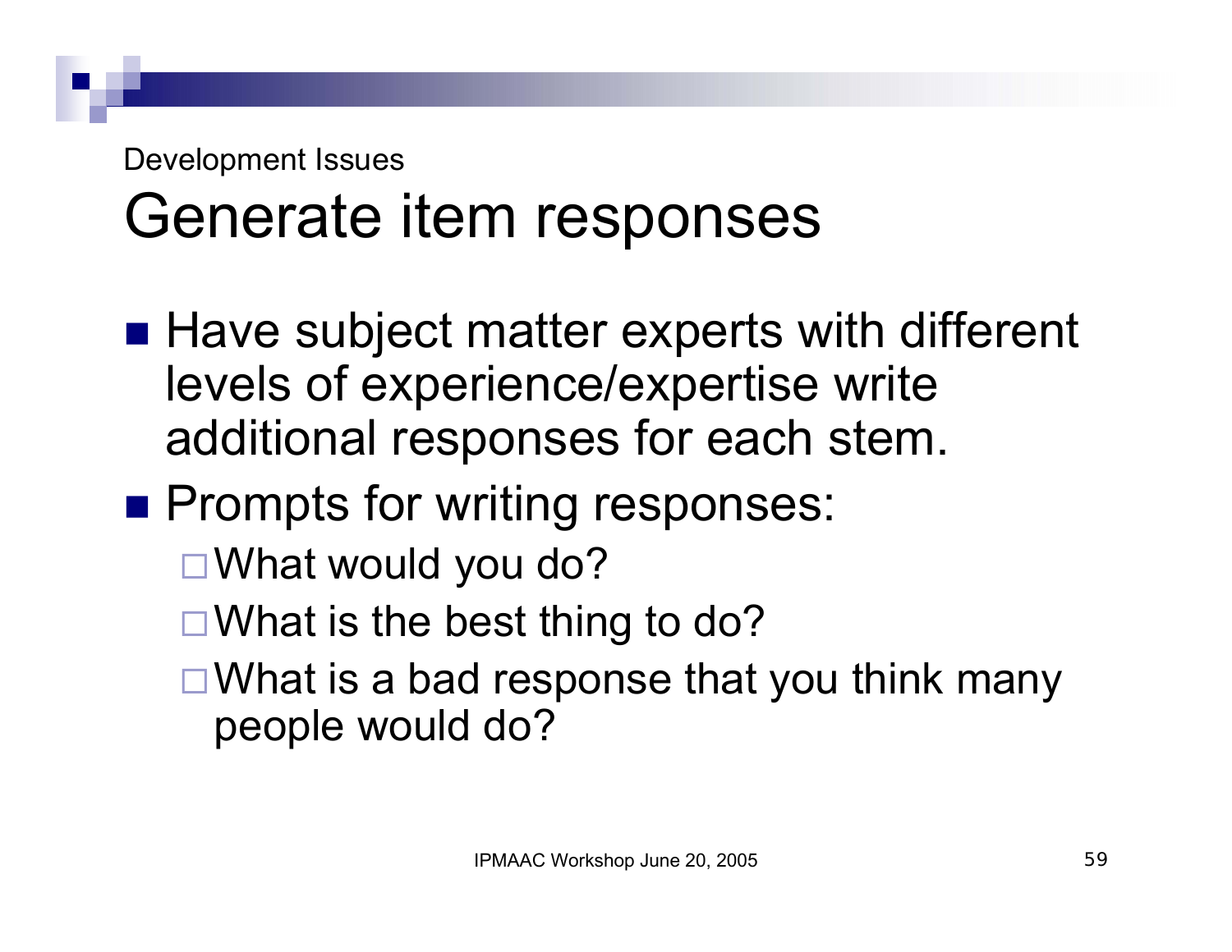Development Issues

# Generate item responses

- Have subject matter experts with different levels of experience/expertise write additional responses for each stem.
- Prompts for writing responses:
  - What would you do?
  - What is the best thing to do?
  - What is a bad response that you think many people would do?

IPMAAC Workshop June 20, 2005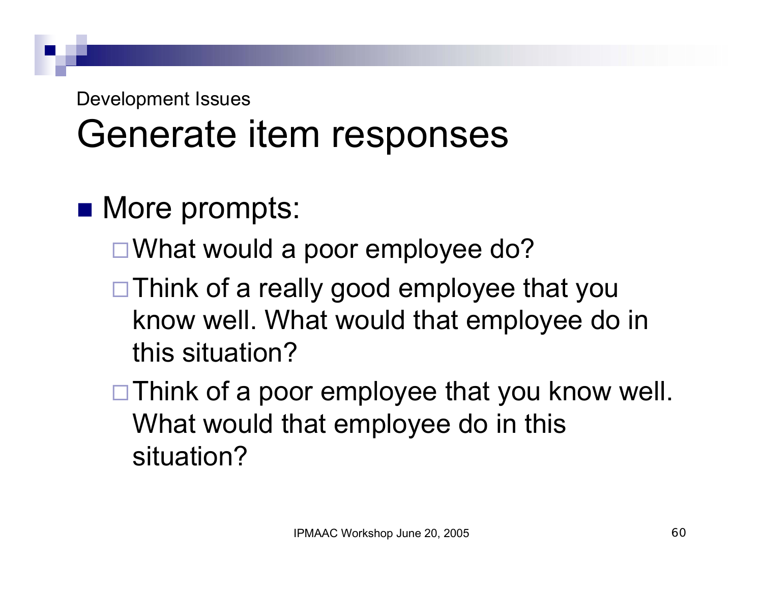Development Issues

# Generate item responses

- More prompts:
  - What would a poor employee do?
  - Think of a really good employee that you know well. What would that employee do in this situation?
  - Think of a poor employee that you know well. What would that employee do in this situation?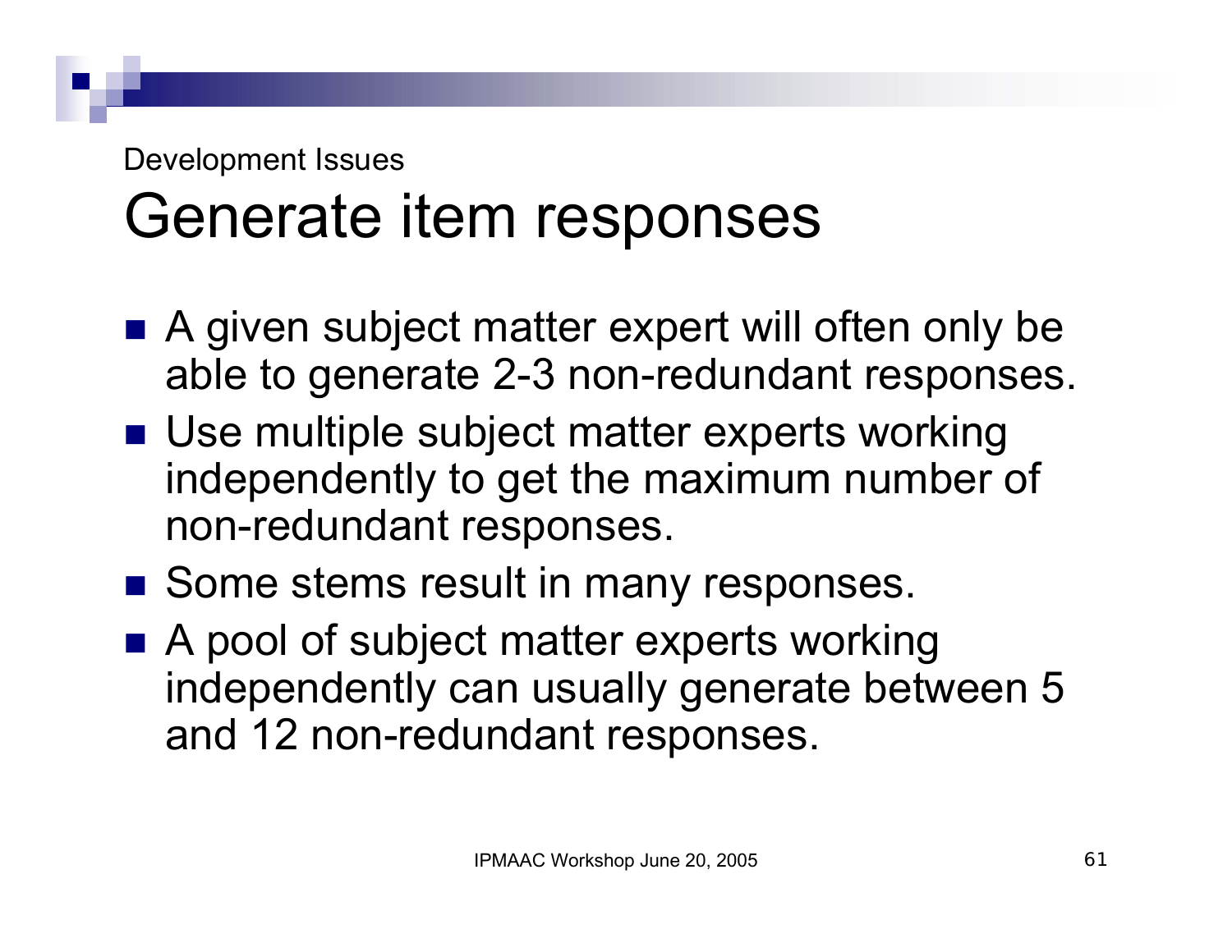Development Issues

# Generate item responses

- A given subject matter expert will often only be able to generate 2-3 non-redundant responses.
- Use multiple subject matter experts working independently to get the maximum number of non-redundant responses.
- Some stems result in many responses.
- A pool of subject matter experts working independently can usually generate between 5 and 12 non-redundant responses.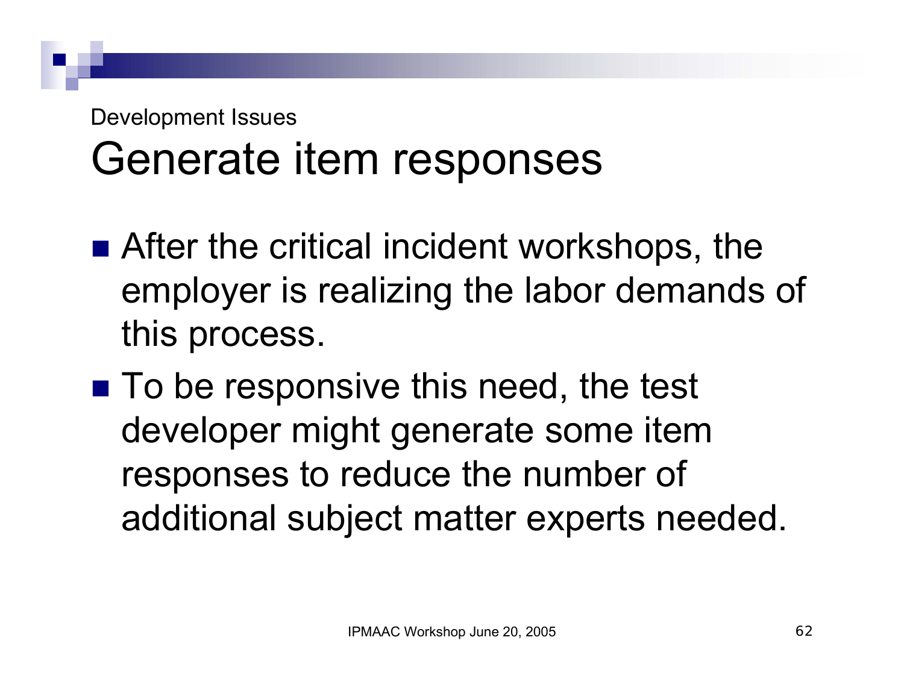Development Issues

# Generate item responses

- After the critical incident workshops, the employer is realizing the labor demands of this process.
- To be responsive this need, the test developer might generate some item responses to reduce the number of additional subject matter experts needed.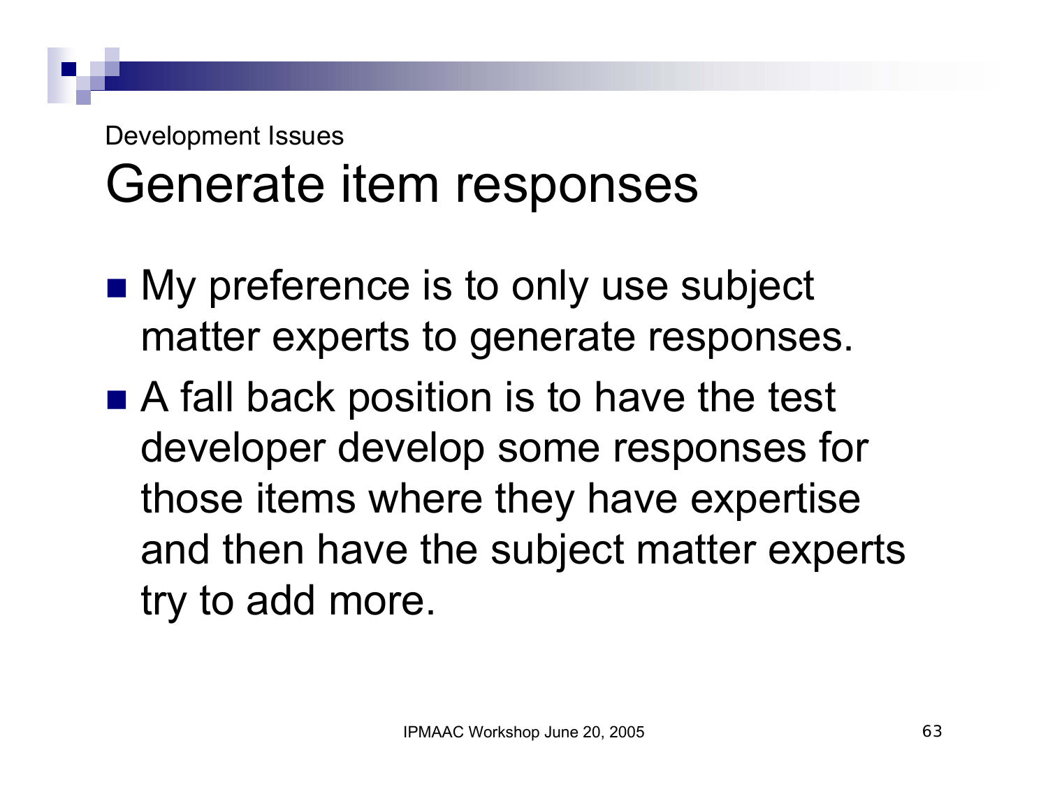Development Issues

# Generate item responses

- My preference is to only use subject matter experts to generate responses.
- A fall back position is to have the test developer develop some responses for those items where they have expertise and then have the subject matter experts try to add more.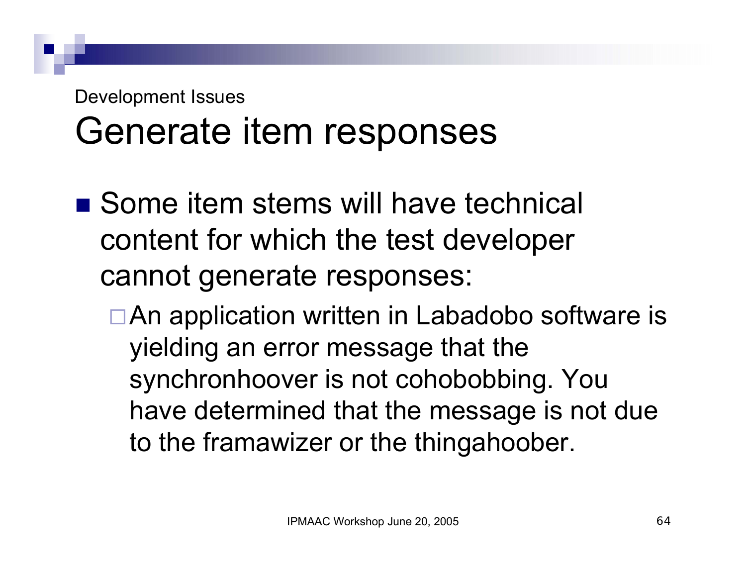Development Issues

# Generate item responses

- Some item stems will have technical content for which the test developer cannot generate responses:
  - An application written in Labadobo software is yielding an error message that the synchronhoover is not cohobobbing. You have determined that the message is not due to the framawizer or the thingahoober.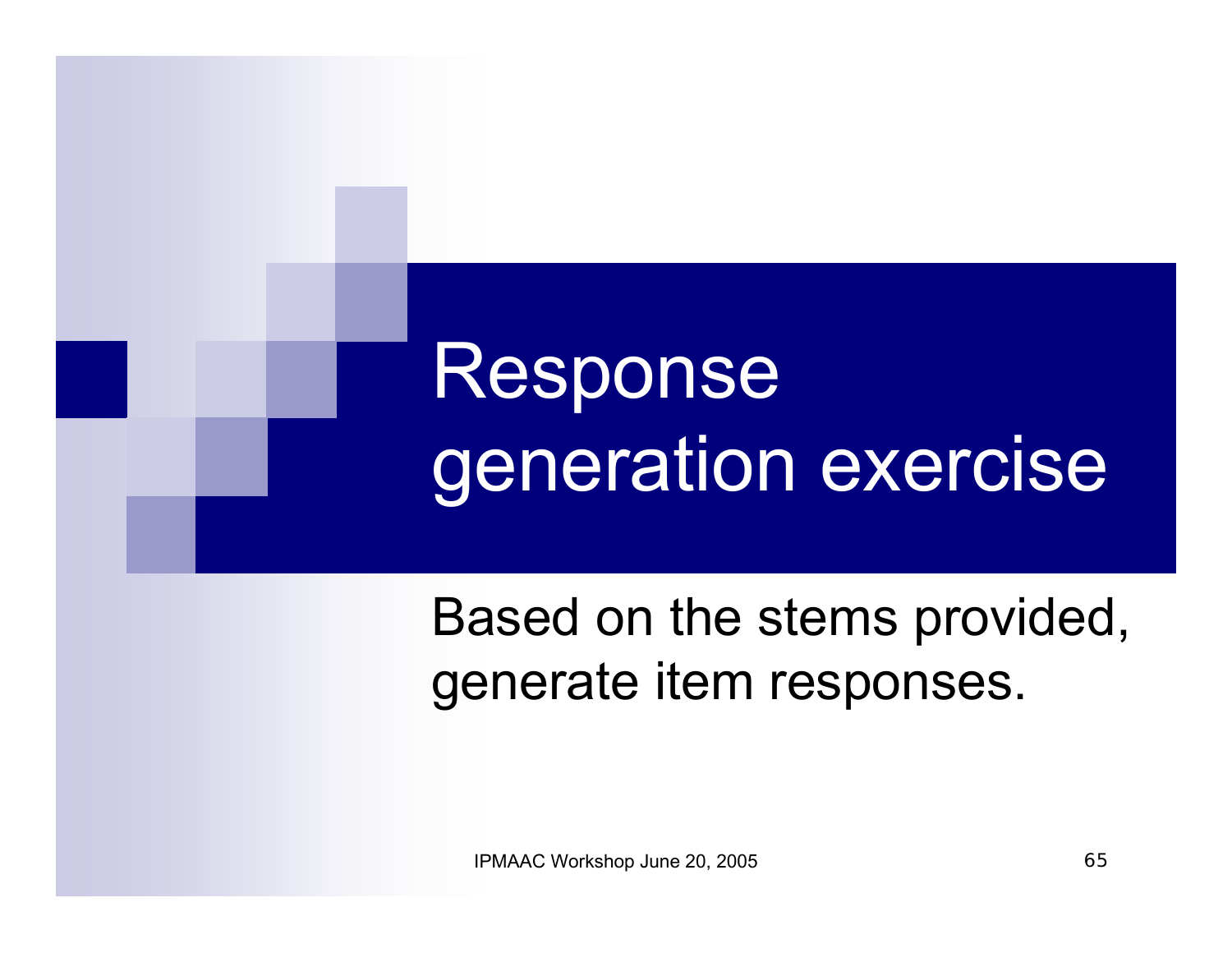# Response generation exercise

Based on the stems provided, generate item responses.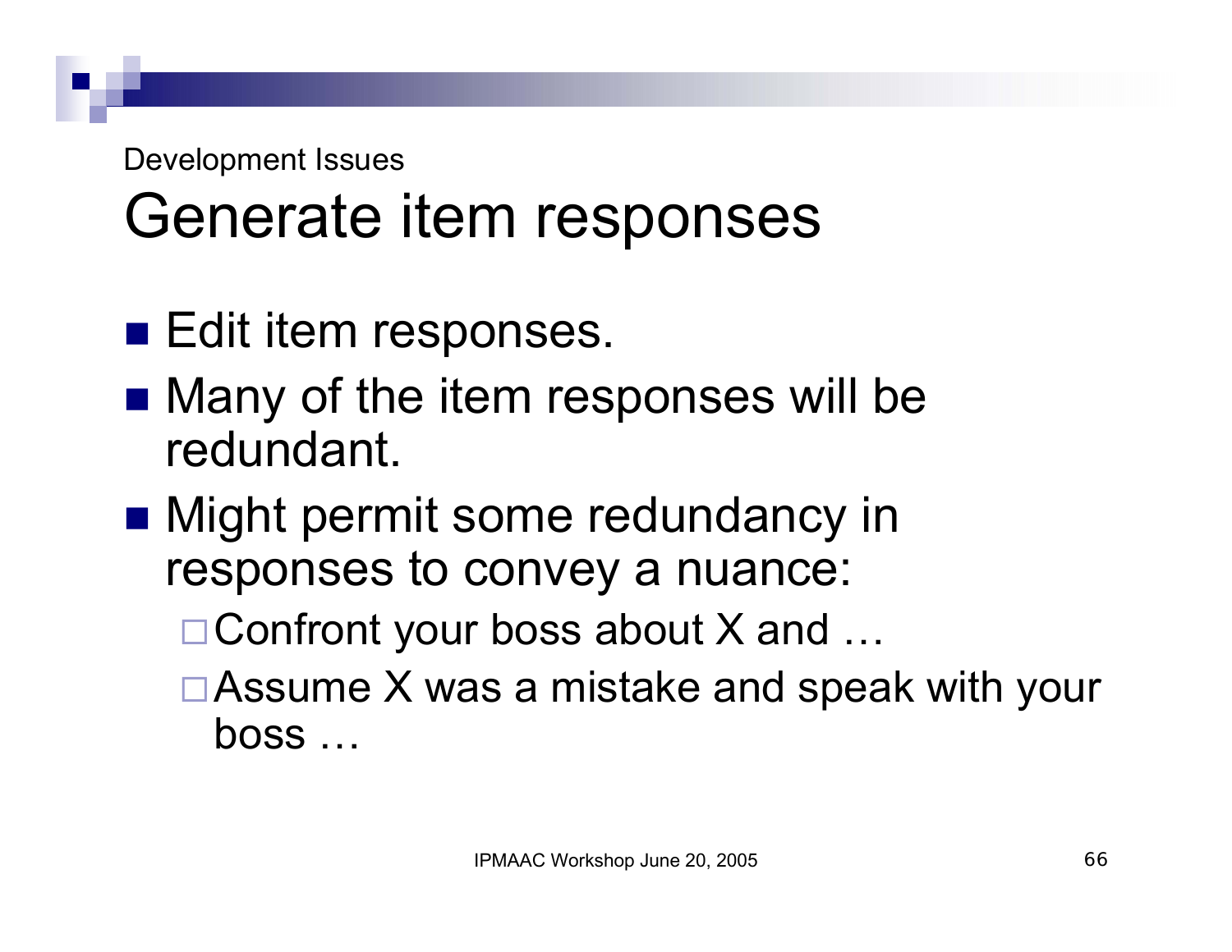Development Issues

# Generate item responses

- Edit item responses.
- Many of the item responses will be redundant.
- Might permit some redundancy in responses to convey a nuance:
  - Confront your boss about X and …
  - Assume X was a mistake and speak with your boss …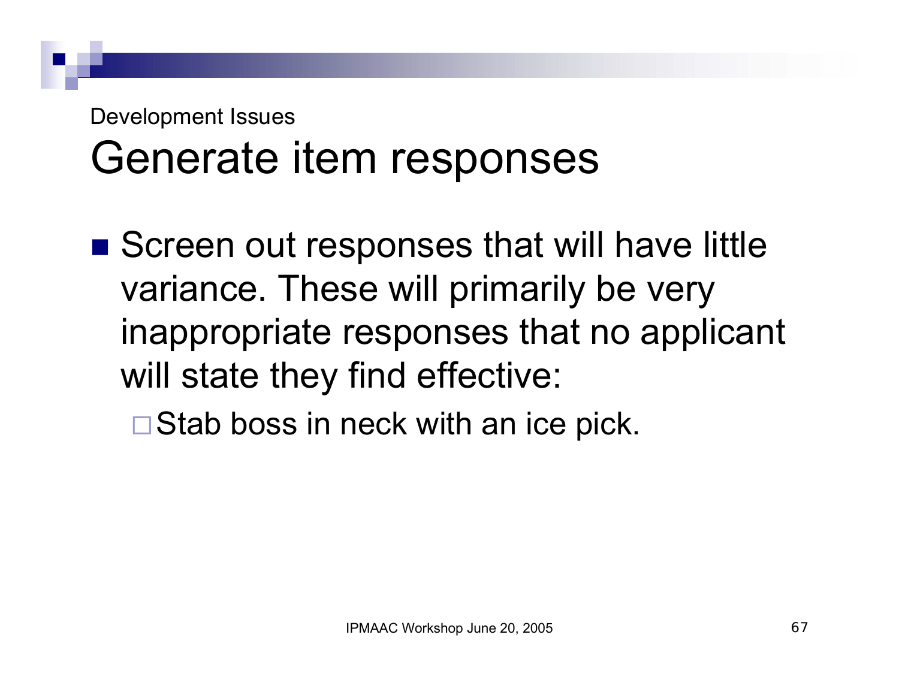Development Issues

# Generate item responses

- Screen out responses that will have little variance. These will primarily be very inappropriate responses that no applicant will state they find effective:
  - Stab boss in neck with an ice pick.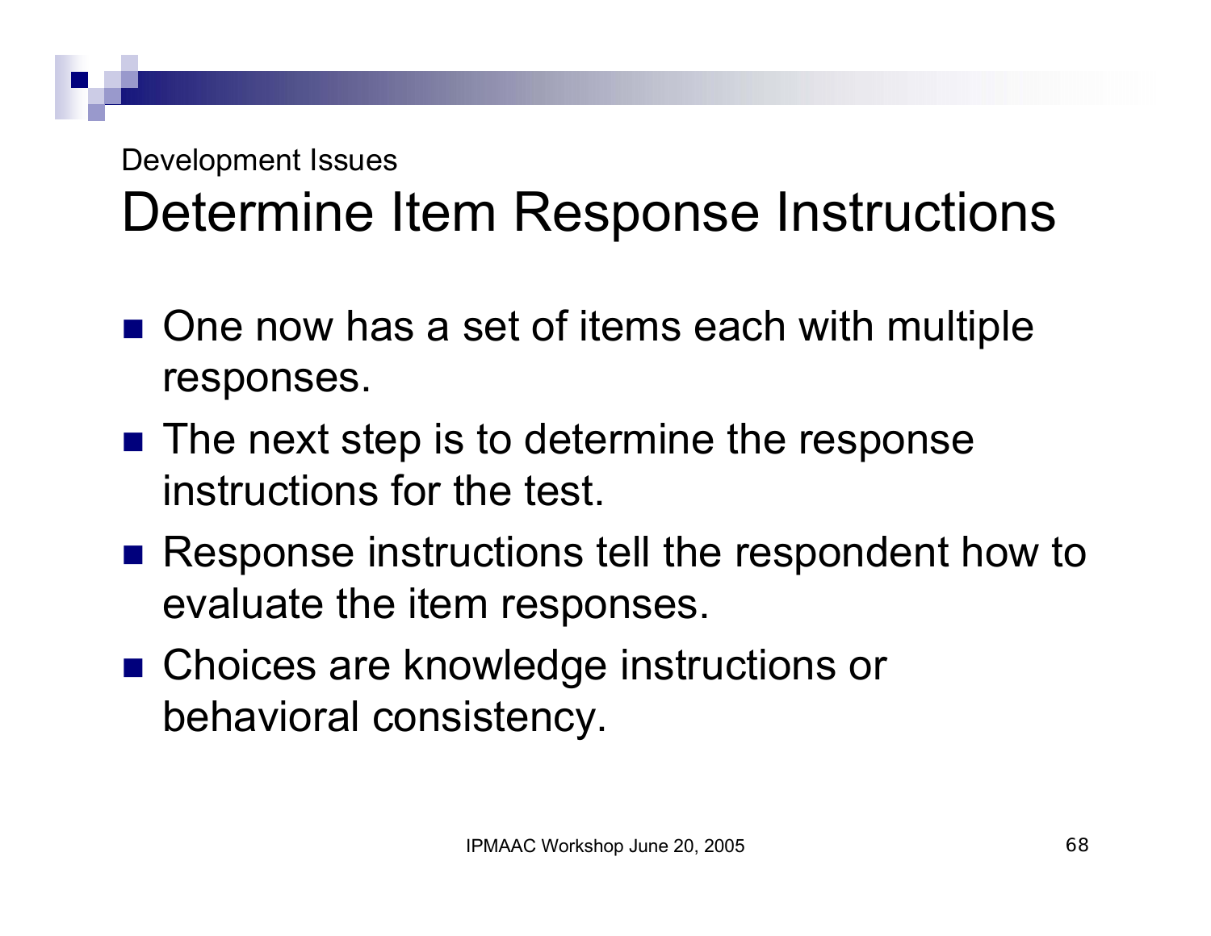Development Issues

# Determine Item Response Instructions

- One now has a set of items each with multiple responses.
- The next step is to determine the response instructions for the test.
- Response instructions tell the respondent how to evaluate the item responses.
- Choices are knowledge instructions or behavioral consistency.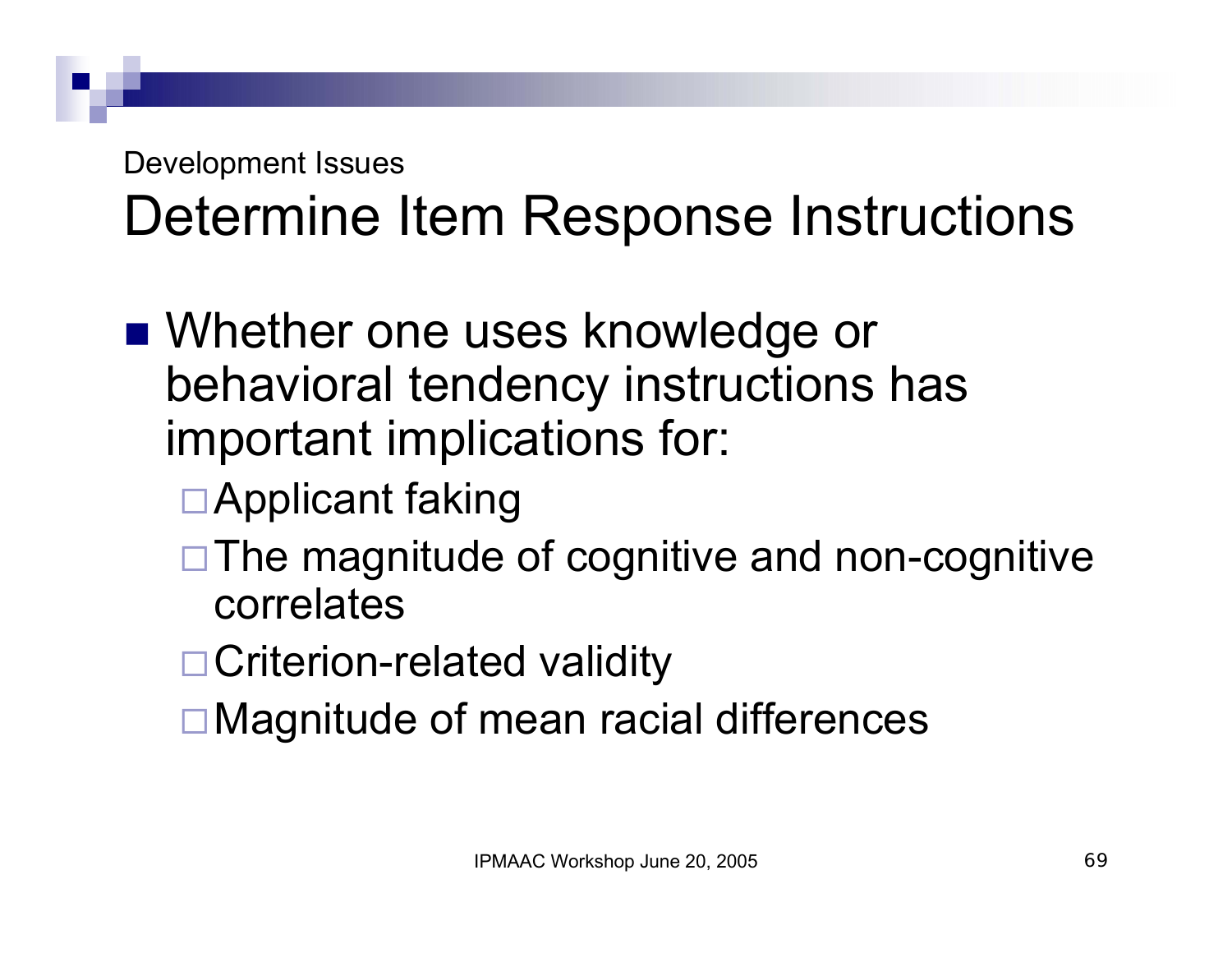Development Issues

# Determine Item Response Instructions

- Whether one uses knowledge or behavioral tendency instructions has important implications for:
  - Applicant faking
  - The magnitude of cognitive and non-cognitive correlates
  - Criterion-related validity
  - Magnitude of mean racial differences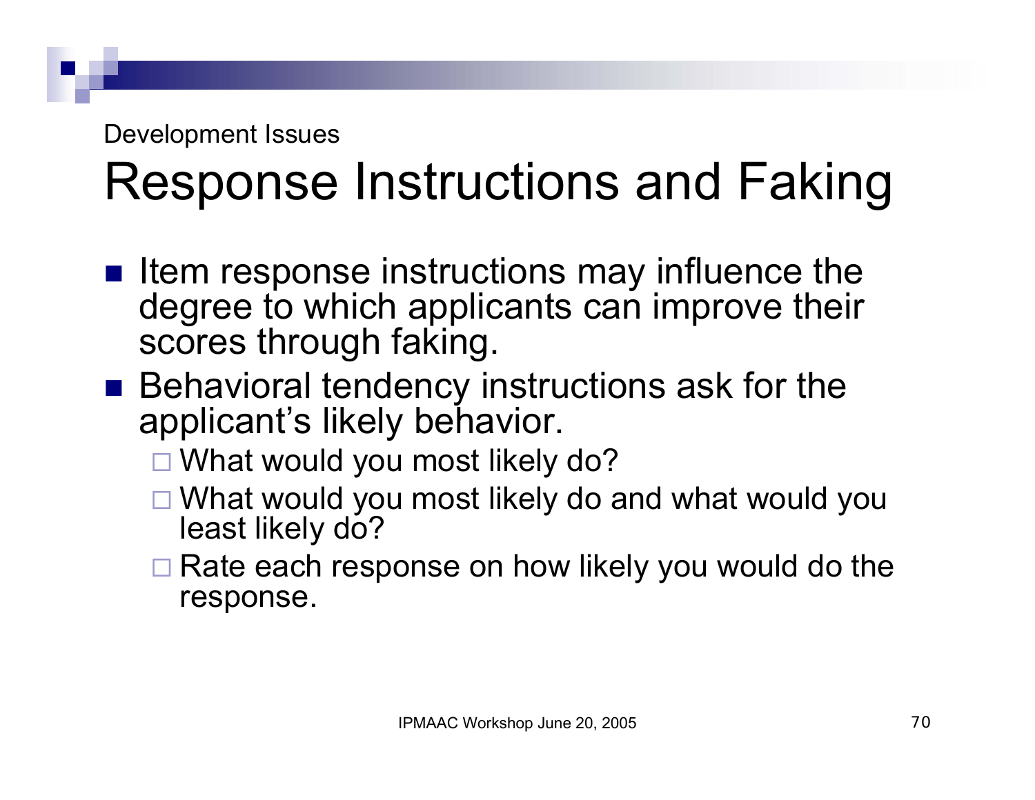Development Issues

# Response Instructions and Faking

- Item response instructions may influence the degree to which applicants can improve their scores through faking.
- Behavioral tendency instructions ask for the applicant's likely behavior.
  - What would you most likely do?
  - What would you most likely do and what would you least likely do?
  - Rate each response on how likely you would do the response.

IPMAAC Workshop June 20, 2005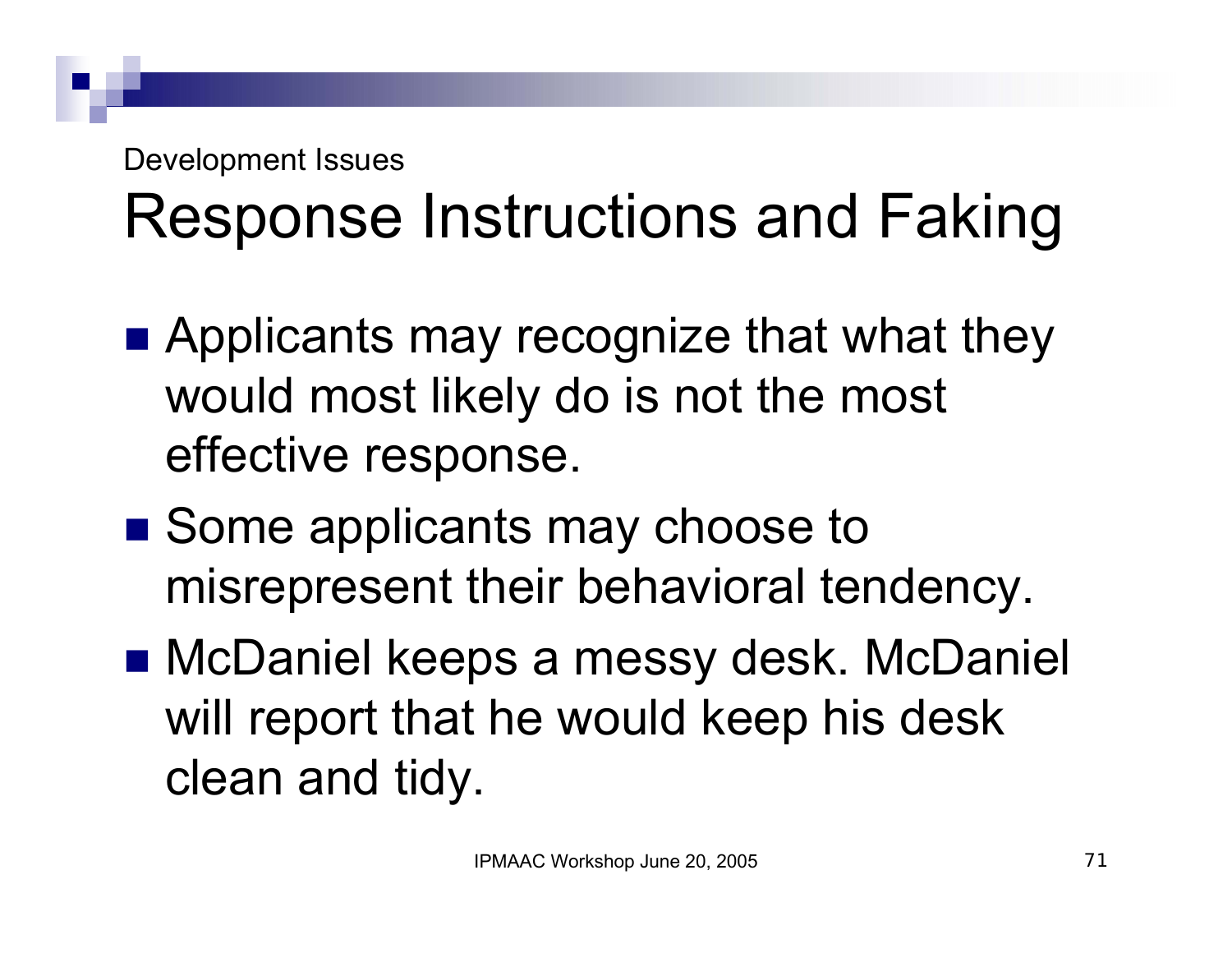Development Issues

# Response Instructions and Faking

- Applicants may recognize that what they would most likely do is not the most effective response.
- Some applicants may choose to misrepresent their behavioral tendency.
- McDaniel keeps a messy desk. McDaniel will report that he would keep his desk clean and tidy.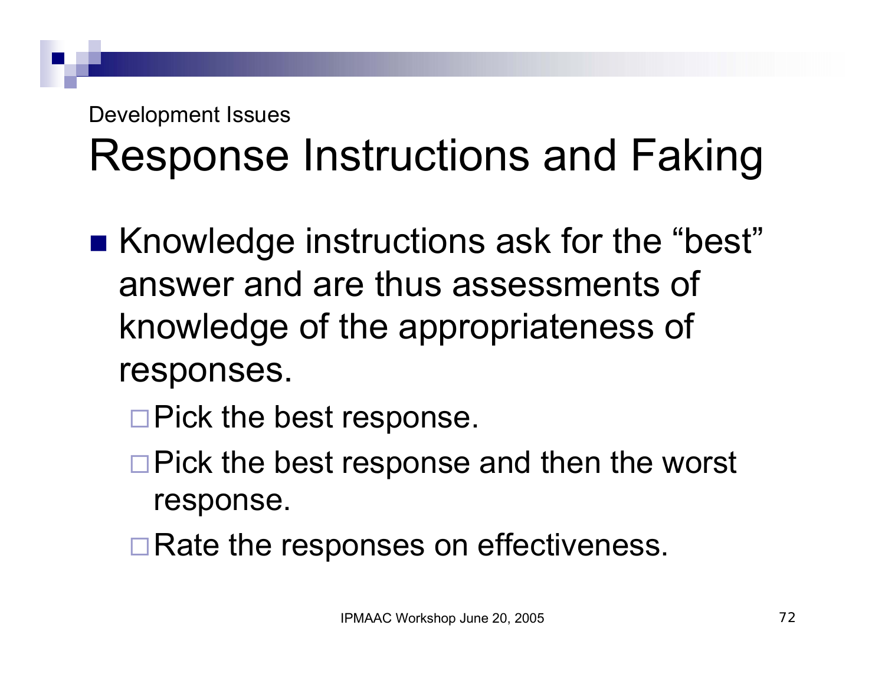Development Issues

# Response Instructions and Faking

- Knowledge instructions ask for the “best” answer and are thus assessments of knowledge of the appropriateness of responses.
  - Pick the best response.
  - Pick the best response and then the worst response.
  - Rate the responses on effectiveness.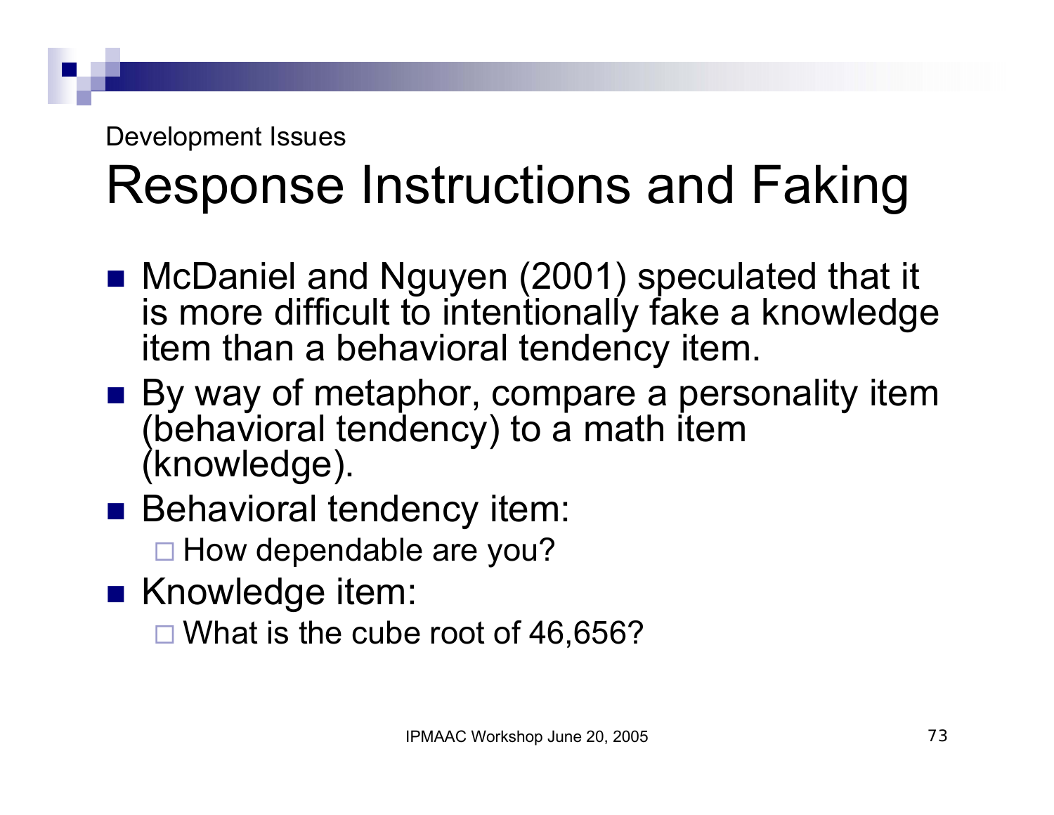Development Issues

# Response Instructions and Faking

- McDaniel and Nguyen (2001) speculated that it is more difficult to intentionally fake a knowledge item than a behavioral tendency item.
- By way of metaphor, compare a personality item (behavioral tendency) to a math item (knowledge).
- Behavioral tendency item:
  - How dependable are you?
- Knowledge item:
  - What is the cube root of 46,656?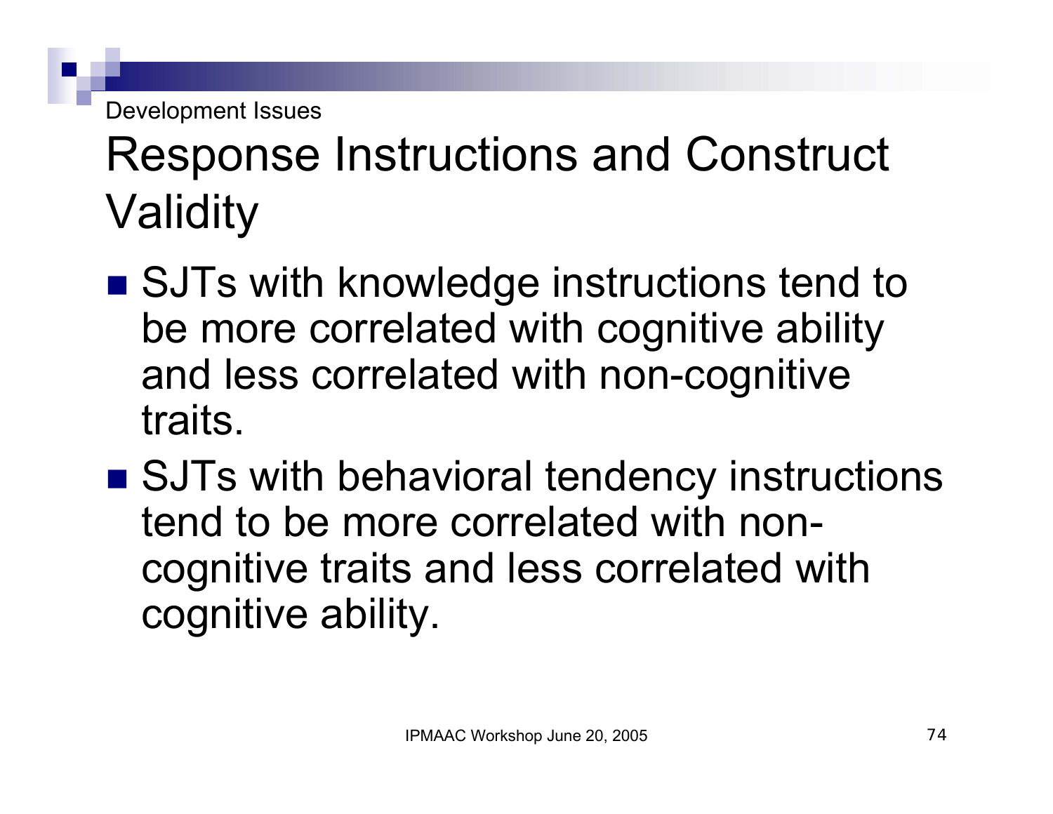Development Issues

# Response Instructions and Construct Validity

- SJTs with knowledge instructions tend to be more correlated with cognitive ability and less correlated with non-cognitive traits.
- SJTs with behavioral tendency instructions tend to be more correlated with non-cognitive traits and less correlated with cognitive ability.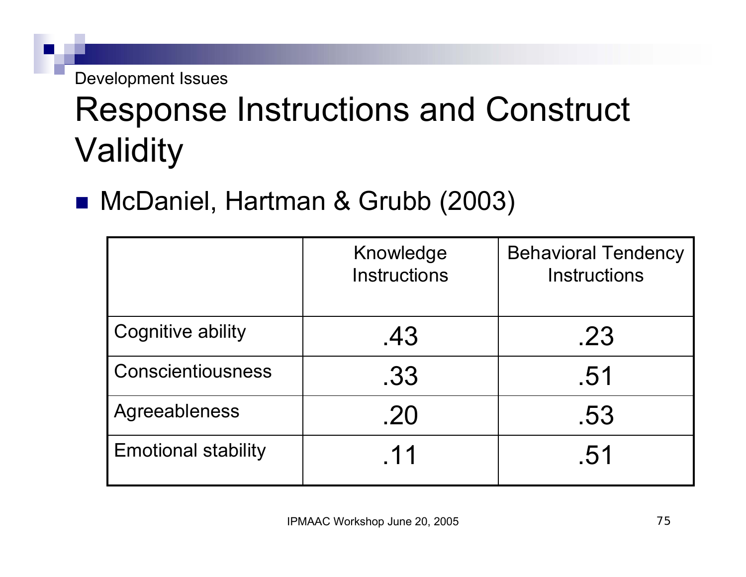Development Issues

# Response Instructions and Construct Validity

- McDaniel, Hartman & Grubb (2003)

| | Knowledge Instructions | Behavioral Tendency Instructions |
|---|---|---|
| Cognitive ability | .43 | .23 |
| Conscientiousness | .33 | .51 |
| Agreeableness | .20 | .53 |
| Emotional stability | .11 | .51 |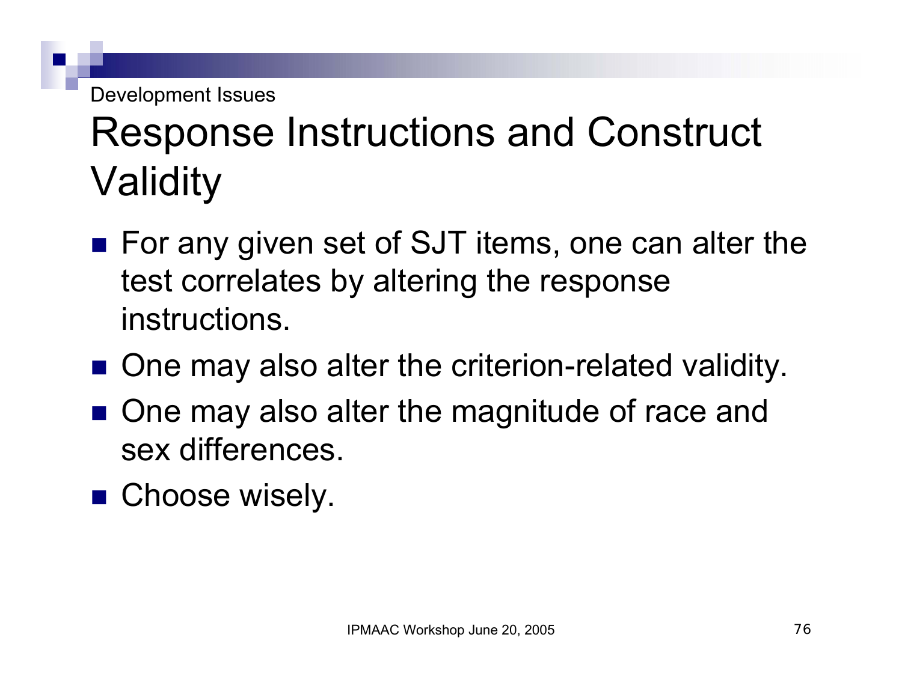Development Issues

# Response Instructions and Construct Validity

- For any given set of SJT items, one can alter the test correlates by altering the response instructions.
- One may also alter the criterion-related validity.
- One may also alter the magnitude of race and sex differences.
- Choose wisely.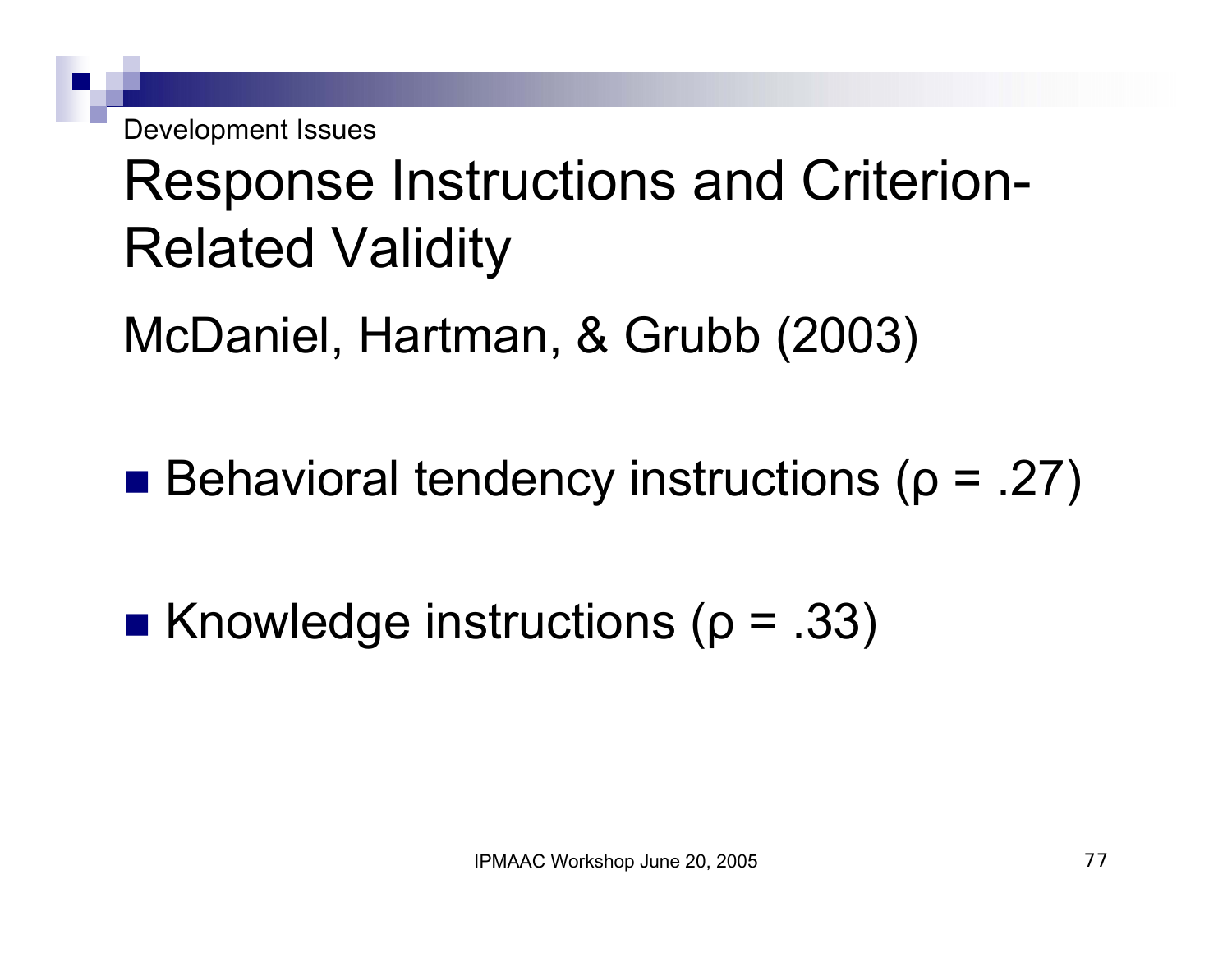Development Issues

# Response Instructions and Criterion-Related Validity

McDaniel, Hartman, & Grubb (2003)

- Behavioral tendency instructions ($\rho$ = .27)
- Knowledge instructions ($\rho$ = .33)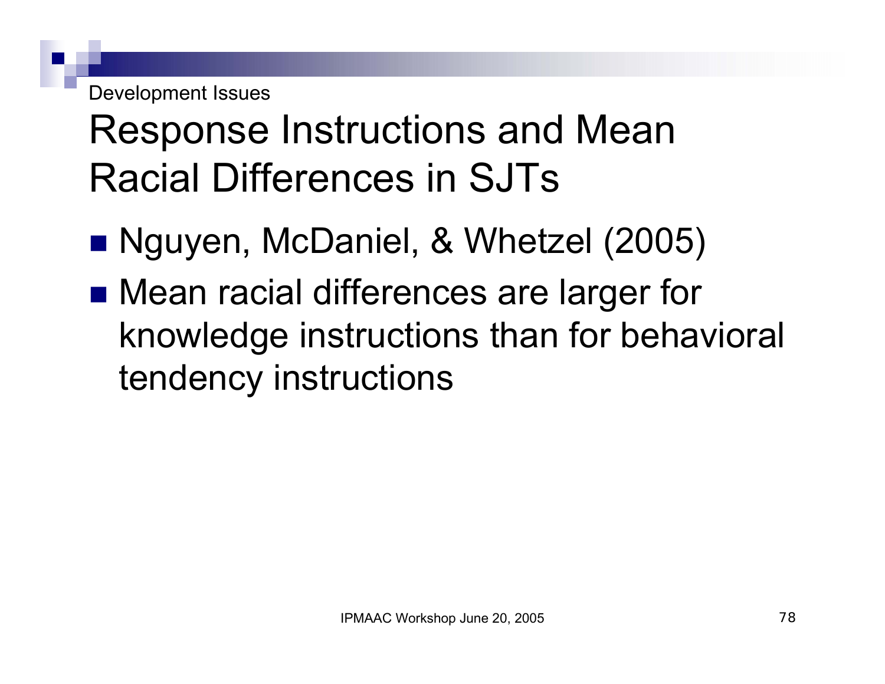Development Issues

# Response Instructions and Mean Racial Differences in SJTs

- Nguyen, McDaniel, & Whetzel (2005)
- Mean racial differences are larger for knowledge instructions than for behavioral tendency instructions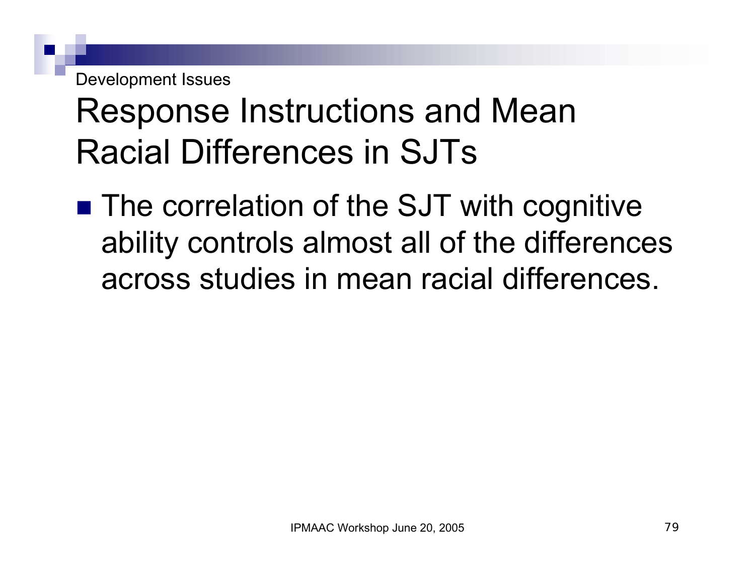Development Issues

# Response Instructions and Mean Racial Differences in SJTs

- The correlation of the SJT with cognitive ability controls almost all of the differences across studies in mean racial differences.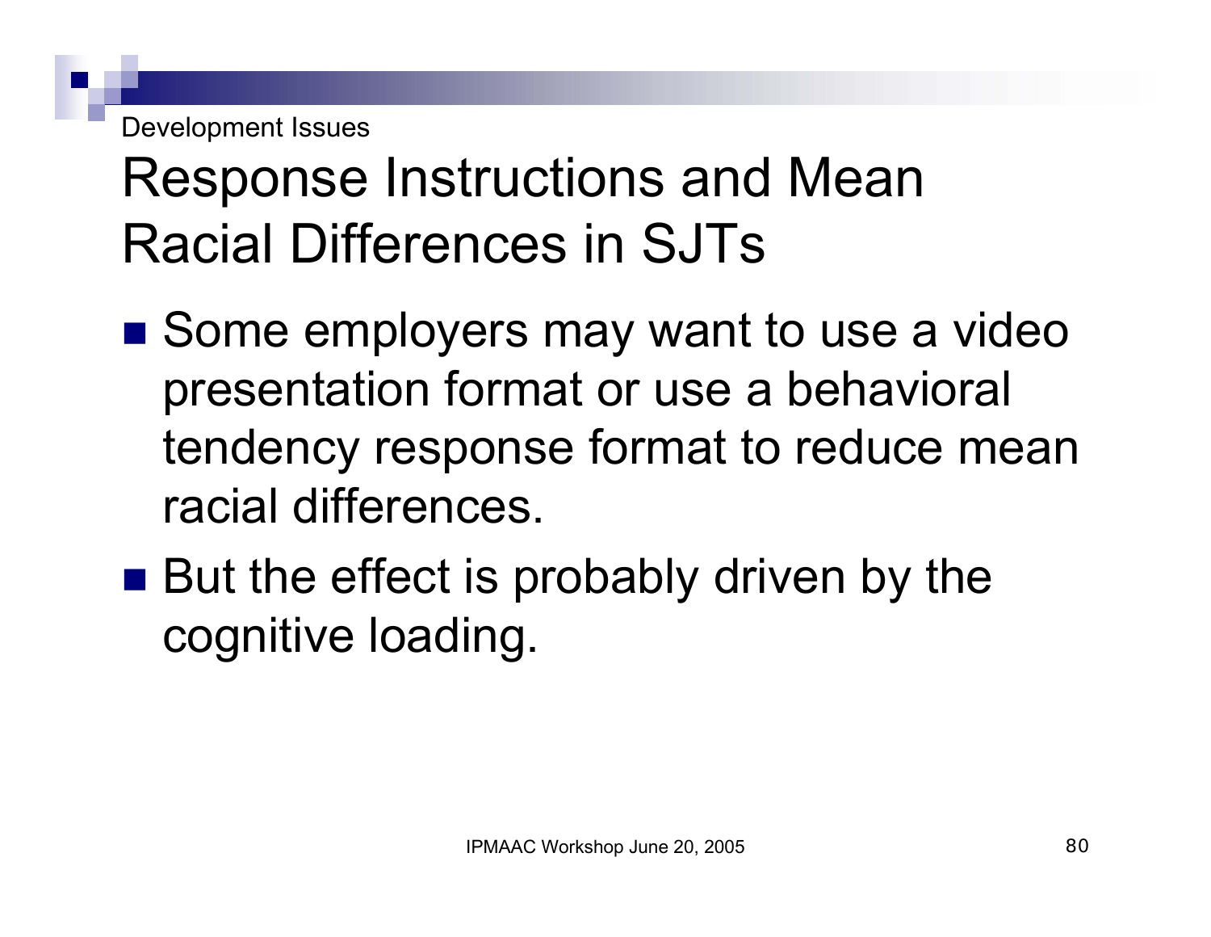Development Issues

# Response Instructions and Mean Racial Differences in SJTs

- Some employers may want to use a video presentation format or use a behavioral tendency response format to reduce mean racial differences.
- But the effect is probably driven by the cognitive loading.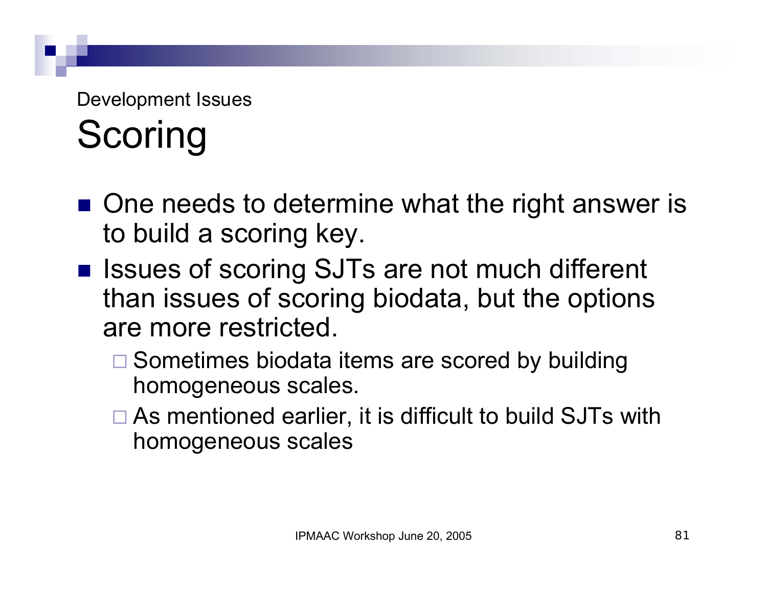Development Issues

# Scoring

- One needs to determine what the right answer is to build a scoring key.
- Issues of scoring SJTs are not much different than issues of scoring biodata, but the options are more restricted.
  - Sometimes biodata items are scored by building homogeneous scales.
  - As mentioned earlier, it is difficult to build SJTs with homogeneous scales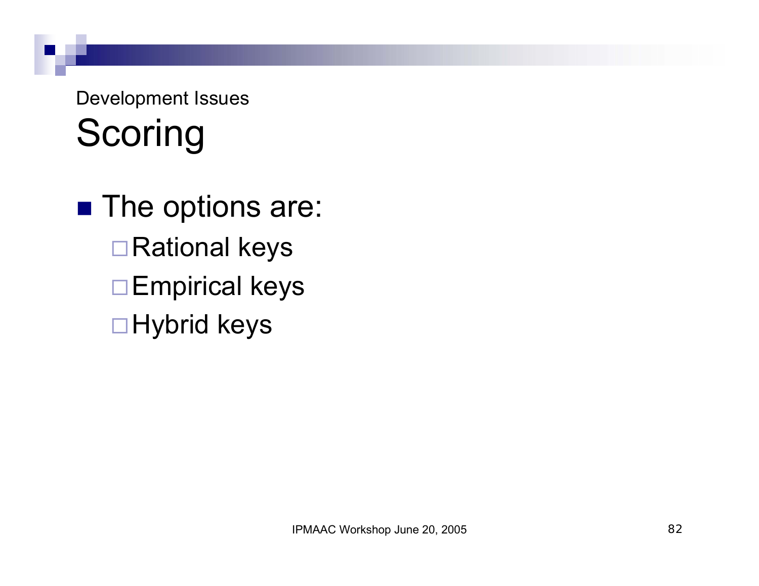Development Issues

# Scoring

- The options are:
  - Rational keys
  - Empirical keys
  - Hybrid keys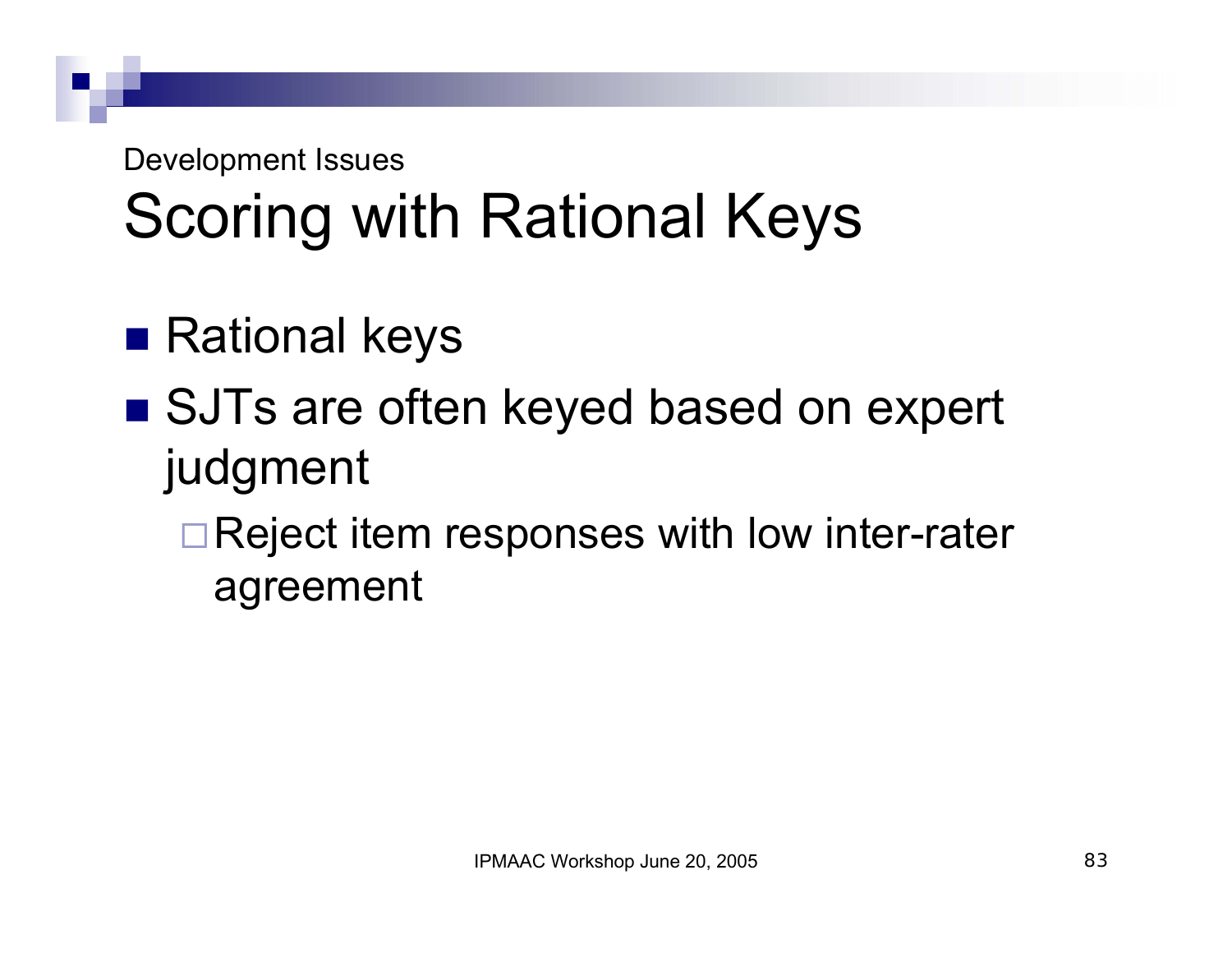Development Issues

# Scoring with Rational Keys

- Rational keys
- SJTs are often keyed based on expert judgment
  - Reject item responses with low inter-rater agreement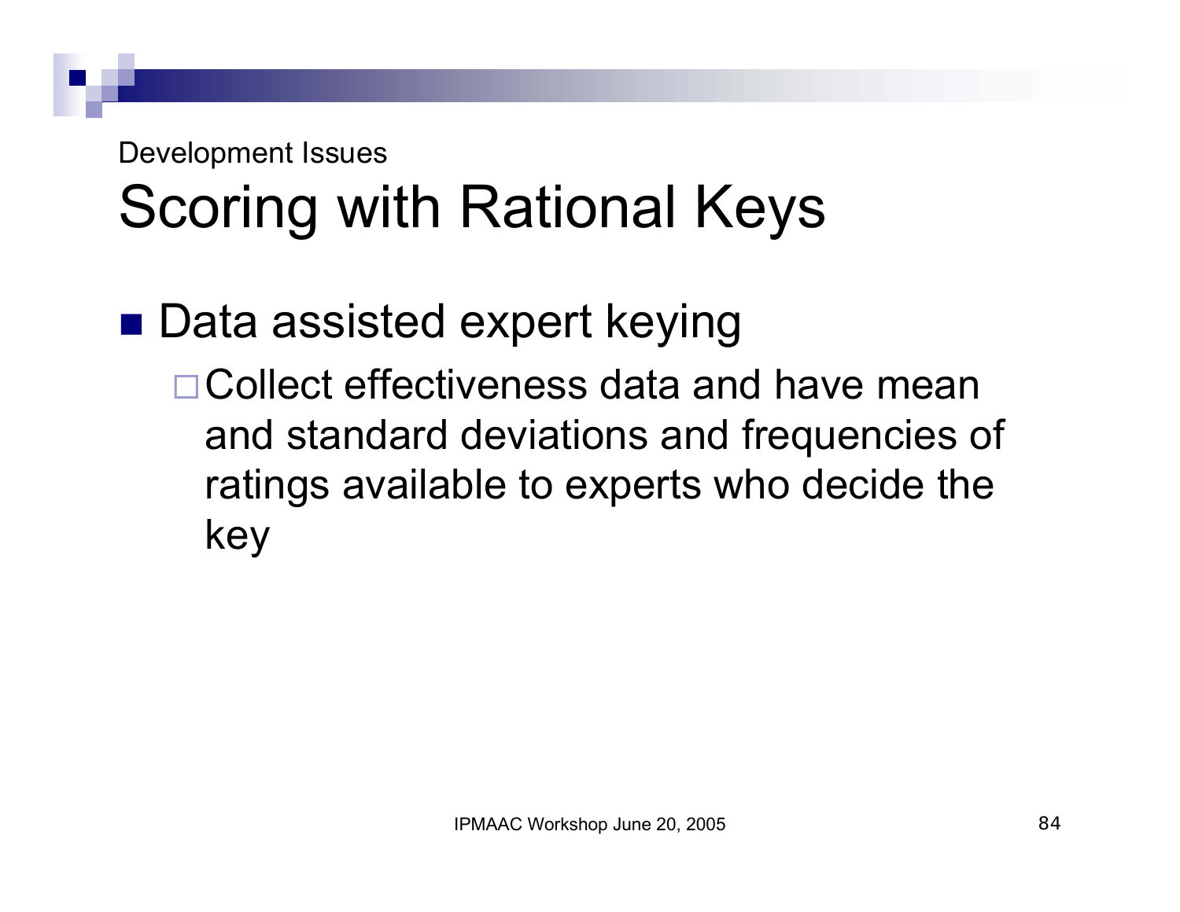Development Issues

# Scoring with Rational Keys

- Data assisted expert keying
  - Collect effectiveness data and have mean and standard deviations and frequencies of ratings available to experts who decide the key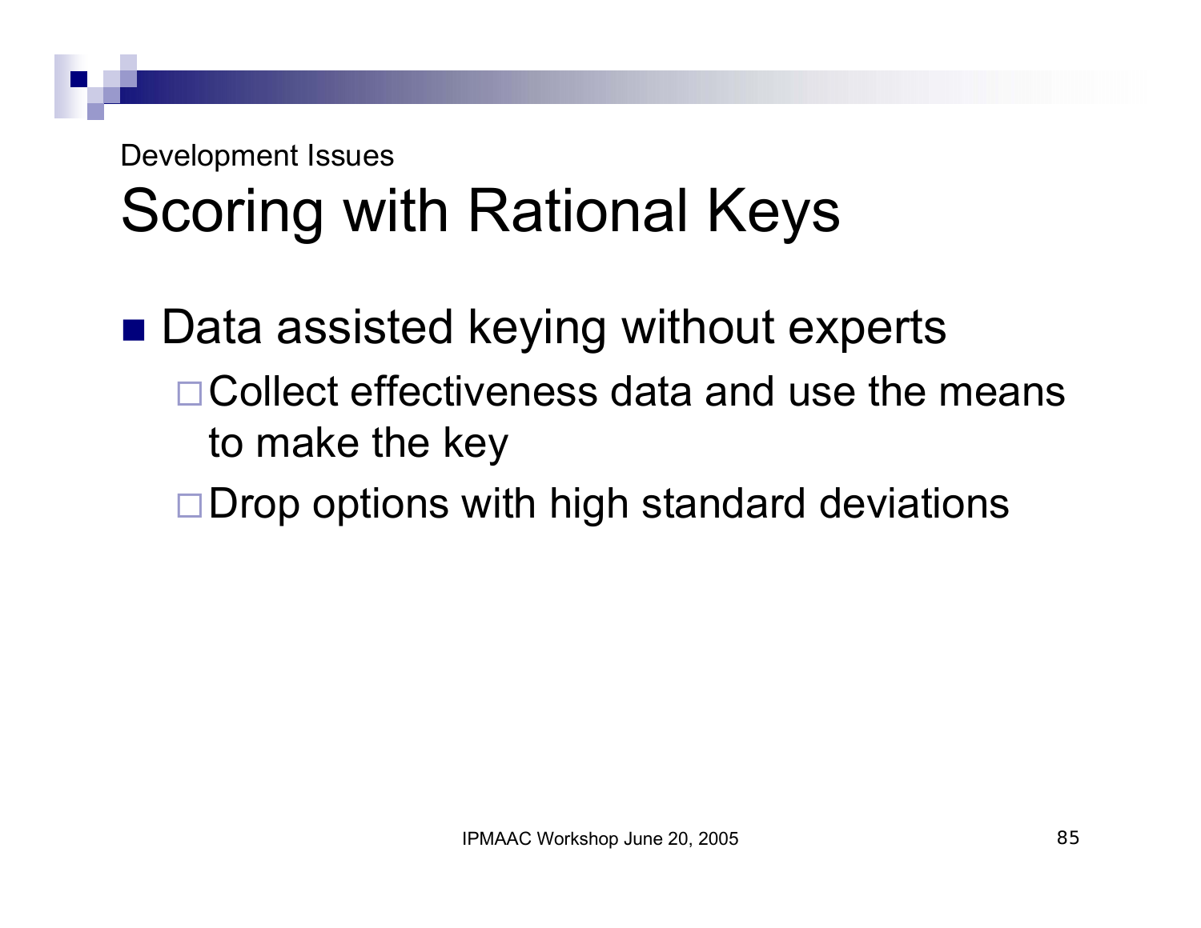Development Issues

# Scoring with Rational Keys

- Data assisted keying without experts
  - Collect effectiveness data and use the means to make the key
  - Drop options with high standard deviations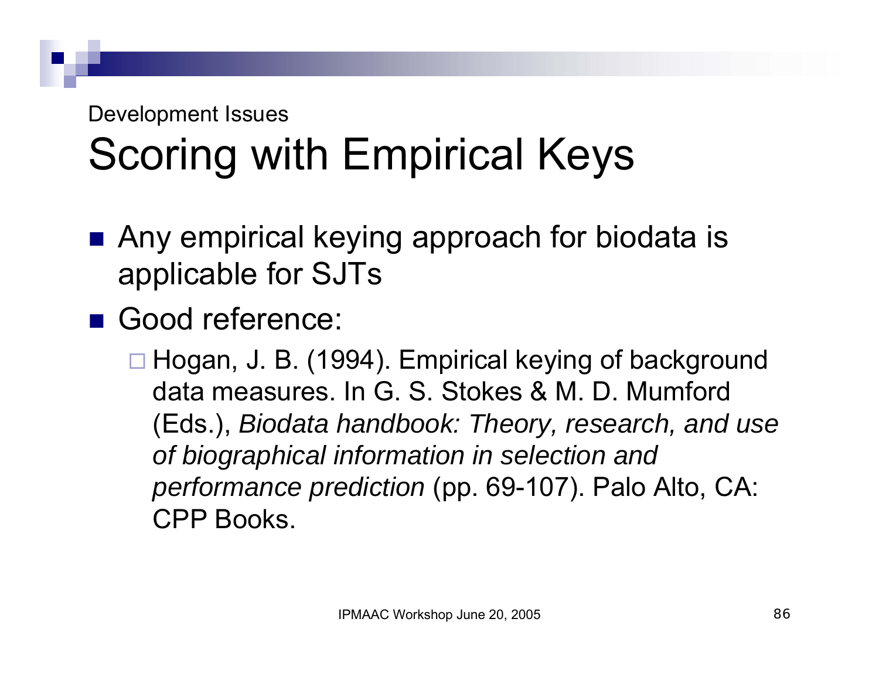Development Issues

# Scoring with Empirical Keys

- Any empirical keying approach for biodata is applicable for SJTs
- Good reference:
  - Hogan, J. B. (1994). Empirical keying of background data measures. In G. S. Stokes & M. D. Mumford (Eds.), *Biodata handbook: Theory, research, and use of biographical information in selection and performance prediction* (pp. 69-107). Palo Alto, CA: CPP Books.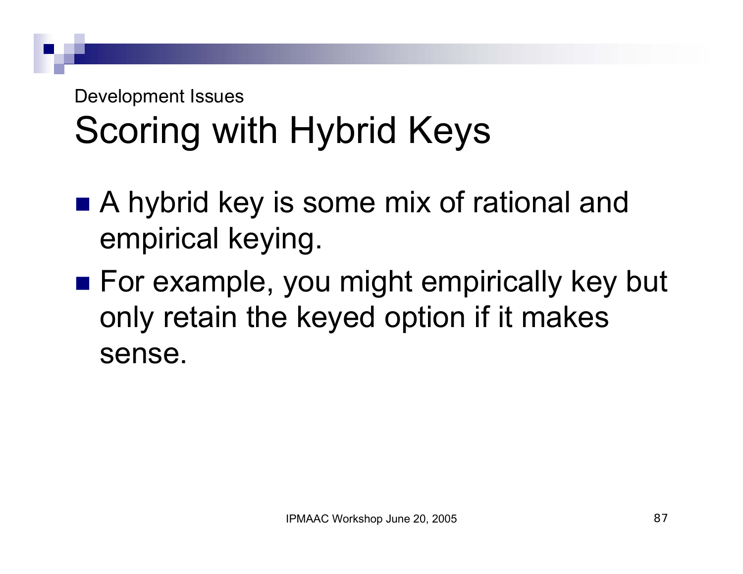Development Issues

# Scoring with Hybrid Keys

- A hybrid key is some mix of rational and empirical keying.
- For example, you might empirically key but only retain the keyed option if it makes sense.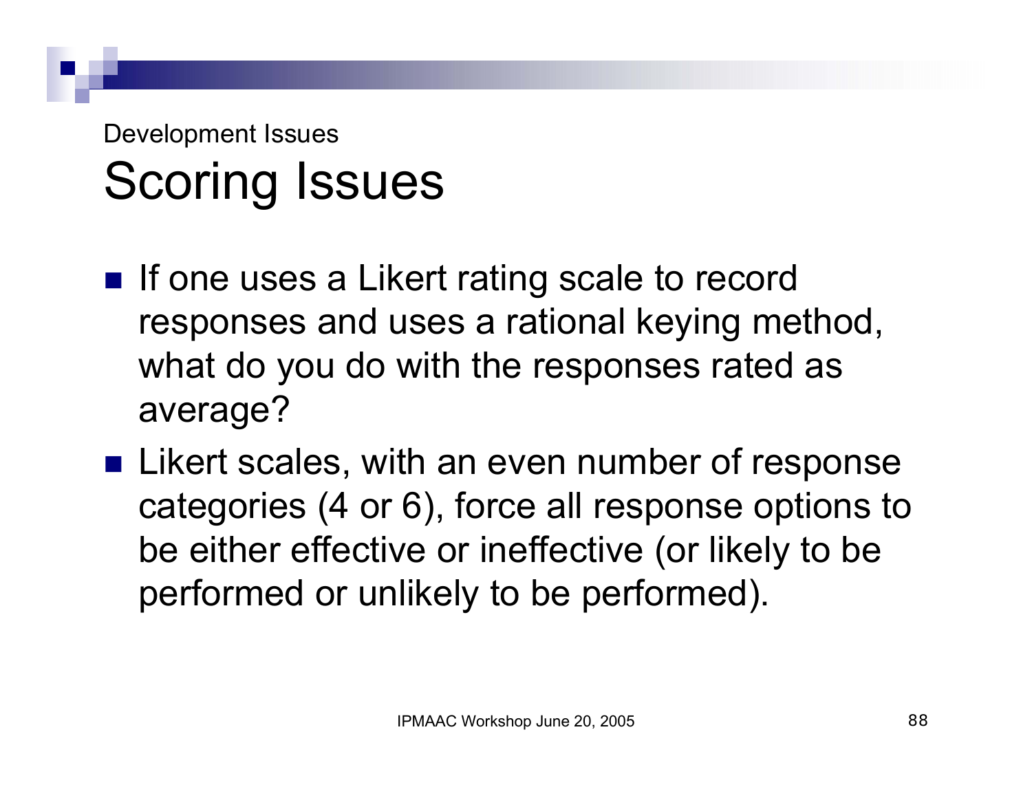Development Issues

# Scoring Issues

- If one uses a Likert rating scale to record responses and uses a rational keying method, what do you do with the responses rated as average?
- Likert scales, with an even number of response categories (4 or 6), force all response options to be either effective or ineffective (or likely to be performed or unlikely to be performed).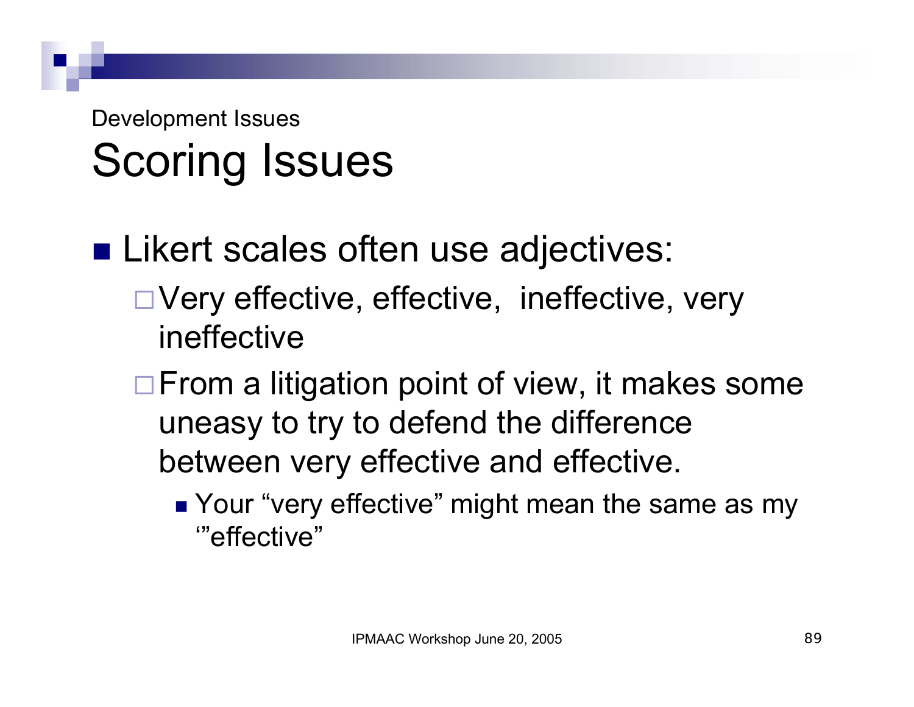Development Issues

# Scoring Issues

- Likert scales often use adjectives:
  - Very effective, effective, ineffective, very ineffective
  - From a litigation point of view, it makes some uneasy to try to defend the difference between very effective and effective.
    - Your “very effective” might mean the same as my ‘”effective”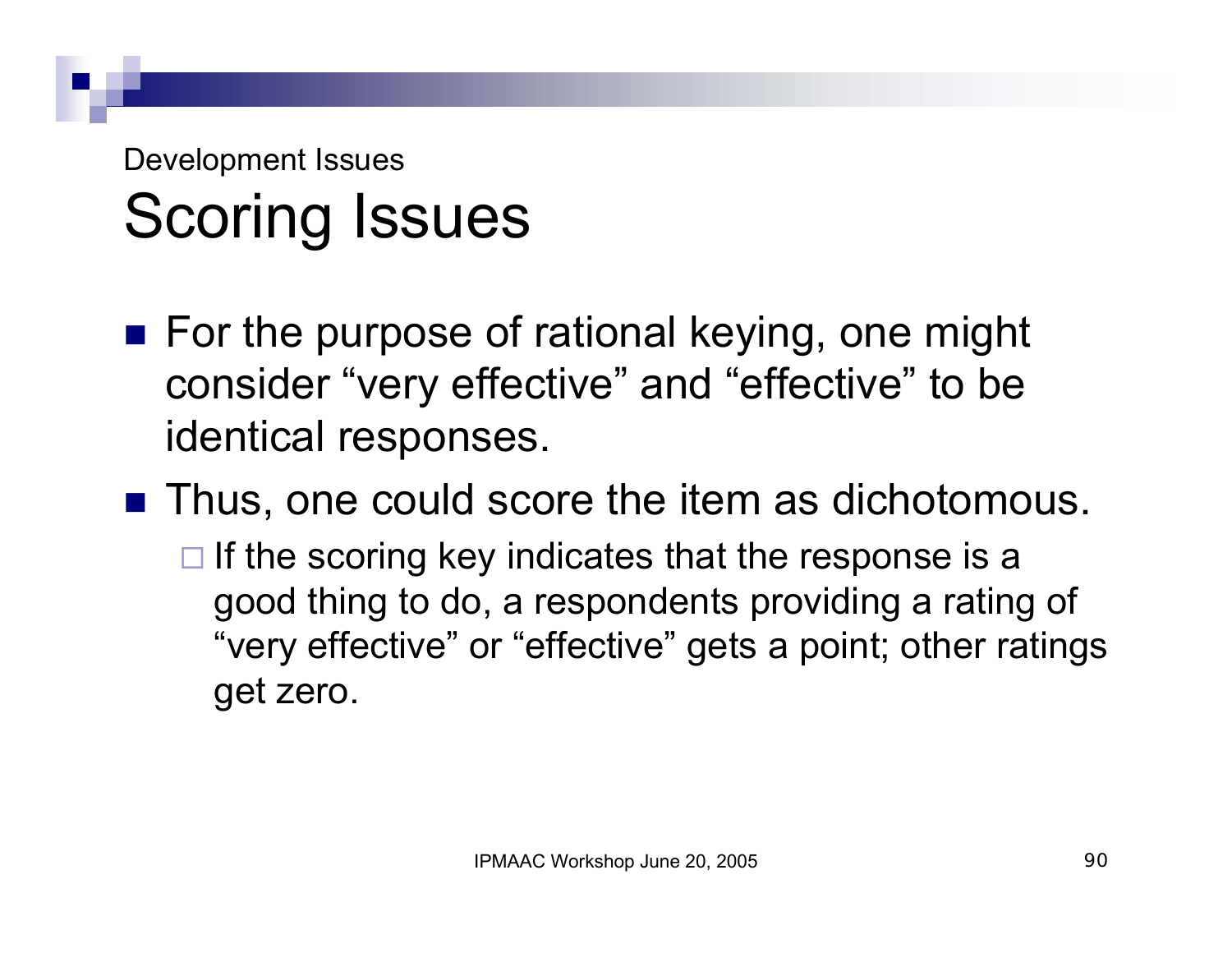Development Issues

# Scoring Issues

- For the purpose of rational keying, one might consider “very effective” and “effective” to be identical responses.
- Thus, one could score the item as dichotomous.
  - If the scoring key indicates that the response is a good thing to do, a respondents providing a rating of “very effective” or “effective” gets a point; other ratings get zero.

IPMAAC Workshop June 20, 2005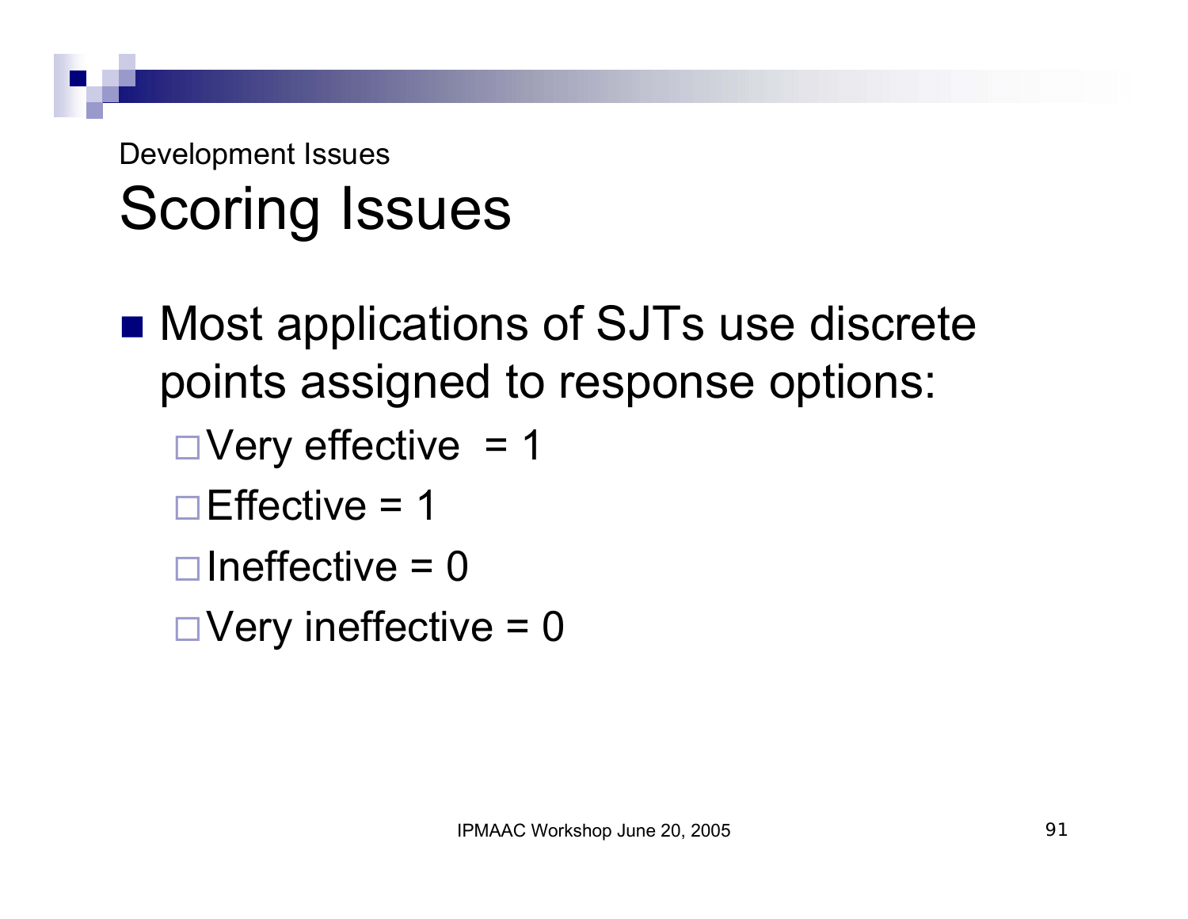Development Issues

# Scoring Issues

- Most applications of SJTs use discrete points assigned to response options:
  - Very effective = 1
  - Effective = 1
  - Ineffective = 0
  - Very ineffective = 0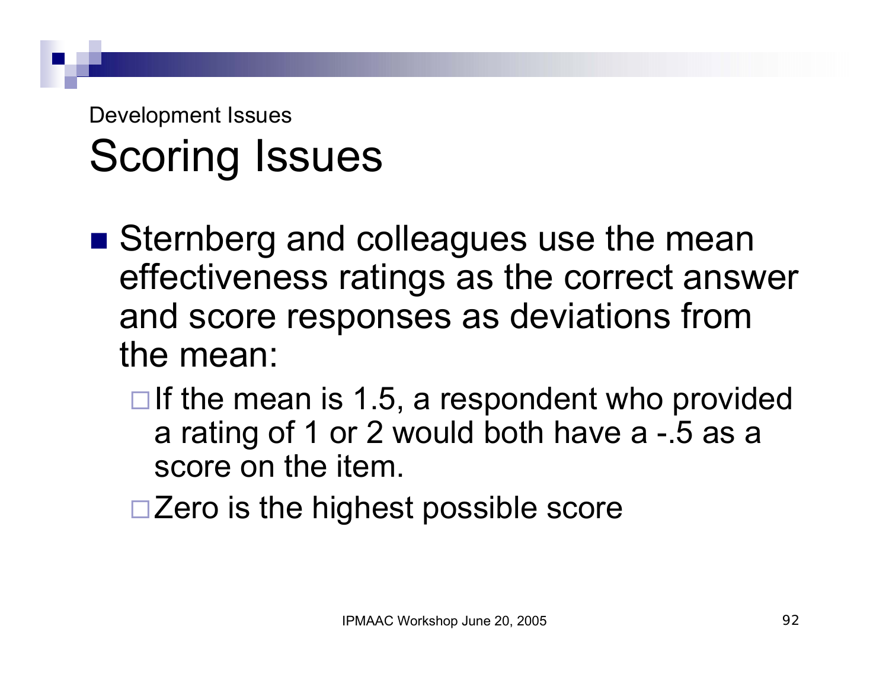Development Issues

# Scoring Issues

- Sternberg and colleagues use the mean effectiveness ratings as the correct answer and score responses as deviations from the mean:
  - If the mean is 1.5, a respondent who provided a rating of 1 or 2 would both have a -.5 as a score on the item.
  - Zero is the highest possible score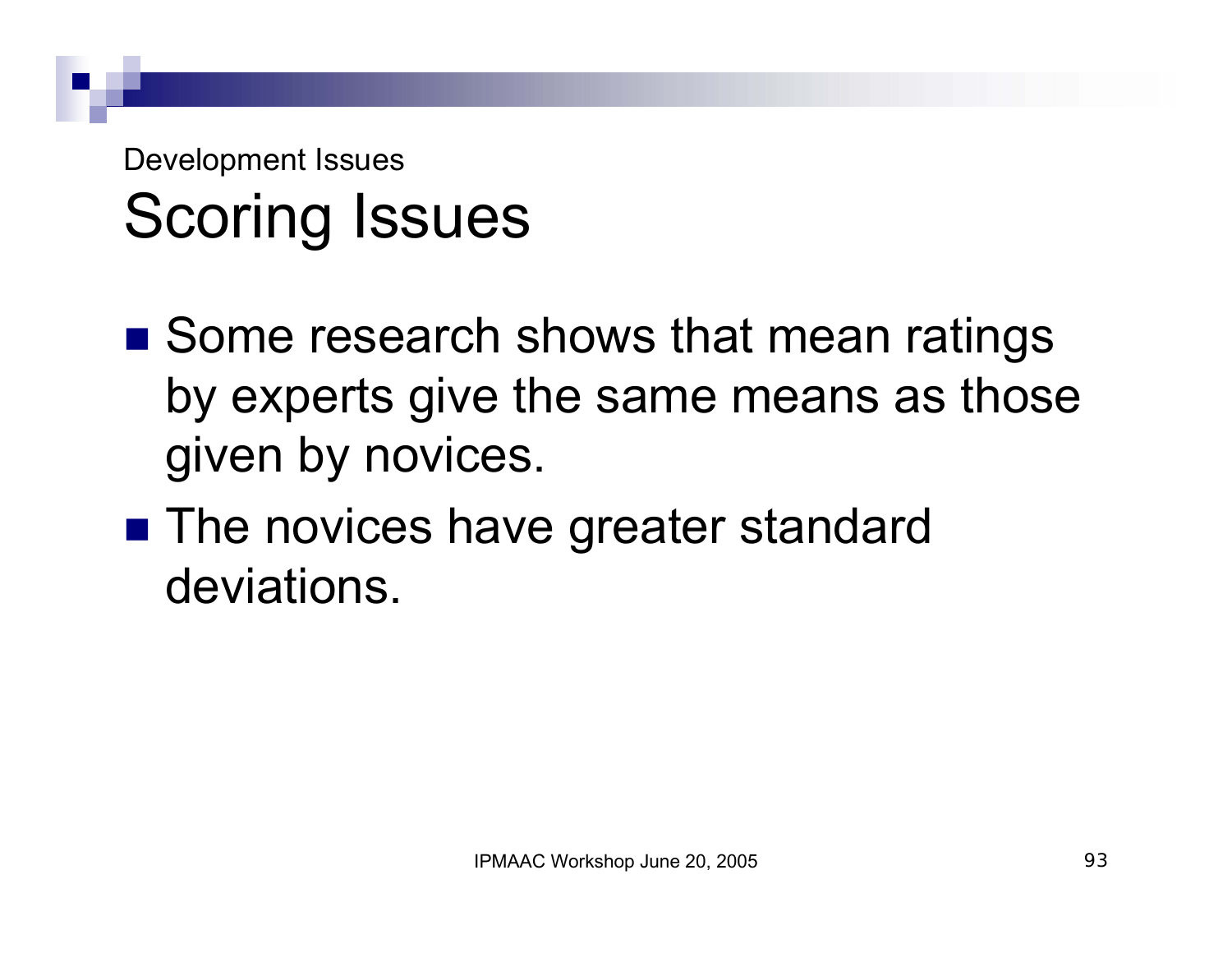Development Issues

# Scoring Issues

- Some research shows that mean ratings by experts give the same means as those given by novices.
- The novices have greater standard deviations.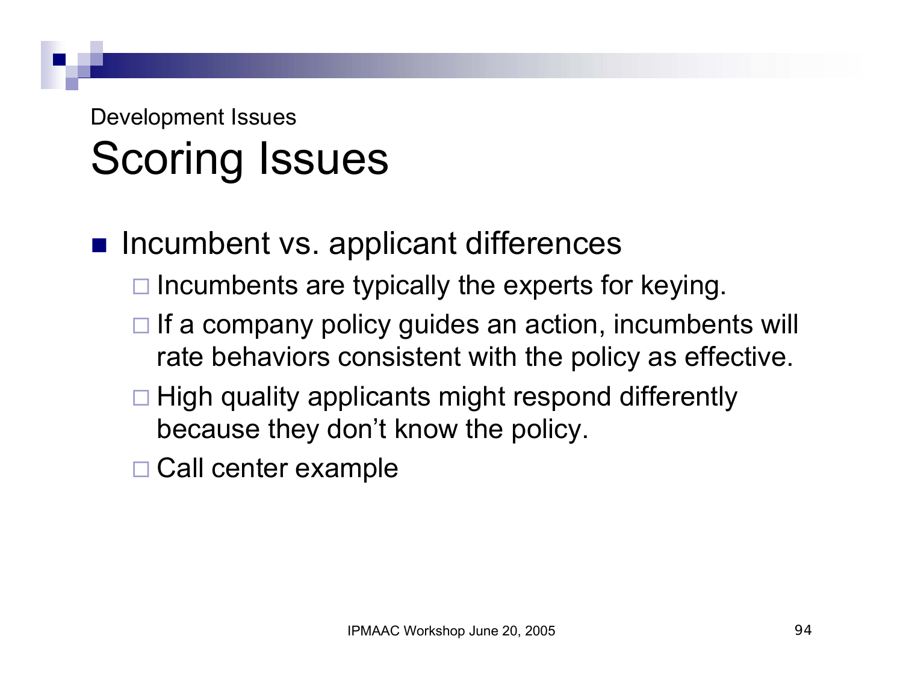Development Issues

# Scoring Issues

- Incumbent vs. applicant differences
  - Incumbents are typically the experts for keying.
  - If a company policy guides an action, incumbents will rate behaviors consistent with the policy as effective.
  - High quality applicants might respond differently because they don't know the policy.
  - Call center example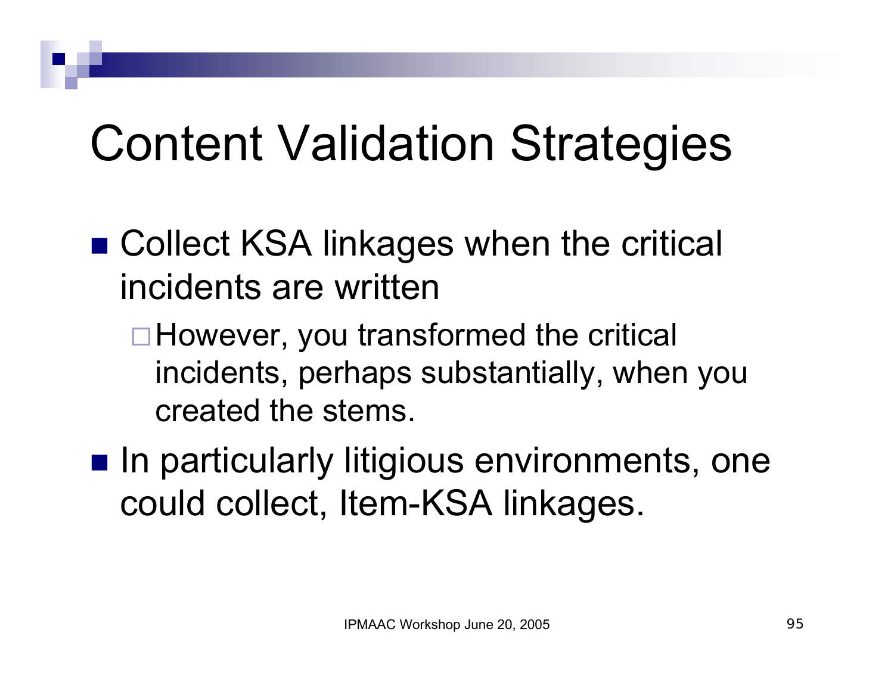# Content Validation Strategies

- Collect KSA linkages when the critical incidents are written
  - However, you transformed the critical incidents, perhaps substantially, when you created the stems.
- In particularly litigious environments, one could collect, Item-KSA linkages.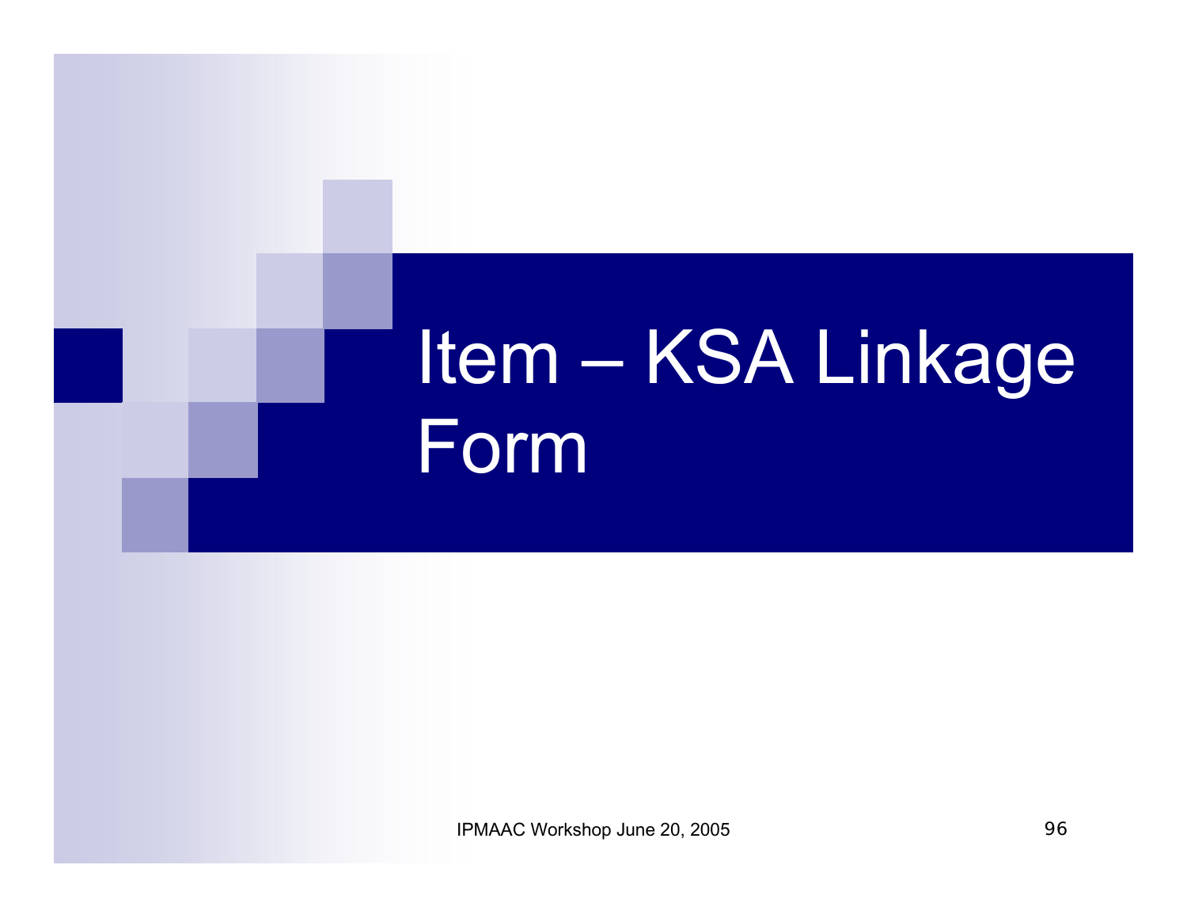# Item – KSA Linkage Form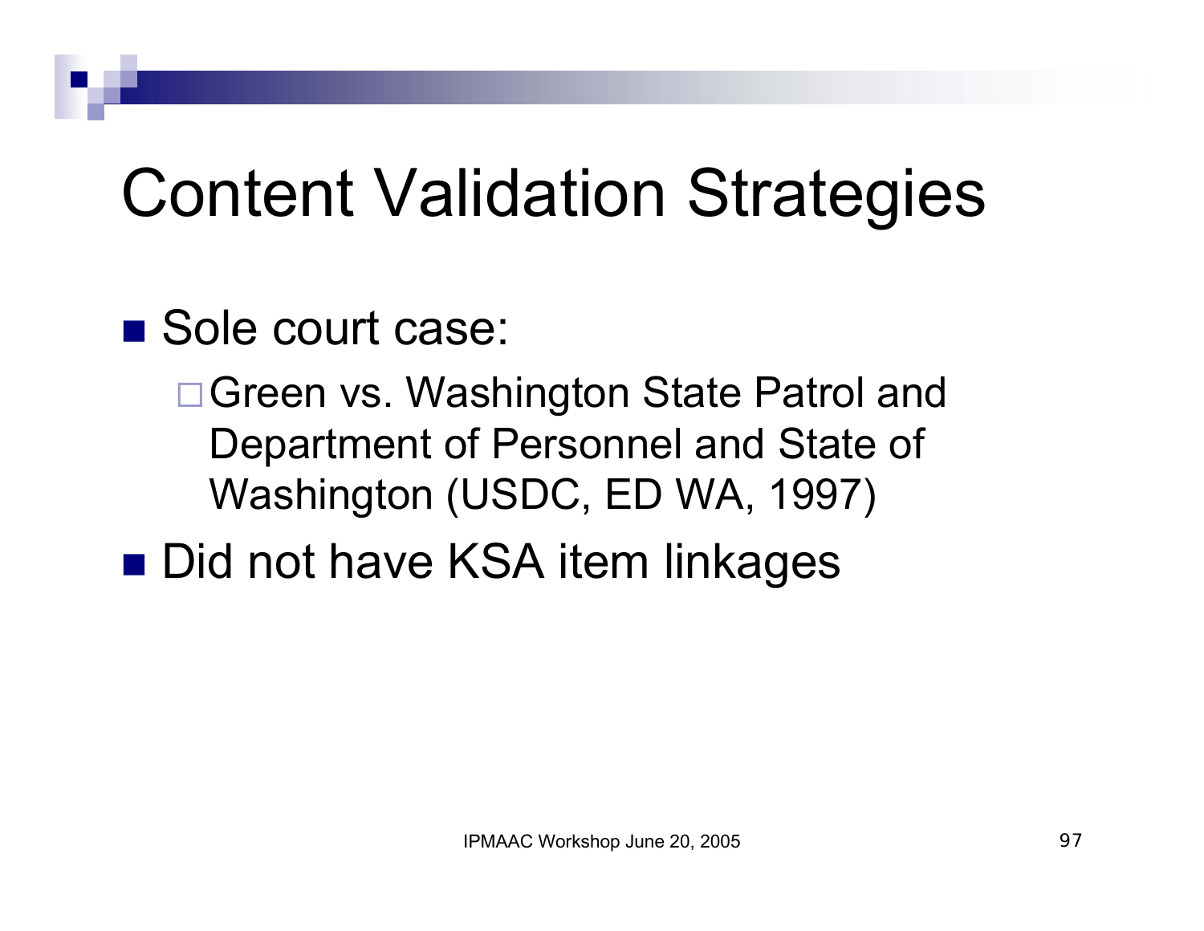# Content Validation Strategies

- Sole court case:
  - Green vs. Washington State Patrol and Department of Personnel and State of Washington (USDC, ED WA, 1997)
- Did not have KSA item linkages